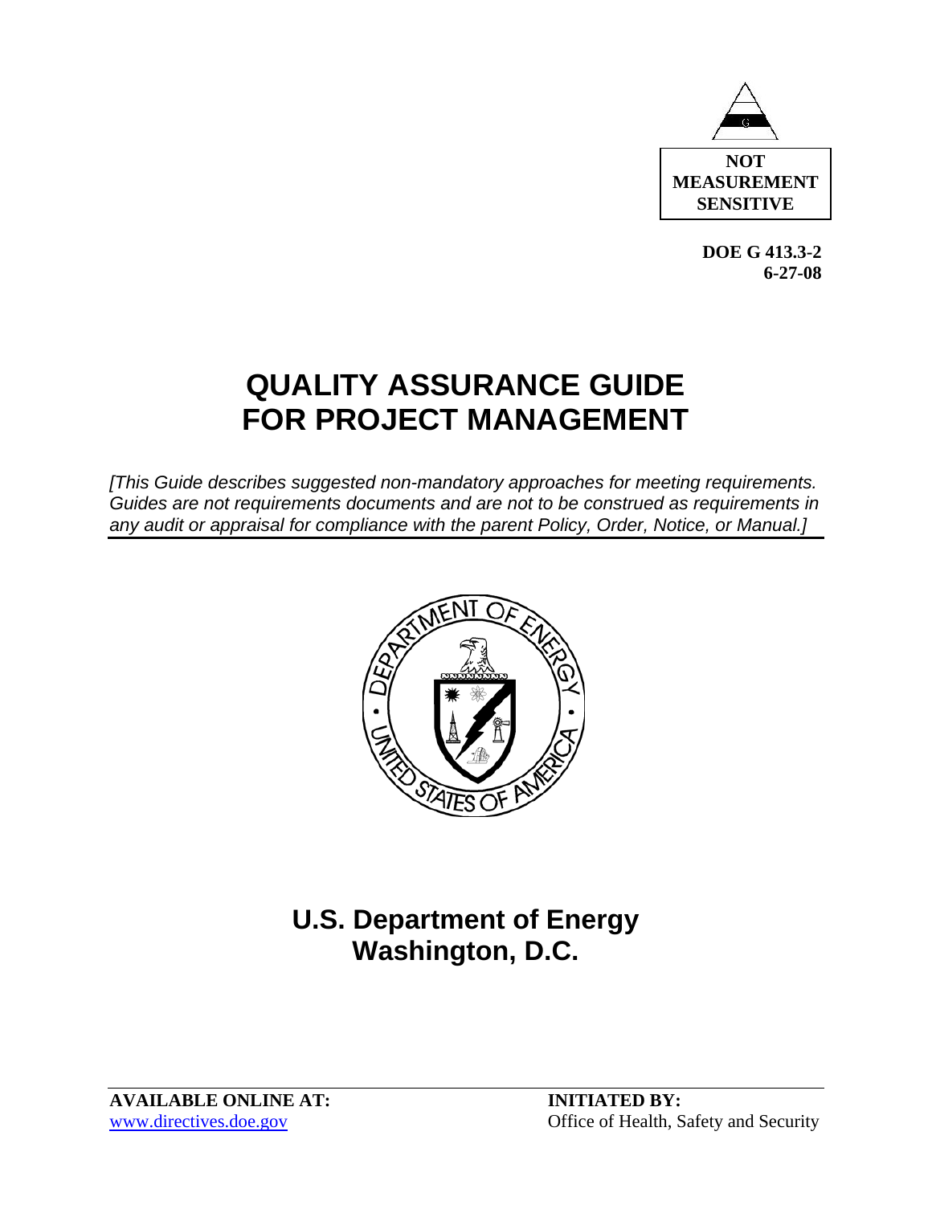**NOT MEASUREMENT SENSITIVE**

**DOE G 413.3-2**
**6-27-08**

# QUALITY ASSURANCE GUIDE FOR PROJECT MANAGEMENT

*[This Guide describes suggested non-mandatory approaches for meeting requirements. Guides are not requirements documents and are not to be construed as requirements in any audit or appraisal for compliance with the parent Policy, Order, Notice, or Manual.]*

## U.S. Department of Energy
## Washington, D.C.

**AVAILABLE ONLINE AT:**
www.directives.doe.gov

**INITIATED BY:**
Office of Health, Safety and Security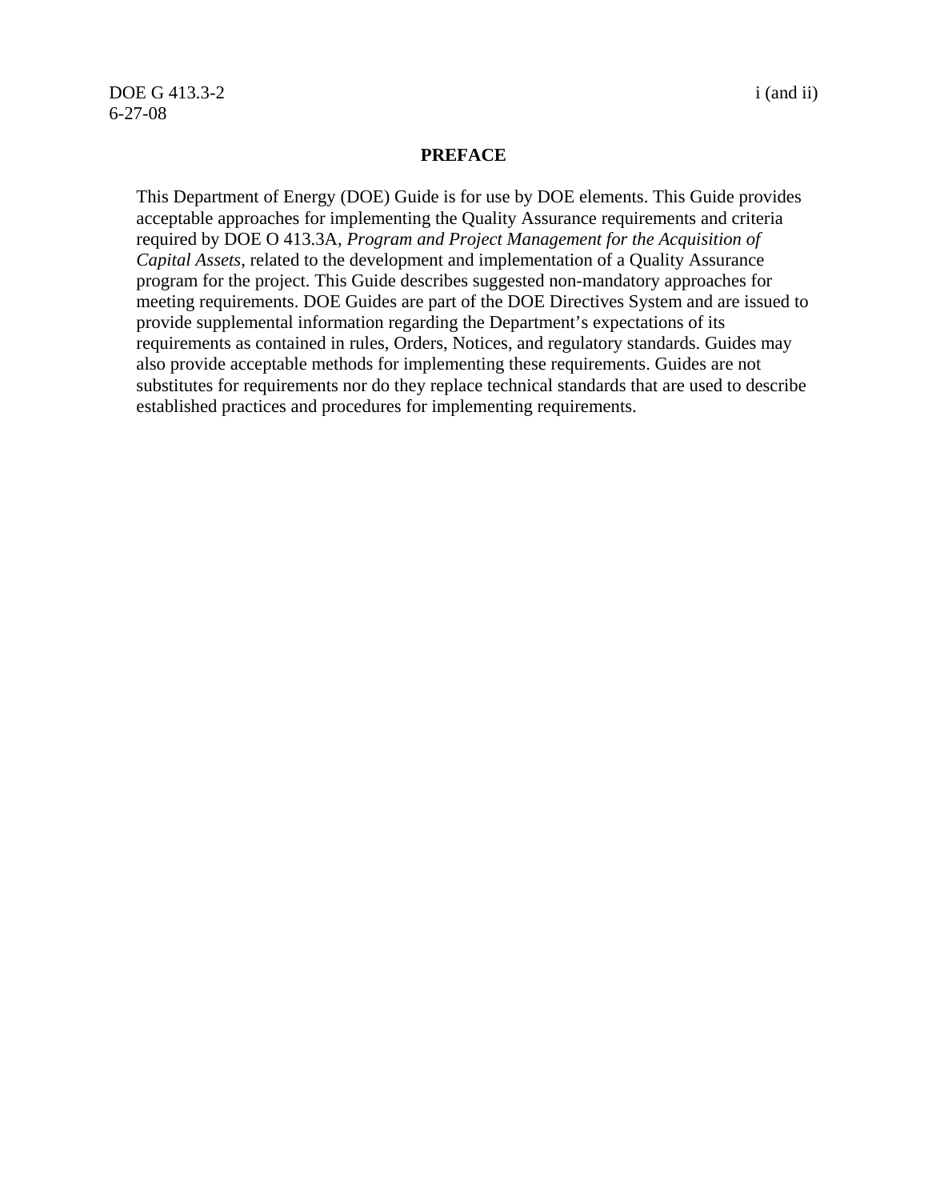# PREFACE

This Department of Energy (DOE) Guide is for use by DOE elements. This Guide provides acceptable approaches for implementing the Quality Assurance requirements and criteria required by DOE O 413.3A, *Program and Project Management for the Acquisition of Capital Assets*, related to the development and implementation of a Quality Assurance program for the project. This Guide describes suggested non-mandatory approaches for meeting requirements. DOE Guides are part of the DOE Directives System and are issued to provide supplemental information regarding the Department's expectations of its requirements as contained in rules, Orders, Notices, and regulatory standards. Guides may also provide acceptable methods for implementing these requirements. Guides are not substitutes for requirements nor do they replace technical standards that are used to describe established practices and procedures for implementing requirements.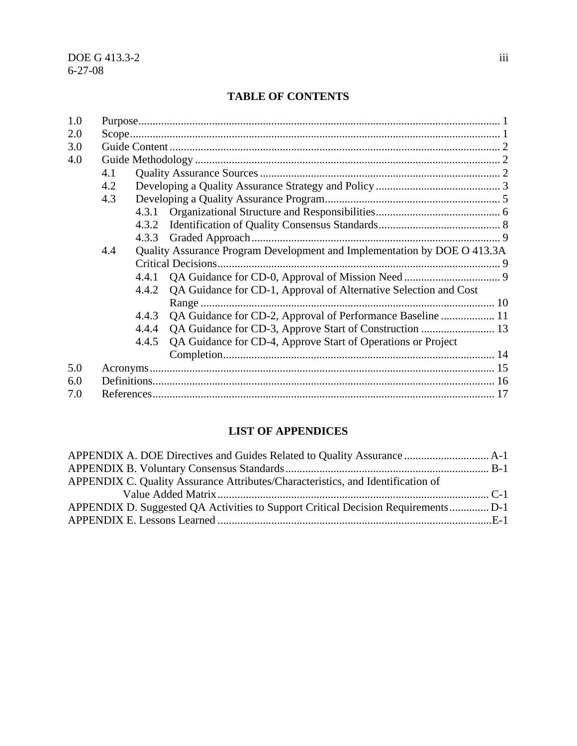## TABLE OF CONTENTS

1.0 Purpose ............................................................................................................................ 1
2.0 Scope ................................................................................................................................ 1
3.0 Guide Content ................................................................................................................... 2
4.0 Guide Methodology .......................................................................................................... 2
    4.1 Quality Assurance Sources .................................................................................... 2
    4.2 Developing a Quality Assurance Strategy and Policy ............................................ 3
    4.3 Developing a Quality Assurance Program .............................................................. 5
        4.3.1 Organizational Structure and Responsibilities ............................................ 6
        4.3.2 Identification of Quality Consensus Standards ........................................... 8
        4.3.3 Graded Approach ........................................................................................ 9
    4.4 Quality Assurance Program Development and Implementation by DOE O 413.3A Critical Decisions ................................................................................................... 9
        4.4.1 QA Guidance for CD-0, Approval of Mission Need .................................. 9
        4.4.2 QA Guidance for CD-1, Approval of Alternative Selection and Cost Range ........................................................................................................ 10
        4.4.3 QA Guidance for CD-2, Approval of Performance Baseline ................... 11
        4.4.4 QA Guidance for CD-3, Approve Start of Construction .......................... 13
        4.4.5 QA Guidance for CD-4, Approve Start of Operations or Project Completion ................................................................................................ 14
5.0 Acronyms ........................................................................................................................ 15
6.0 Definitions ....................................................................................................................... 16
7.0 References ........................................................................................................................ 17

## LIST OF APPENDICES

APPENDIX A. DOE Directives and Guides Related to Quality Assurance .............................. A-1
APPENDIX B. Voluntary Consensus Standards ....................................................................... B-1
APPENDIX C. Quality Assurance Attributes/Characteristics, and Identification of Value Added Matrix ................................................................................................ C-1
APPENDIX D. Suggested QA Activities to Support Critical Decision Requirements .............. D-1
APPENDIX E. Lessons Learned ................................................................................................ E-1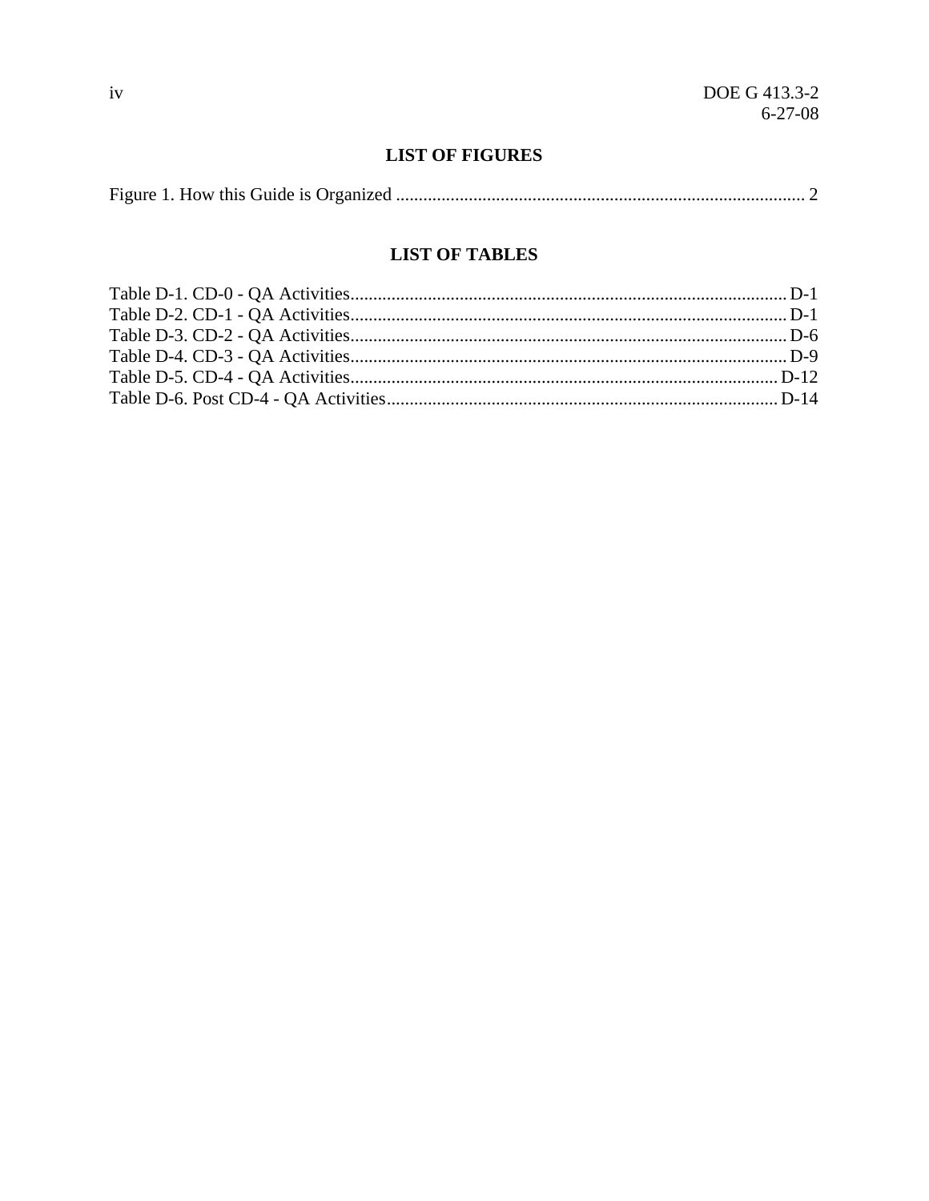## LIST OF FIGURES

Figure 1. How this Guide is Organized ........................................................................................ 2

## LIST OF TABLES

Table D-1. CD-0 - QA Activities.............................................................................................. D-1
Table D-2. CD-1 - QA Activities.............................................................................................. D-1
Table D-3. CD-2 - QA Activities.............................................................................................. D-6
Table D-4. CD-3 - QA Activities.............................................................................................. D-9
Table D-5. CD-4 - QA Activities............................................................................................ D-12
Table D-6. Post CD-4 - QA Activities..................................................................................... D-14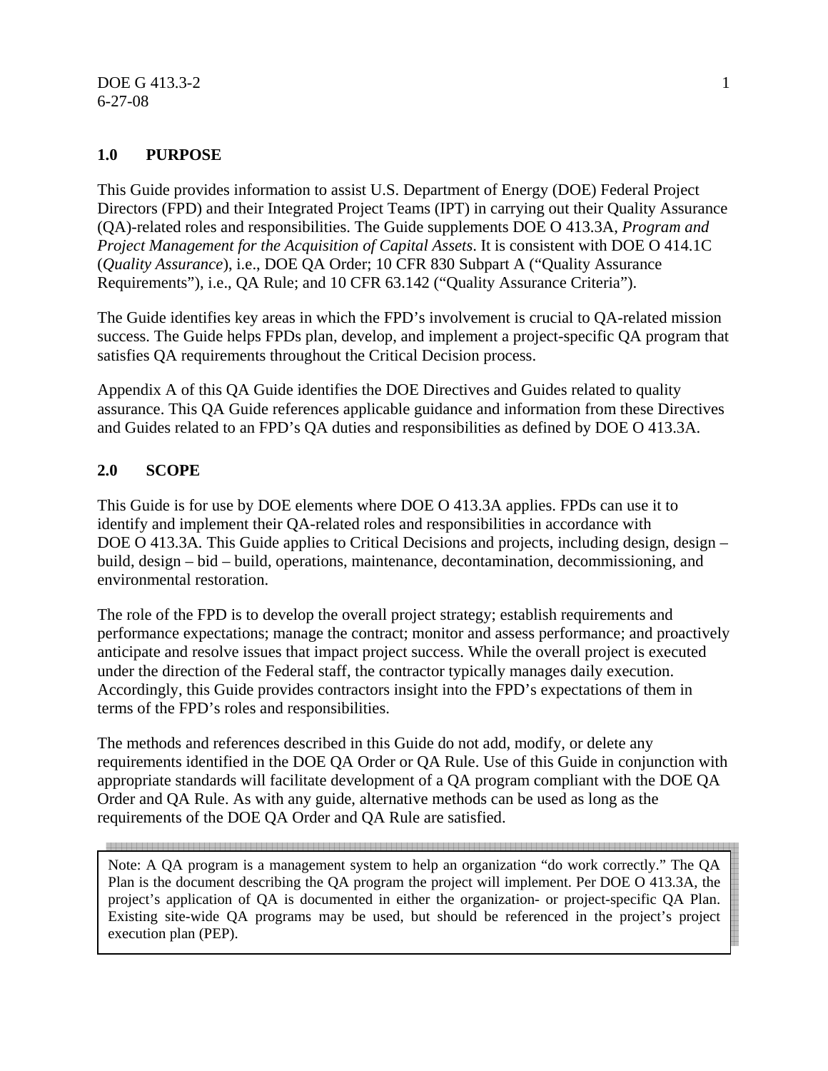## 1.0 PURPOSE

This Guide provides information to assist U.S. Department of Energy (DOE) Federal Project Directors (FPD) and their Integrated Project Teams (IPT) in carrying out their Quality Assurance (QA)-related roles and responsibilities. The Guide supplements DOE O 413.3A, *Program and Project Management for the Acquisition of Capital Assets*. It is consistent with DOE O 414.1C (*Quality Assurance*), i.e., DOE QA Order; 10 CFR 830 Subpart A ("Quality Assurance Requirements"), i.e., QA Rule; and 10 CFR 63.142 ("Quality Assurance Criteria").

The Guide identifies key areas in which the FPD's involvement is crucial to QA-related mission success. The Guide helps FPDs plan, develop, and implement a project-specific QA program that satisfies QA requirements throughout the Critical Decision process.

Appendix A of this QA Guide identifies the DOE Directives and Guides related to quality assurance. This QA Guide references applicable guidance and information from these Directives and Guides related to an FPD's QA duties and responsibilities as defined by DOE O 413.3A.

## 2.0 SCOPE

This Guide is for use by DOE elements where DOE O 413.3A applies. FPDs can use it to identify and implement their QA-related roles and responsibilities in accordance with DOE O 413.3A. This Guide applies to Critical Decisions and projects, including design, design – build, design – bid – build, operations, maintenance, decontamination, decommissioning, and environmental restoration.

The role of the FPD is to develop the overall project strategy; establish requirements and performance expectations; manage the contract; monitor and assess performance; and proactively anticipate and resolve issues that impact project success. While the overall project is executed under the direction of the Federal staff, the contractor typically manages daily execution. Accordingly, this Guide provides contractors insight into the FPD's expectations of them in terms of the FPD's roles and responsibilities.

The methods and references described in this Guide do not add, modify, or delete any requirements identified in the DOE QA Order or QA Rule. Use of this Guide in conjunction with appropriate standards will facilitate development of a QA program compliant with the DOE QA Order and QA Rule. As with any guide, alternative methods can be used as long as the requirements of the DOE QA Order and QA Rule are satisfied.

> Note: A QA program is a management system to help an organization "do work correctly." The QA Plan is the document describing the QA program the project will implement. Per DOE O 413.3A, the project's application of QA is documented in either the organization- or project-specific QA Plan. Existing site-wide QA programs may be used, but should be referenced in the project's project execution plan (PEP).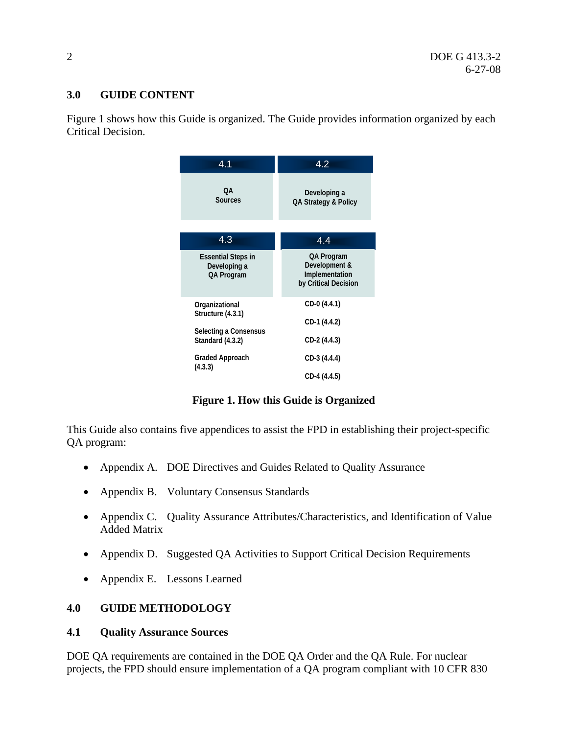## 3.0 GUIDE CONTENT

Figure 1 shows how this Guide is organized. The Guide provides information organized by each Critical Decision.

| 4.1 | 4.2 |
|---|---|
| QA Sources | Developing a QA Strategy & Policy |

| 4.3 | 4.4 |
|---|---|
| Essential Steps in Developing a QA Program | QA Program Development & Implementation by Critical Decision |
| Organizational Structure (4.3.1) | CD-0 (4.4.1) |
| Selecting a Consensus Standard (4.3.2) | CD-1 (4.4.2) |
| Graded Approach (4.3.3) | CD-2 (4.4.3) |
| | CD-3 (4.4.4) |
| | CD-4 (4.4.5) |

**Figure 1. How this Guide is Organized**

This Guide also contains five appendices to assist the FPD in establishing their project-specific QA program:

- Appendix A. DOE Directives and Guides Related to Quality Assurance
- Appendix B. Voluntary Consensus Standards
- Appendix C. Quality Assurance Attributes/Characteristics, and Identification of Value Added Matrix
- Appendix D. Suggested QA Activities to Support Critical Decision Requirements
- Appendix E. Lessons Learned

## 4.0 GUIDE METHODOLOGY

### 4.1 Quality Assurance Sources

DOE QA requirements are contained in the DOE QA Order and the QA Rule. For nuclear projects, the FPD should ensure implementation of a QA program compliant with 10 CFR 830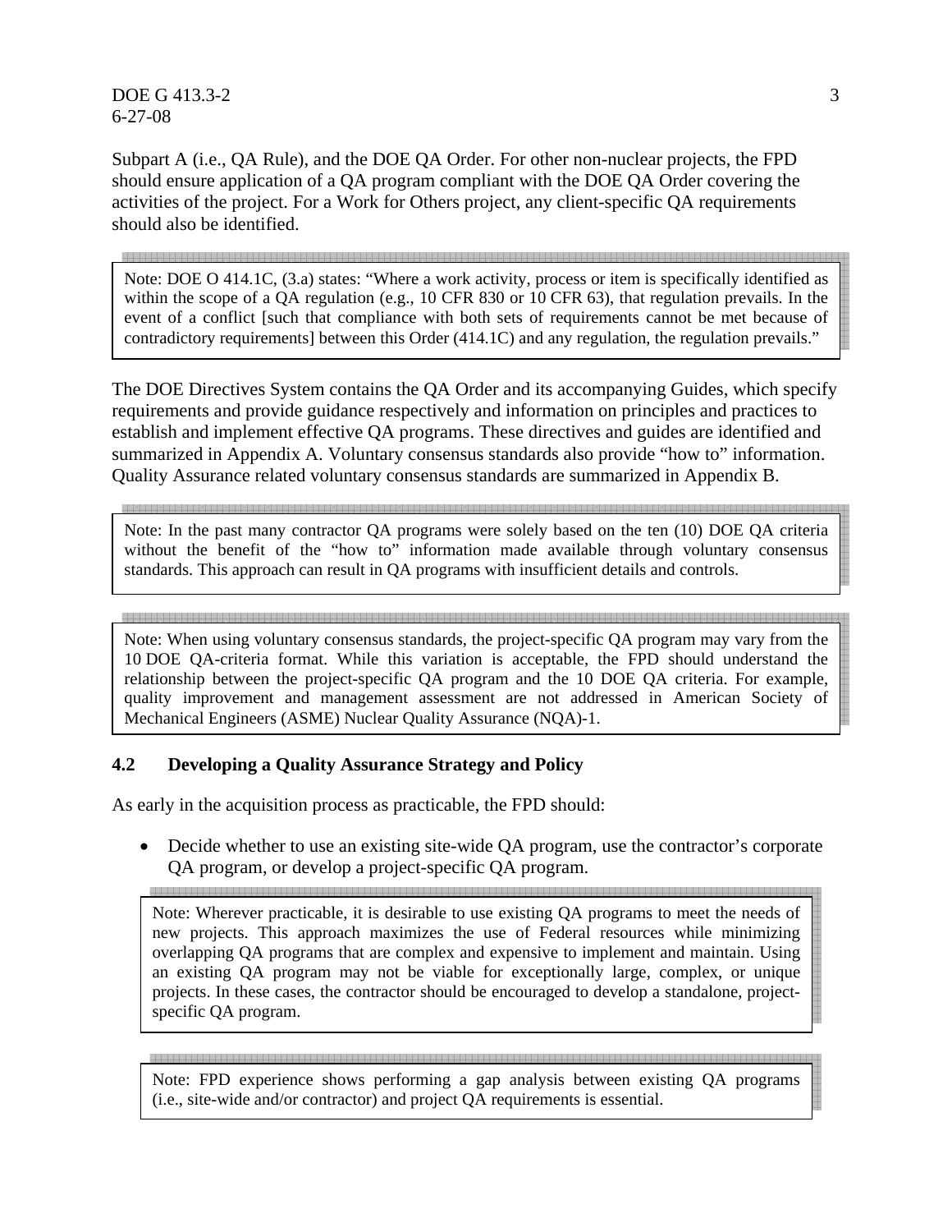Subpart A (i.e., QA Rule), and the DOE QA Order. For other non-nuclear projects, the FPD should ensure application of a QA program compliant with the DOE QA Order covering the activities of the project. For a Work for Others project, any client-specific QA requirements should also be identified.

> Note: DOE O 414.1C, (3.a) states: "Where a work activity, process or item is specifically identified as within the scope of a QA regulation (e.g., 10 CFR 830 or 10 CFR 63), that regulation prevails. In the event of a conflict [such that compliance with both sets of requirements cannot be met because of contradictory requirements] between this Order (414.1C) and any regulation, the regulation prevails."

The DOE Directives System contains the QA Order and its accompanying Guides, which specify requirements and provide guidance respectively and information on principles and practices to establish and implement effective QA programs. These directives and guides are identified and summarized in Appendix A. Voluntary consensus standards also provide "how to" information. Quality Assurance related voluntary consensus standards are summarized in Appendix B.

> Note: In the past many contractor QA programs were solely based on the ten (10) DOE QA criteria without the benefit of the "how to" information made available through voluntary consensus standards. This approach can result in QA programs with insufficient details and controls.

> Note: When using voluntary consensus standards, the project-specific QA program may vary from the 10 DOE QA-criteria format. While this variation is acceptable, the FPD should understand the relationship between the project-specific QA program and the 10 DOE QA criteria. For example, quality improvement and management assessment are not addressed in American Society of Mechanical Engineers (ASME) Nuclear Quality Assurance (NQA)-1.

### 4.2 Developing a Quality Assurance Strategy and Policy

As early in the acquisition process as practicable, the FPD should:

- Decide whether to use an existing site-wide QA program, use the contractor's corporate QA program, or develop a project-specific QA program.

> Note: Wherever practicable, it is desirable to use existing QA programs to meet the needs of new projects. This approach maximizes the use of Federal resources while minimizing overlapping QA programs that are complex and expensive to implement and maintain. Using an existing QA program may not be viable for exceptionally large, complex, or unique projects. In these cases, the contractor should be encouraged to develop a standalone, project-specific QA program.

> Note: FPD experience shows performing a gap analysis between existing QA programs (i.e., site-wide and/or contractor) and project QA requirements is essential.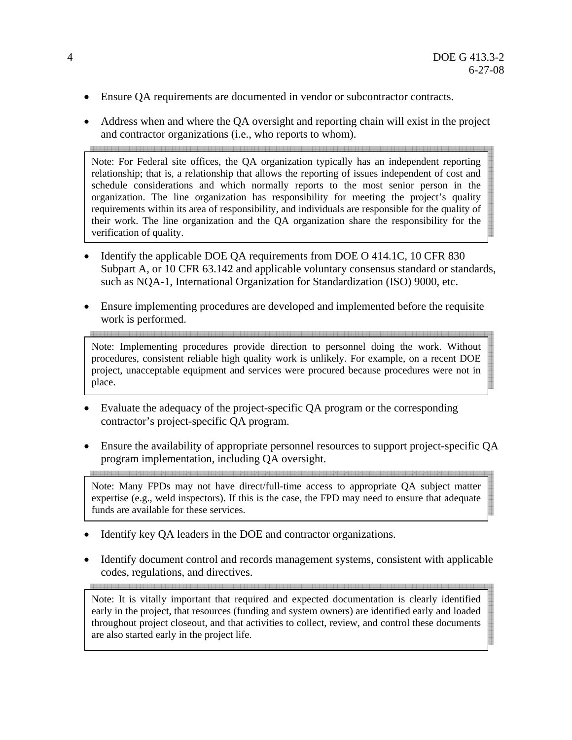- Ensure QA requirements are documented in vendor or subcontractor contracts.
- Address when and where the QA oversight and reporting chain will exist in the project and contractor organizations (i.e., who reports to whom).

> Note: For Federal site offices, the QA organization typically has an independent reporting relationship; that is, a relationship that allows the reporting of issues independent of cost and schedule considerations and which normally reports to the most senior person in the organization. The line organization has responsibility for meeting the project's quality requirements within its area of responsibility, and individuals are responsible for the quality of their work. The line organization and the QA organization share the responsibility for the verification of quality.

- Identify the applicable DOE QA requirements from DOE O 414.1C, 10 CFR 830 Subpart A, or 10 CFR 63.142 and applicable voluntary consensus standard or standards, such as NQA-1, International Organization for Standardization (ISO) 9000, etc.
- Ensure implementing procedures are developed and implemented before the requisite work is performed.

> Note: Implementing procedures provide direction to personnel doing the work. Without procedures, consistent reliable high quality work is unlikely. For example, on a recent DOE project, unacceptable equipment and services were procured because procedures were not in place.

- Evaluate the adequacy of the project-specific QA program or the corresponding contractor's project-specific QA program.
- Ensure the availability of appropriate personnel resources to support project-specific QA program implementation, including QA oversight.

> Note: Many FPDs may not have direct/full-time access to appropriate QA subject matter expertise (e.g., weld inspectors). If this is the case, the FPD may need to ensure that adequate funds are available for these services.

- Identify key QA leaders in the DOE and contractor organizations.
- Identify document control and records management systems, consistent with applicable codes, regulations, and directives.

> Note: It is vitally important that required and expected documentation is clearly identified early in the project, that resources (funding and system owners) are identified early and loaded throughout project closeout, and that activities to collect, review, and control these documents are also started early in the project life.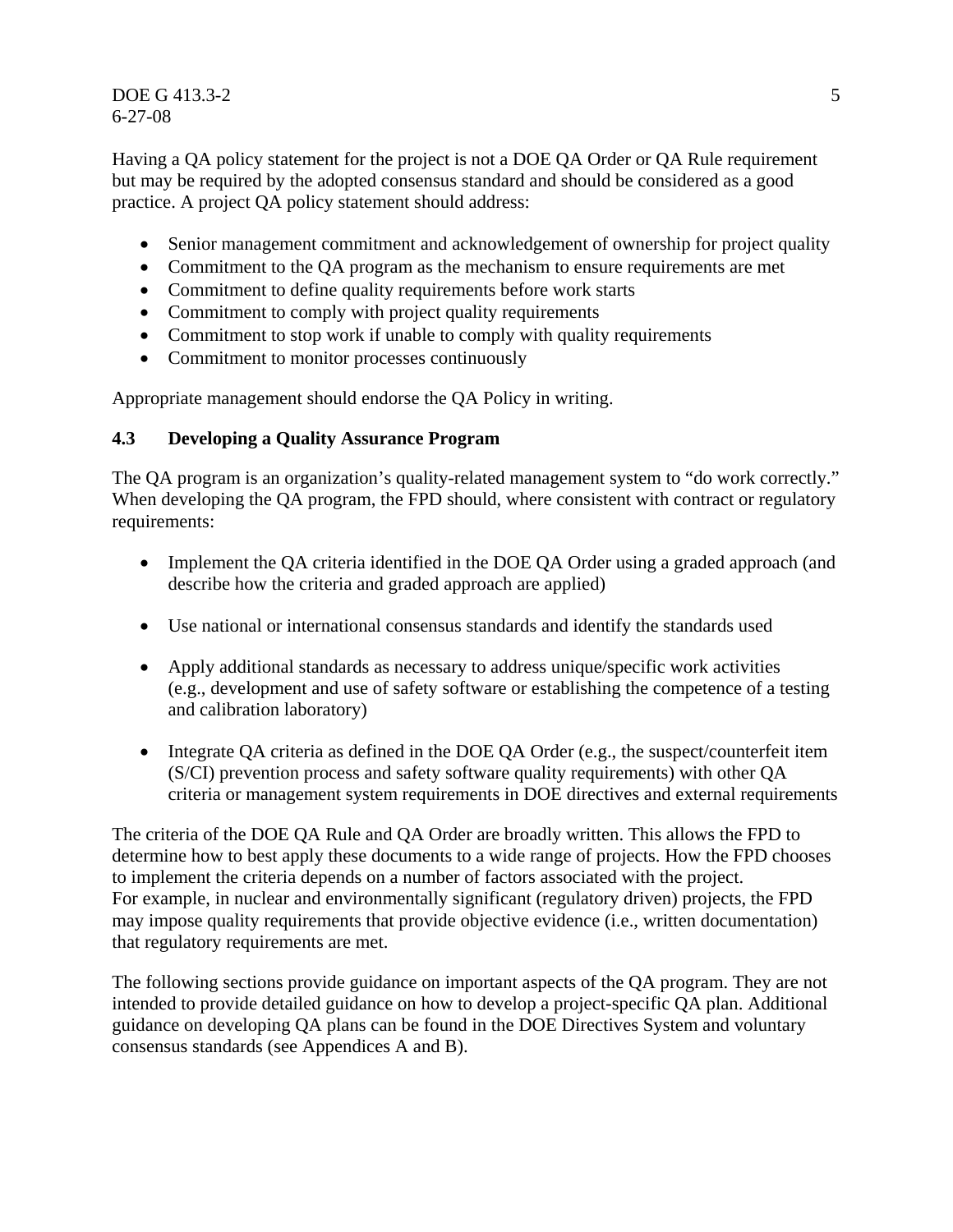Having a QA policy statement for the project is not a DOE QA Order or QA Rule requirement but may be required by the adopted consensus standard and should be considered as a good practice. A project QA policy statement should address:

- Senior management commitment and acknowledgement of ownership for project quality
- Commitment to the QA program as the mechanism to ensure requirements are met
- Commitment to define quality requirements before work starts
- Commitment to comply with project quality requirements
- Commitment to stop work if unable to comply with quality requirements
- Commitment to monitor processes continuously

Appropriate management should endorse the QA Policy in writing.

### 4.3 Developing a Quality Assurance Program

The QA program is an organization's quality-related management system to "do work correctly." When developing the QA program, the FPD should, where consistent with contract or regulatory requirements:

- Implement the QA criteria identified in the DOE QA Order using a graded approach (and describe how the criteria and graded approach are applied)
- Use national or international consensus standards and identify the standards used
- Apply additional standards as necessary to address unique/specific work activities (e.g., development and use of safety software or establishing the competence of a testing and calibration laboratory)
- Integrate QA criteria as defined in the DOE QA Order (e.g., the suspect/counterfeit item (S/CI) prevention process and safety software quality requirements) with other QA criteria or management system requirements in DOE directives and external requirements

The criteria of the DOE QA Rule and QA Order are broadly written. This allows the FPD to determine how to best apply these documents to a wide range of projects. How the FPD chooses to implement the criteria depends on a number of factors associated with the project. For example, in nuclear and environmentally significant (regulatory driven) projects, the FPD may impose quality requirements that provide objective evidence (i.e., written documentation) that regulatory requirements are met.

The following sections provide guidance on important aspects of the QA program. They are not intended to provide detailed guidance on how to develop a project-specific QA plan. Additional guidance on developing QA plans can be found in the DOE Directives System and voluntary consensus standards (see Appendices A and B).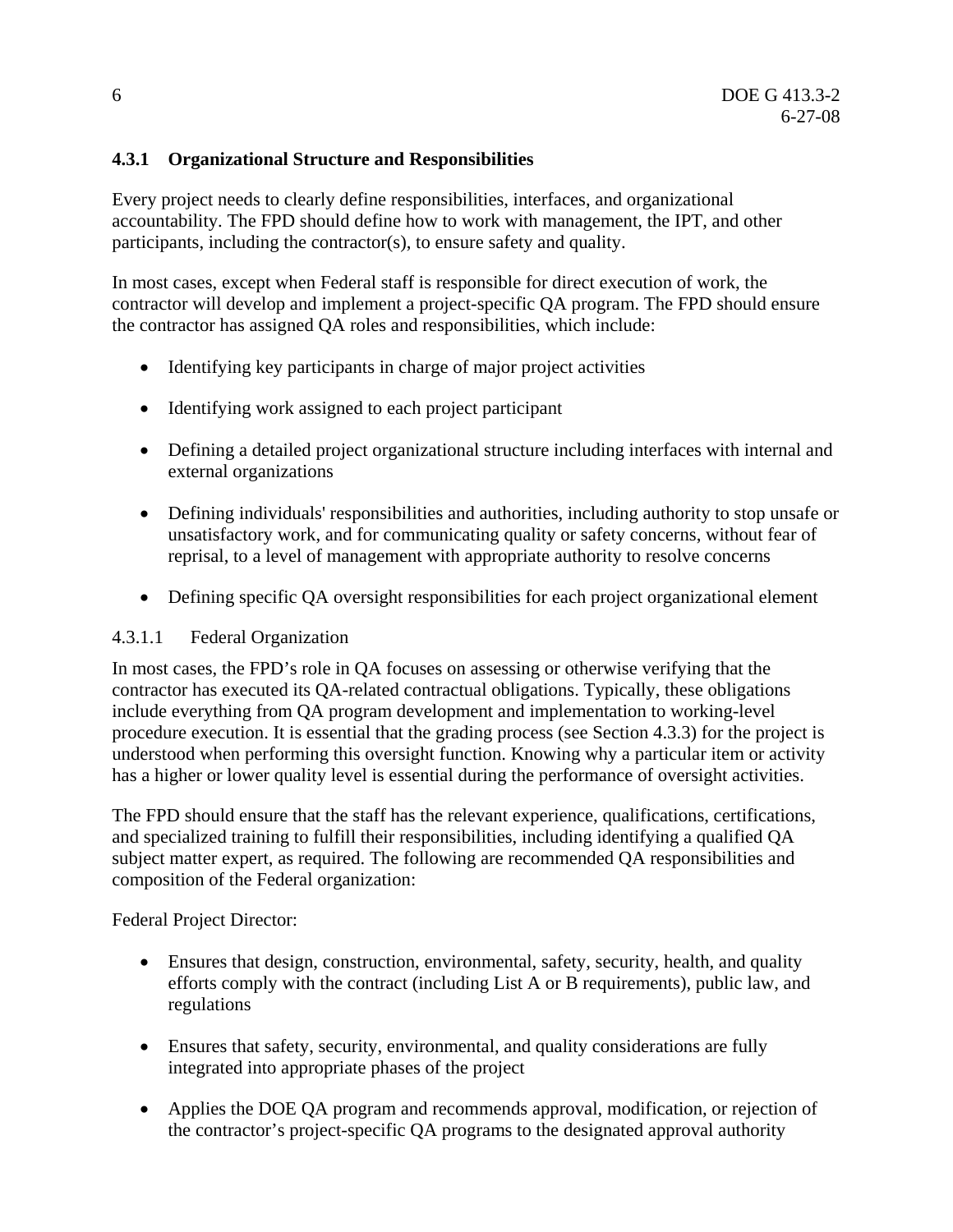### 4.3.1 Organizational Structure and Responsibilities

Every project needs to clearly define responsibilities, interfaces, and organizational accountability. The FPD should define how to work with management, the IPT, and other participants, including the contractor(s), to ensure safety and quality.

In most cases, except when Federal staff is responsible for direct execution of work, the contractor will develop and implement a project-specific QA program. The FPD should ensure the contractor has assigned QA roles and responsibilities, which include:

- Identifying key participants in charge of major project activities
- Identifying work assigned to each project participant
- Defining a detailed project organizational structure including interfaces with internal and external organizations
- Defining individuals' responsibilities and authorities, including authority to stop unsafe or unsatisfactory work, and for communicating quality or safety concerns, without fear of reprisal, to a level of management with appropriate authority to resolve concerns
- Defining specific QA oversight responsibilities for each project organizational element

#### 4.3.1.1 Federal Organization

In most cases, the FPD's role in QA focuses on assessing or otherwise verifying that the contractor has executed its QA-related contractual obligations. Typically, these obligations include everything from QA program development and implementation to working-level procedure execution. It is essential that the grading process (see Section 4.3.3) for the project is understood when performing this oversight function. Knowing why a particular item or activity has a higher or lower quality level is essential during the performance of oversight activities.

The FPD should ensure that the staff has the relevant experience, qualifications, certifications, and specialized training to fulfill their responsibilities, including identifying a qualified QA subject matter expert, as required. The following are recommended QA responsibilities and composition of the Federal organization:

Federal Project Director:

- Ensures that design, construction, environmental, safety, security, health, and quality efforts comply with the contract (including List A or B requirements), public law, and regulations
- Ensures that safety, security, environmental, and quality considerations are fully integrated into appropriate phases of the project
- Applies the DOE QA program and recommends approval, modification, or rejection of the contractor's project-specific QA programs to the designated approval authority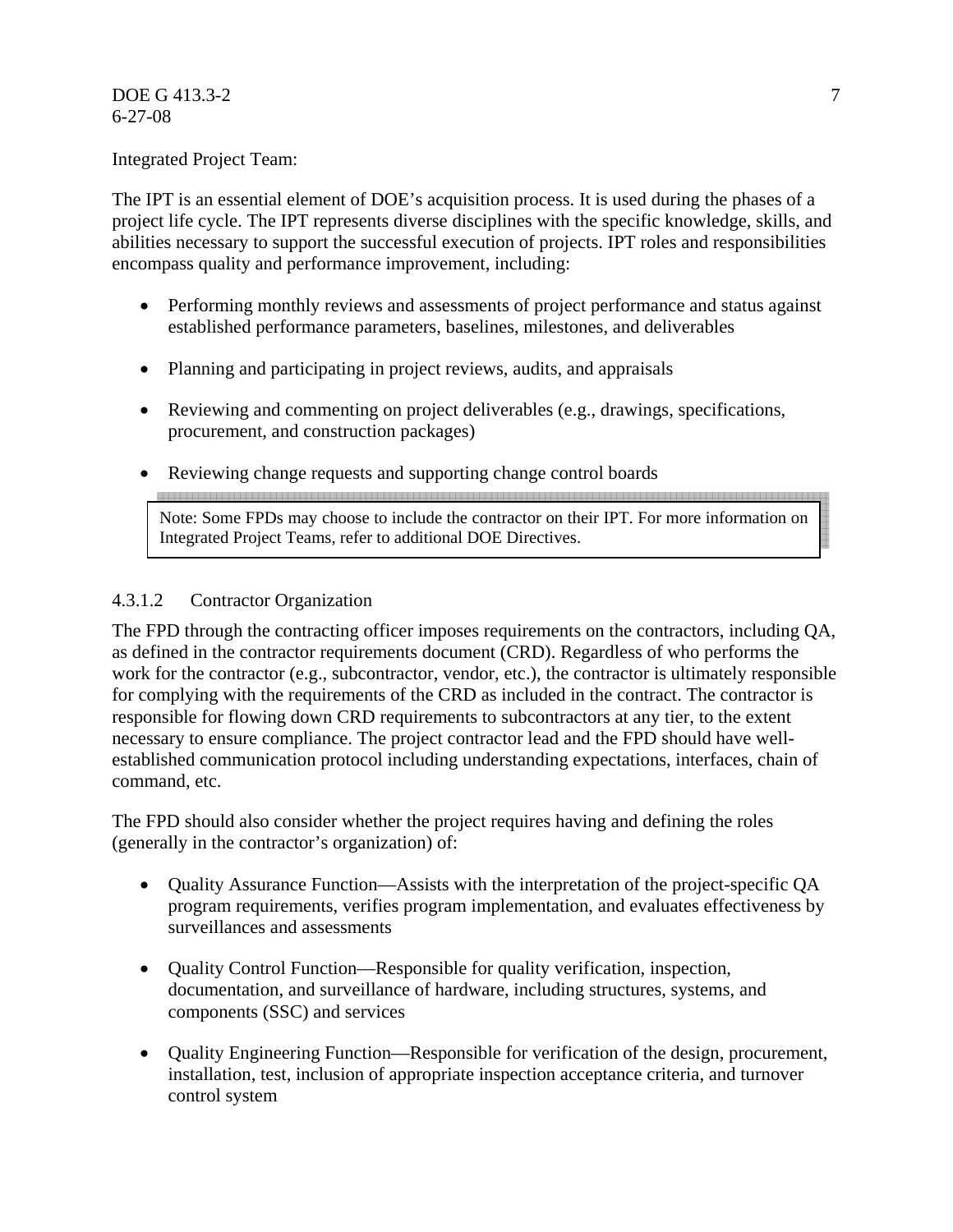Integrated Project Team:

The IPT is an essential element of DOE's acquisition process. It is used during the phases of a project life cycle. The IPT represents diverse disciplines with the specific knowledge, skills, and abilities necessary to support the successful execution of projects. IPT roles and responsibilities encompass quality and performance improvement, including:

- Performing monthly reviews and assessments of project performance and status against established performance parameters, baselines, milestones, and deliverables
- Planning and participating in project reviews, audits, and appraisals
- Reviewing and commenting on project deliverables (e.g., drawings, specifications, procurement, and construction packages)
- Reviewing change requests and supporting change control boards

> Note: Some FPDs may choose to include the contractor on their IPT. For more information on Integrated Project Teams, refer to additional DOE Directives.

#### 4.3.1.2 Contractor Organization

The FPD through the contracting officer imposes requirements on the contractors, including QA, as defined in the contractor requirements document (CRD). Regardless of who performs the work for the contractor (e.g., subcontractor, vendor, etc.), the contractor is ultimately responsible for complying with the requirements of the CRD as included in the contract. The contractor is responsible for flowing down CRD requirements to subcontractors at any tier, to the extent necessary to ensure compliance. The project contractor lead and the FPD should have well-established communication protocol including understanding expectations, interfaces, chain of command, etc.

The FPD should also consider whether the project requires having and defining the roles (generally in the contractor's organization) of:

- Quality Assurance Function—Assists with the interpretation of the project-specific QA program requirements, verifies program implementation, and evaluates effectiveness by surveillances and assessments
- Quality Control Function—Responsible for quality verification, inspection, documentation, and surveillance of hardware, including structures, systems, and components (SSC) and services
- Quality Engineering Function—Responsible for verification of the design, procurement, installation, test, inclusion of appropriate inspection acceptance criteria, and turnover control system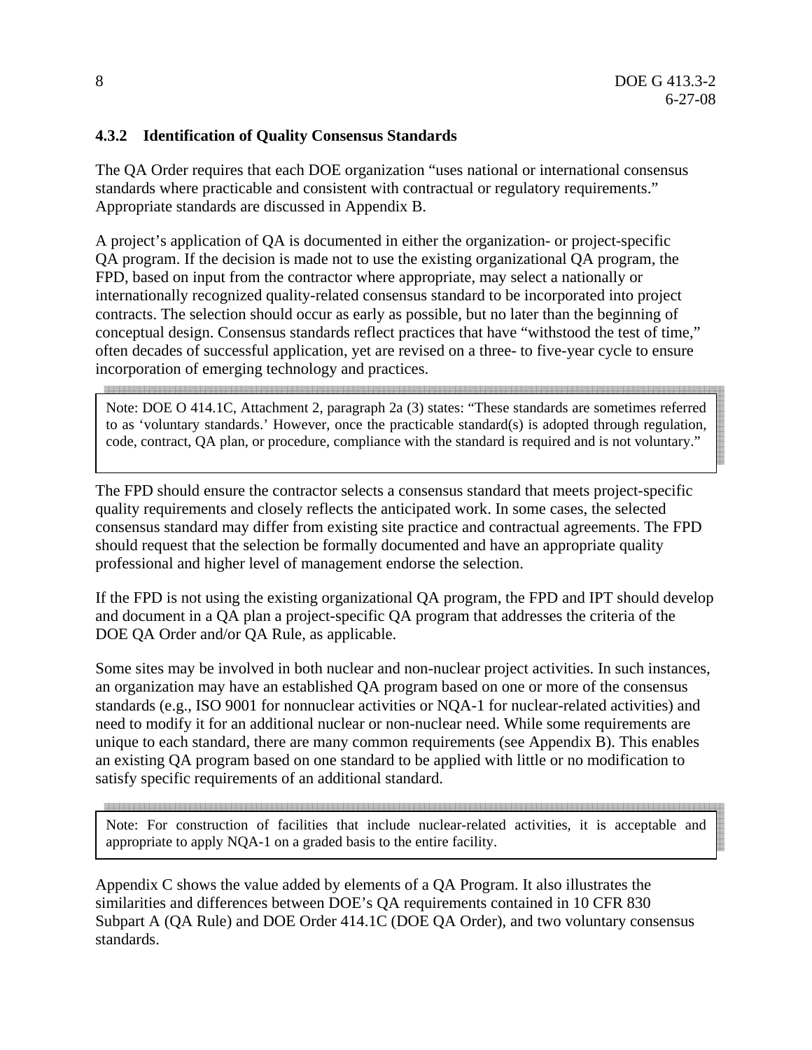### 4.3.2 Identification of Quality Consensus Standards

The QA Order requires that each DOE organization "uses national or international consensus standards where practicable and consistent with contractual or regulatory requirements." Appropriate standards are discussed in Appendix B.

A project's application of QA is documented in either the organization- or project-specific QA program. If the decision is made not to use the existing organizational QA program, the FPD, based on input from the contractor where appropriate, may select a nationally or internationally recognized quality-related consensus standard to be incorporated into project contracts. The selection should occur as early as possible, but no later than the beginning of conceptual design. Consensus standards reflect practices that have "withstood the test of time," often decades of successful application, yet are revised on a three- to five-year cycle to ensure incorporation of emerging technology and practices.

> Note: DOE O 414.1C, Attachment 2, paragraph 2a (3) states: "These standards are sometimes referred to as 'voluntary standards.' However, once the practicable standard(s) is adopted through regulation, code, contract, QA plan, or procedure, compliance with the standard is required and is not voluntary."

The FPD should ensure the contractor selects a consensus standard that meets project-specific quality requirements and closely reflects the anticipated work. In some cases, the selected consensus standard may differ from existing site practice and contractual agreements. The FPD should request that the selection be formally documented and have an appropriate quality professional and higher level of management endorse the selection.

If the FPD is not using the existing organizational QA program, the FPD and IPT should develop and document in a QA plan a project-specific QA program that addresses the criteria of the DOE QA Order and/or QA Rule, as applicable.

Some sites may be involved in both nuclear and non-nuclear project activities. In such instances, an organization may have an established QA program based on one or more of the consensus standards (e.g., ISO 9001 for nonnuclear activities or NQA-1 for nuclear-related activities) and need to modify it for an additional nuclear or non-nuclear need. While some requirements are unique to each standard, there are many common requirements (see Appendix B). This enables an existing QA program based on one standard to be applied with little or no modification to satisfy specific requirements of an additional standard.

> Note: For construction of facilities that include nuclear-related activities, it is acceptable and appropriate to apply NQA-1 on a graded basis to the entire facility.

Appendix C shows the value added by elements of a QA Program. It also illustrates the similarities and differences between DOE's QA requirements contained in 10 CFR 830 Subpart A (QA Rule) and DOE Order 414.1C (DOE QA Order), and two voluntary consensus standards.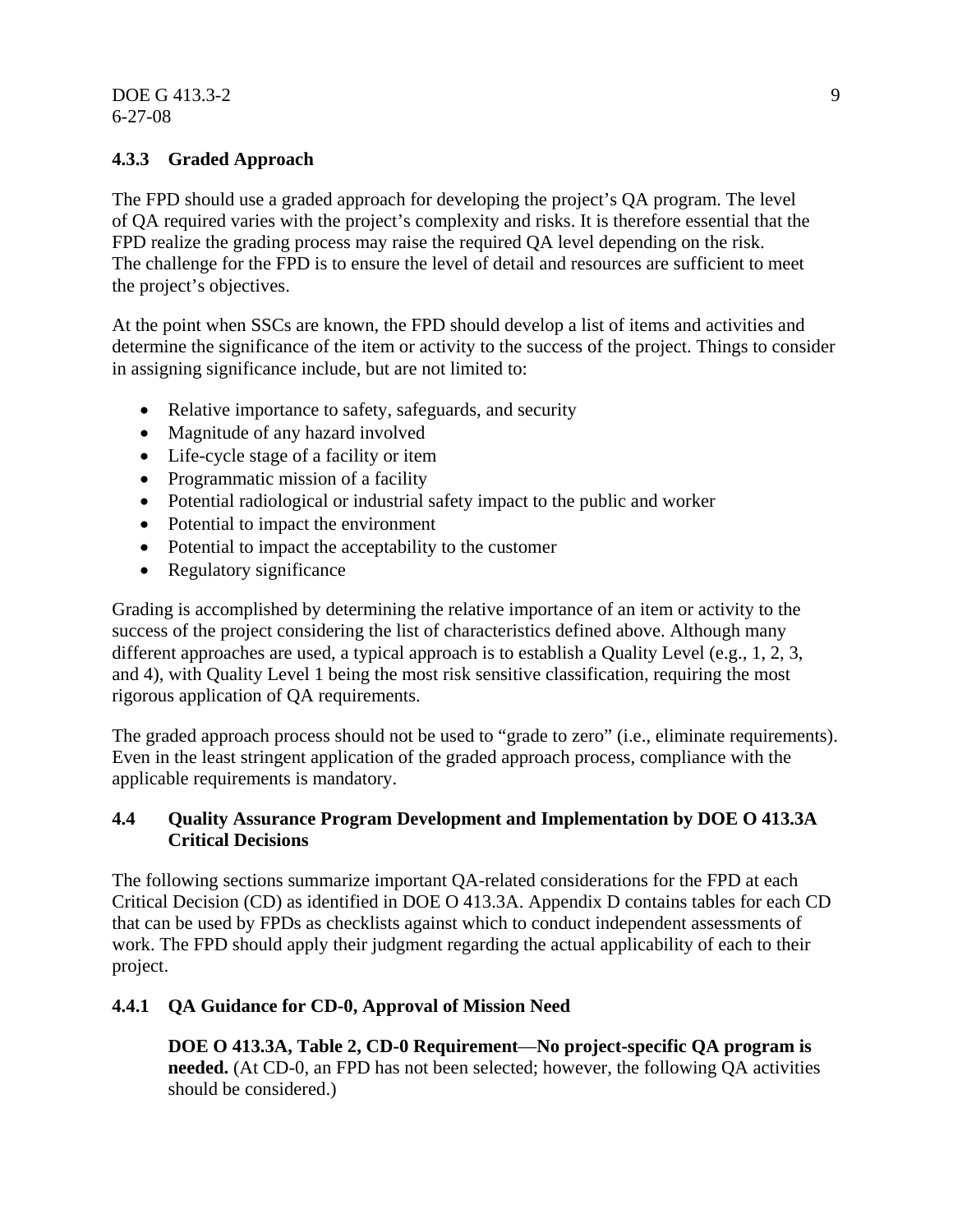### 4.3.3 Graded Approach

The FPD should use a graded approach for developing the project's QA program. The level of QA required varies with the project's complexity and risks. It is therefore essential that the FPD realize the grading process may raise the required QA level depending on the risk. The challenge for the FPD is to ensure the level of detail and resources are sufficient to meet the project's objectives.

At the point when SSCs are known, the FPD should develop a list of items and activities and determine the significance of the item or activity to the success of the project. Things to consider in assigning significance include, but are not limited to:

- Relative importance to safety, safeguards, and security
- Magnitude of any hazard involved
- Life-cycle stage of a facility or item
- Programmatic mission of a facility
- Potential radiological or industrial safety impact to the public and worker
- Potential to impact the environment
- Potential to impact the acceptability to the customer
- Regulatory significance

Grading is accomplished by determining the relative importance of an item or activity to the success of the project considering the list of characteristics defined above. Although many different approaches are used, a typical approach is to establish a Quality Level (e.g., 1, 2, 3, and 4), with Quality Level 1 being the most risk sensitive classification, requiring the most rigorous application of QA requirements.

The graded approach process should not be used to "grade to zero" (i.e., eliminate requirements). Even in the least stringent application of the graded approach process, compliance with the applicable requirements is mandatory.

## 4.4 Quality Assurance Program Development and Implementation by DOE O 413.3A Critical Decisions

The following sections summarize important QA-related considerations for the FPD at each Critical Decision (CD) as identified in DOE O 413.3A. Appendix D contains tables for each CD that can be used by FPDs as checklists against which to conduct independent assessments of work. The FPD should apply their judgment regarding the actual applicability of each to their project.

### 4.4.1 QA Guidance for CD-0, Approval of Mission Need

**DOE O 413.3A, Table 2, CD-0 Requirement—No project-specific QA program is needed.** (At CD-0, an FPD has not been selected; however, the following QA activities should be considered.)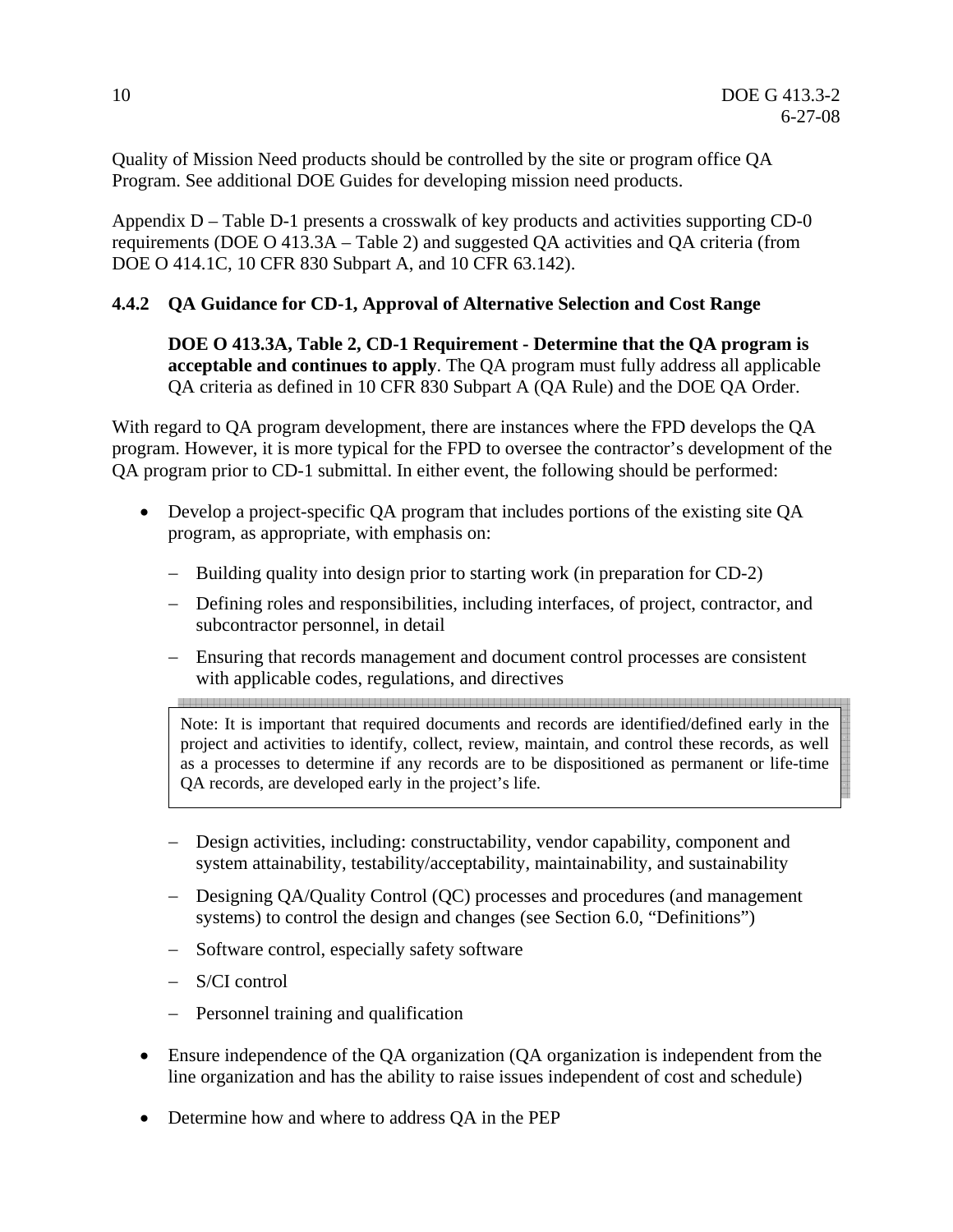Quality of Mission Need products should be controlled by the site or program office QA Program. See additional DOE Guides for developing mission need products.

Appendix D – Table D-1 presents a crosswalk of key products and activities supporting CD-0 requirements (DOE O 413.3A – Table 2) and suggested QA activities and QA criteria (from DOE O 414.1C, 10 CFR 830 Subpart A, and 10 CFR 63.142).

### 4.4.2 QA Guidance for CD-1, Approval of Alternative Selection and Cost Range

> **DOE O 413.3A, Table 2, CD-1 Requirement - Determine that the QA program is acceptable and continues to apply**. The QA program must fully address all applicable QA criteria as defined in 10 CFR 830 Subpart A (QA Rule) and the DOE QA Order.

With regard to QA program development, there are instances where the FPD develops the QA program. However, it is more typical for the FPD to oversee the contractor's development of the QA program prior to CD-1 submittal. In either event, the following should be performed:

- Develop a project-specific QA program that includes portions of the existing site QA program, as appropriate, with emphasis on:
  - Building quality into design prior to starting work (in preparation for CD-2)
  - Defining roles and responsibilities, including interfaces, of project, contractor, and subcontractor personnel, in detail
  - Ensuring that records management and document control processes are consistent with applicable codes, regulations, and directives

    > Note: It is important that required documents and records are identified/defined early in the project and activities to identify, collect, review, maintain, and control these records, as well as a processes to determine if any records are to be dispositioned as permanent or life-time QA records, are developed early in the project's life.

  - Design activities, including: constructability, vendor capability, component and system attainability, testability/acceptability, maintainability, and sustainability
  - Designing QA/Quality Control (QC) processes and procedures (and management systems) to control the design and changes (see Section 6.0, "Definitions")
  - Software control, especially safety software
  - S/CI control
  - Personnel training and qualification
- Ensure independence of the QA organization (QA organization is independent from the line organization and has the ability to raise issues independent of cost and schedule)
- Determine how and where to address QA in the PEP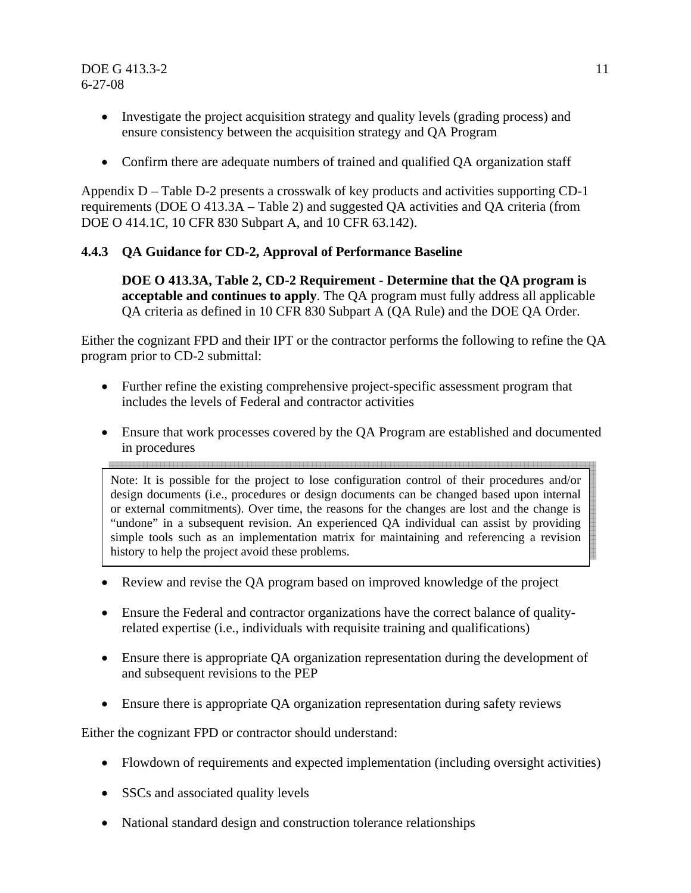- Investigate the project acquisition strategy and quality levels (grading process) and ensure consistency between the acquisition strategy and QA Program

- Confirm there are adequate numbers of trained and qualified QA organization staff

Appendix D – Table D-2 presents a crosswalk of key products and activities supporting CD-1 requirements (DOE O 413.3A – Table 2) and suggested QA activities and QA criteria (from DOE O 414.1C, 10 CFR 830 Subpart A, and 10 CFR 63.142).

### 4.4.3 QA Guidance for CD-2, Approval of Performance Baseline

**DOE O 413.3A, Table 2, CD-2 Requirement - Determine that the QA program is acceptable and continues to apply**. The QA program must fully address all applicable QA criteria as defined in 10 CFR 830 Subpart A (QA Rule) and the DOE QA Order.

Either the cognizant FPD and their IPT or the contractor performs the following to refine the QA program prior to CD-2 submittal:

- Further refine the existing comprehensive project-specific assessment program that includes the levels of Federal and contractor activities

- Ensure that work processes covered by the QA Program are established and documented in procedures

> Note: It is possible for the project to lose configuration control of their procedures and/or design documents (i.e., procedures or design documents can be changed based upon internal or external commitments). Over time, the reasons for the changes are lost and the change is "undone" in a subsequent revision. An experienced QA individual can assist by providing simple tools such as an implementation matrix for maintaining and referencing a revision history to help the project avoid these problems.

- Review and revise the QA program based on improved knowledge of the project

- Ensure the Federal and contractor organizations have the correct balance of quality-related expertise (i.e., individuals with requisite training and qualifications)

- Ensure there is appropriate QA organization representation during the development of and subsequent revisions to the PEP

- Ensure there is appropriate QA organization representation during safety reviews

Either the cognizant FPD or contractor should understand:

- Flowdown of requirements and expected implementation (including oversight activities)

- SSCs and associated quality levels

- National standard design and construction tolerance relationships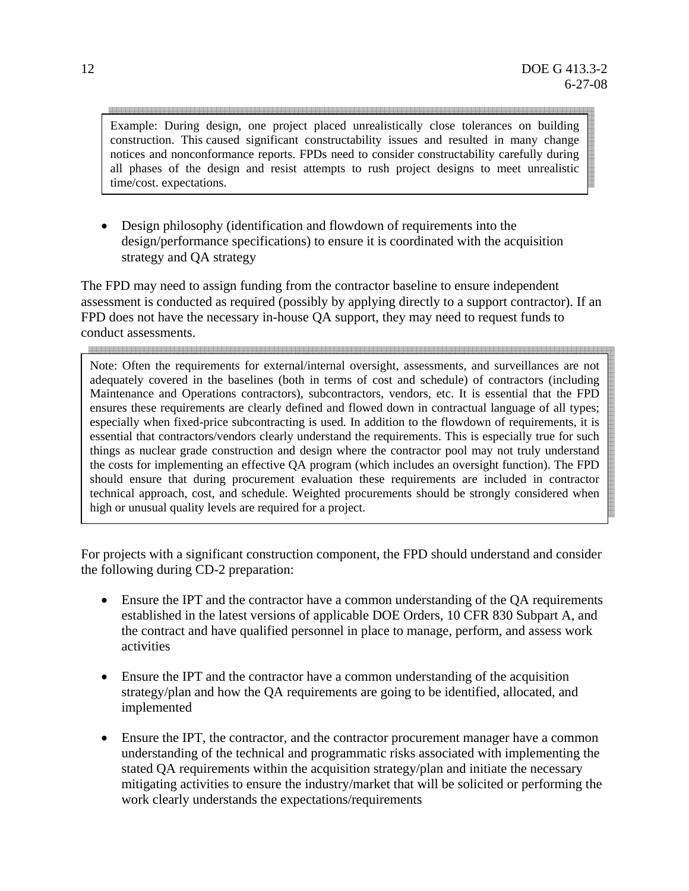> Example: During design, one project placed unrealistically close tolerances on building construction. This caused significant constructability issues and resulted in many change notices and nonconformance reports. FPDs need to consider constructability carefully during all phases of the design and resist attempts to rush project designs to meet unrealistic time/cost. expectations.

- Design philosophy (identification and flowdown of requirements into the design/performance specifications) to ensure it is coordinated with the acquisition strategy and QA strategy

The FPD may need to assign funding from the contractor baseline to ensure independent assessment is conducted as required (possibly by applying directly to a support contractor). If an FPD does not have the necessary in-house QA support, they may need to request funds to conduct assessments.

> Note: Often the requirements for external/internal oversight, assessments, and surveillances are not adequately covered in the baselines (both in terms of cost and schedule) of contractors (including Maintenance and Operations contractors), subcontractors, vendors, etc. It is essential that the FPD ensures these requirements are clearly defined and flowed down in contractual language of all types; especially when fixed-price subcontracting is used. In addition to the flowdown of requirements, it is essential that contractors/vendors clearly understand the requirements. This is especially true for such things as nuclear grade construction and design where the contractor pool may not truly understand the costs for implementing an effective QA program (which includes an oversight function). The FPD should ensure that during procurement evaluation these requirements are included in contractor technical approach, cost, and schedule. Weighted procurements should be strongly considered when high or unusual quality levels are required for a project.

For projects with a significant construction component, the FPD should understand and consider the following during CD-2 preparation:

- Ensure the IPT and the contractor have a common understanding of the QA requirements established in the latest versions of applicable DOE Orders, 10 CFR 830 Subpart A, and the contract and have qualified personnel in place to manage, perform, and assess work activities

- Ensure the IPT and the contractor have a common understanding of the acquisition strategy/plan and how the QA requirements are going to be identified, allocated, and implemented

- Ensure the IPT, the contractor, and the contractor procurement manager have a common understanding of the technical and programmatic risks associated with implementing the stated QA requirements within the acquisition strategy/plan and initiate the necessary mitigating activities to ensure the industry/market that will be solicited or performing the work clearly understands the expectations/requirements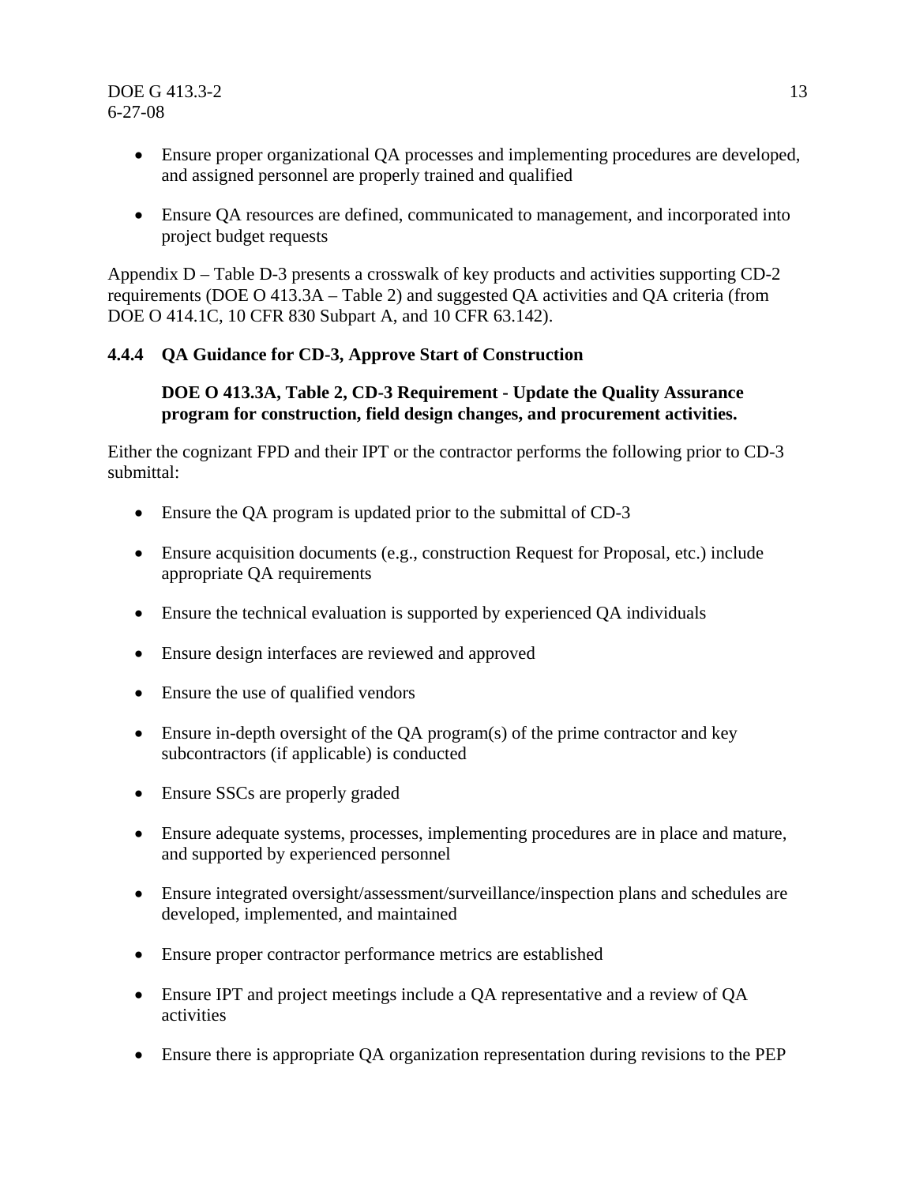- Ensure proper organizational QA processes and implementing procedures are developed, and assigned personnel are properly trained and qualified

- Ensure QA resources are defined, communicated to management, and incorporated into project budget requests

Appendix D – Table D-3 presents a crosswalk of key products and activities supporting CD-2 requirements (DOE O 413.3A – Table 2) and suggested QA activities and QA criteria (from DOE O 414.1C, 10 CFR 830 Subpart A, and 10 CFR 63.142).

### 4.4.4 QA Guidance for CD-3, Approve Start of Construction

**DOE O 413.3A, Table 2, CD-3 Requirement - Update the Quality Assurance program for construction, field design changes, and procurement activities.**

Either the cognizant FPD and their IPT or the contractor performs the following prior to CD-3 submittal:

- Ensure the QA program is updated prior to the submittal of CD-3

- Ensure acquisition documents (e.g., construction Request for Proposal, etc.) include appropriate QA requirements

- Ensure the technical evaluation is supported by experienced QA individuals

- Ensure design interfaces are reviewed and approved

- Ensure the use of qualified vendors

- Ensure in-depth oversight of the QA program(s) of the prime contractor and key subcontractors (if applicable) is conducted

- Ensure SSCs are properly graded

- Ensure adequate systems, processes, implementing procedures are in place and mature, and supported by experienced personnel

- Ensure integrated oversight/assessment/surveillance/inspection plans and schedules are developed, implemented, and maintained

- Ensure proper contractor performance metrics are established

- Ensure IPT and project meetings include a QA representative and a review of QA activities

- Ensure there is appropriate QA organization representation during revisions to the PEP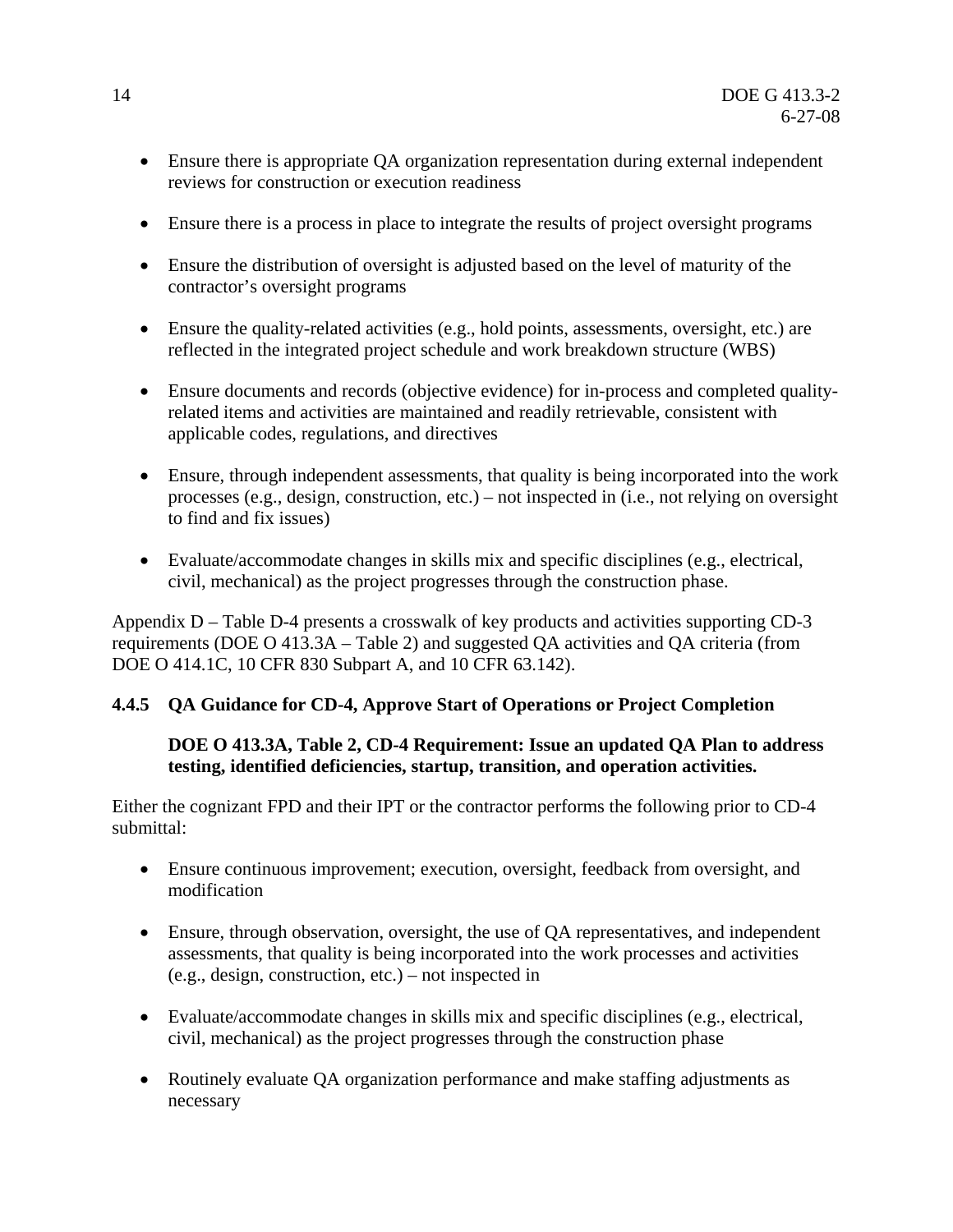- Ensure there is appropriate QA organization representation during external independent reviews for construction or execution readiness
- Ensure there is a process in place to integrate the results of project oversight programs
- Ensure the distribution of oversight is adjusted based on the level of maturity of the contractor's oversight programs
- Ensure the quality-related activities (e.g., hold points, assessments, oversight, etc.) are reflected in the integrated project schedule and work breakdown structure (WBS)
- Ensure documents and records (objective evidence) for in-process and completed quality-related items and activities are maintained and readily retrievable, consistent with applicable codes, regulations, and directives
- Ensure, through independent assessments, that quality is being incorporated into the work processes (e.g., design, construction, etc.) – not inspected in (i.e., not relying on oversight to find and fix issues)
- Evaluate/accommodate changes in skills mix and specific disciplines (e.g., electrical, civil, mechanical) as the project progresses through the construction phase.

Appendix D – Table D-4 presents a crosswalk of key products and activities supporting CD-3 requirements (DOE O 413.3A – Table 2) and suggested QA activities and QA criteria (from DOE O 414.1C, 10 CFR 830 Subpart A, and 10 CFR 63.142).

### 4.4.5 QA Guidance for CD-4, Approve Start of Operations or Project Completion

**DOE O 413.3A, Table 2, CD-4 Requirement: Issue an updated QA Plan to address testing, identified deficiencies, startup, transition, and operation activities.**

Either the cognizant FPD and their IPT or the contractor performs the following prior to CD-4 submittal:

- Ensure continuous improvement; execution, oversight, feedback from oversight, and modification
- Ensure, through observation, oversight, the use of QA representatives, and independent assessments, that quality is being incorporated into the work processes and activities (e.g., design, construction, etc.) – not inspected in
- Evaluate/accommodate changes in skills mix and specific disciplines (e.g., electrical, civil, mechanical) as the project progresses through the construction phase
- Routinely evaluate QA organization performance and make staffing adjustments as necessary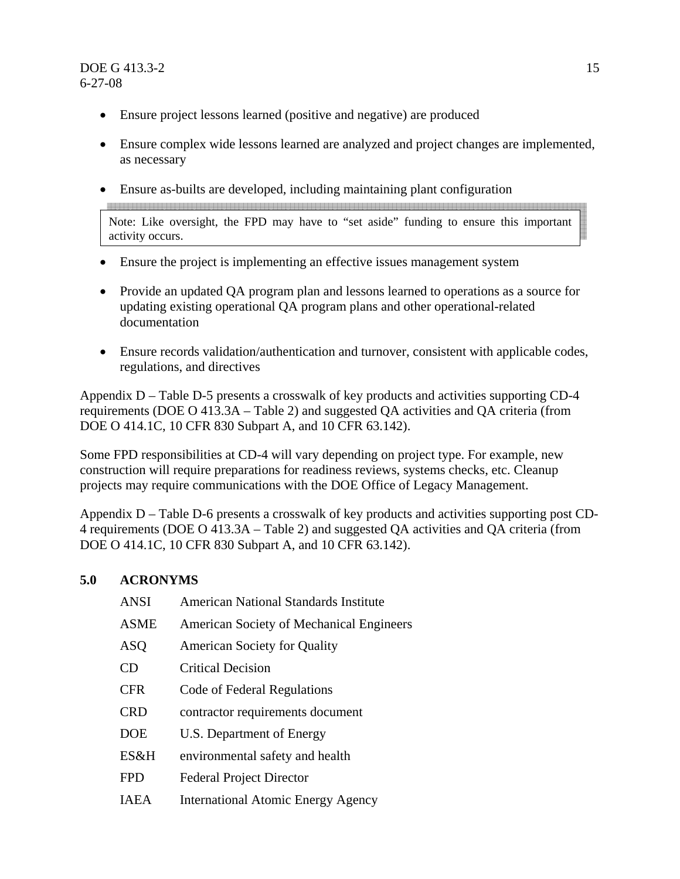- Ensure project lessons learned (positive and negative) are produced
- Ensure complex wide lessons learned are analyzed and project changes are implemented, as necessary
- Ensure as-builts are developed, including maintaining plant configuration

> Note: Like oversight, the FPD may have to "set aside" funding to ensure this important activity occurs.

- Ensure the project is implementing an effective issues management system
- Provide an updated QA program plan and lessons learned to operations as a source for updating existing operational QA program plans and other operational-related documentation
- Ensure records validation/authentication and turnover, consistent with applicable codes, regulations, and directives

Appendix D – Table D-5 presents a crosswalk of key products and activities supporting CD-4 requirements (DOE O 413.3A – Table 2) and suggested QA activities and QA criteria (from DOE O 414.1C, 10 CFR 830 Subpart A, and 10 CFR 63.142).

Some FPD responsibilities at CD-4 will vary depending on project type. For example, new construction will require preparations for readiness reviews, systems checks, etc. Cleanup projects may require communications with the DOE Office of Legacy Management.

Appendix D – Table D-6 presents a crosswalk of key products and activities supporting post CD-4 requirements (DOE O 413.3A – Table 2) and suggested QA activities and QA criteria (from DOE O 414.1C, 10 CFR 830 Subpart A, and 10 CFR 63.142).

## 5.0 ACRONYMS

| | |
|---|---|
| ANSI | American National Standards Institute |
| ASME | American Society of Mechanical Engineers |
| ASQ | American Society for Quality |
| CD | Critical Decision |
| CFR | Code of Federal Regulations |
| CRD | contractor requirements document |
| DOE | U.S. Department of Energy |
| ES&H | environmental safety and health |
| FPD | Federal Project Director |
| IAEA | International Atomic Energy Agency |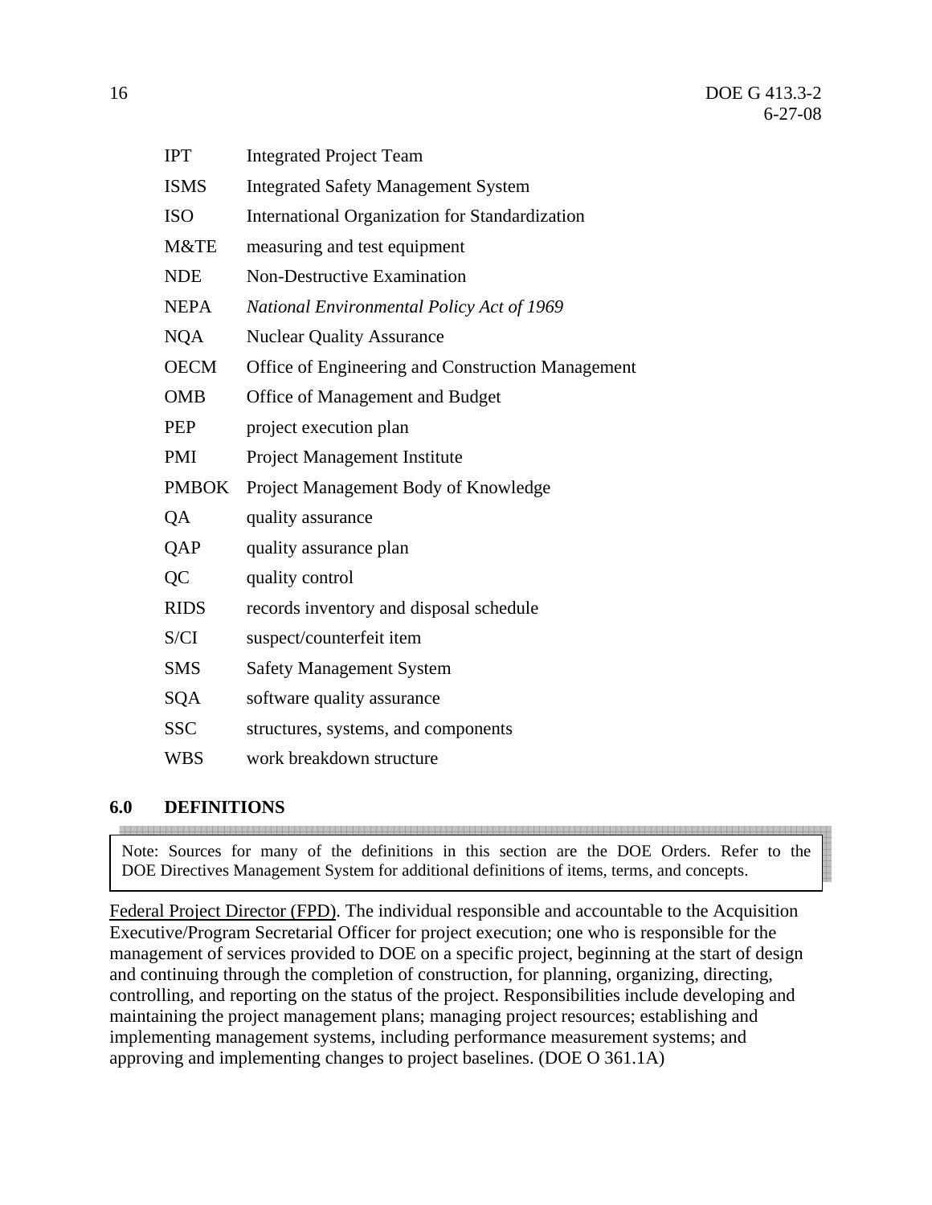| | |
|---|---|
| IPT | Integrated Project Team |
| ISMS | Integrated Safety Management System |
| ISO | International Organization for Standardization |
| M&TE | measuring and test equipment |
| NDE | Non-Destructive Examination |
| NEPA | *National Environmental Policy Act of 1969* |
| NQA | Nuclear Quality Assurance |
| OECM | Office of Engineering and Construction Management |
| OMB | Office of Management and Budget |
| PEP | project execution plan |
| PMI | Project Management Institute |
| PMBOK | Project Management Body of Knowledge |
| QA | quality assurance |
| QAP | quality assurance plan |
| QC | quality control |
| RIDS | records inventory and disposal schedule |
| S/CI | suspect/counterfeit item |
| SMS | Safety Management System |
| SQA | software quality assurance |
| SSC | structures, systems, and components |
| WBS | work breakdown structure |

## 6.0 DEFINITIONS

> Note: Sources for many of the definitions in this section are the DOE Orders. Refer to the DOE Directives Management System for additional definitions of items, terms, and concepts.

Federal Project Director (FPD). The individual responsible and accountable to the Acquisition Executive/Program Secretarial Officer for project execution; one who is responsible for the management of services provided to DOE on a specific project, beginning at the start of design and continuing through the completion of construction, for planning, organizing, directing, controlling, and reporting on the status of the project. Responsibilities include developing and maintaining the project management plans; managing project resources; establishing and implementing management systems, including performance measurement systems; and approving and implementing changes to project baselines. (DOE O 361.1A)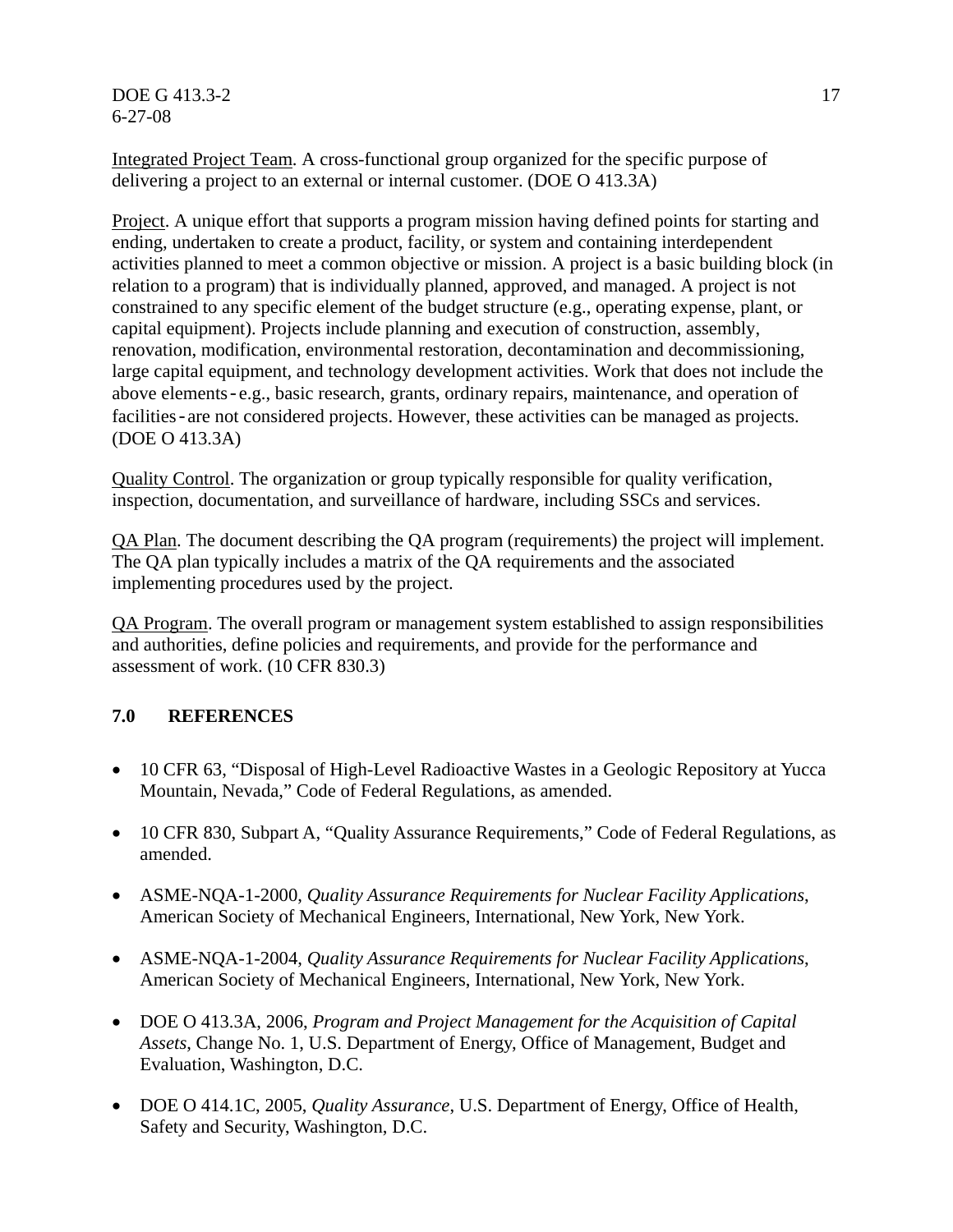Integrated Project Team. A cross-functional group organized for the specific purpose of delivering a project to an external or internal customer. (DOE O 413.3A)

Project. A unique effort that supports a program mission having defined points for starting and ending, undertaken to create a product, facility, or system and containing interdependent activities planned to meet a common objective or mission. A project is a basic building block (in relation to a program) that is individually planned, approved, and managed. A project is not constrained to any specific element of the budget structure (e.g., operating expense, plant, or capital equipment). Projects include planning and execution of construction, assembly, renovation, modification, environmental restoration, decontamination and decommissioning, large capital equipment, and technology development activities. Work that does not include the above elements‑e.g., basic research, grants, ordinary repairs, maintenance, and operation of facilities‑are not considered projects. However, these activities can be managed as projects. (DOE O 413.3A)

Quality Control. The organization or group typically responsible for quality verification, inspection, documentation, and surveillance of hardware, including SSCs and services.

QA Plan. The document describing the QA program (requirements) the project will implement. The QA plan typically includes a matrix of the QA requirements and the associated implementing procedures used by the project.

QA Program. The overall program or management system established to assign responsibilities and authorities, define policies and requirements, and provide for the performance and assessment of work. (10 CFR 830.3)

## 7.0 REFERENCES

- 10 CFR 63, "Disposal of High-Level Radioactive Wastes in a Geologic Repository at Yucca Mountain, Nevada," Code of Federal Regulations, as amended.
- 10 CFR 830, Subpart A, "Quality Assurance Requirements," Code of Federal Regulations, as amended.
- ASME-NQA-1-2000, *Quality Assurance Requirements for Nuclear Facility Applications*, American Society of Mechanical Engineers, International, New York, New York.
- ASME-NQA-1-2004, *Quality Assurance Requirements for Nuclear Facility Applications*, American Society of Mechanical Engineers, International, New York, New York.
- DOE O 413.3A, 2006, *Program and Project Management for the Acquisition of Capital Assets*, Change No. 1, U.S. Department of Energy, Office of Management, Budget and Evaluation, Washington, D.C.
- DOE O 414.1C, 2005, *Quality Assurance*, U.S. Department of Energy, Office of Health, Safety and Security, Washington, D.C.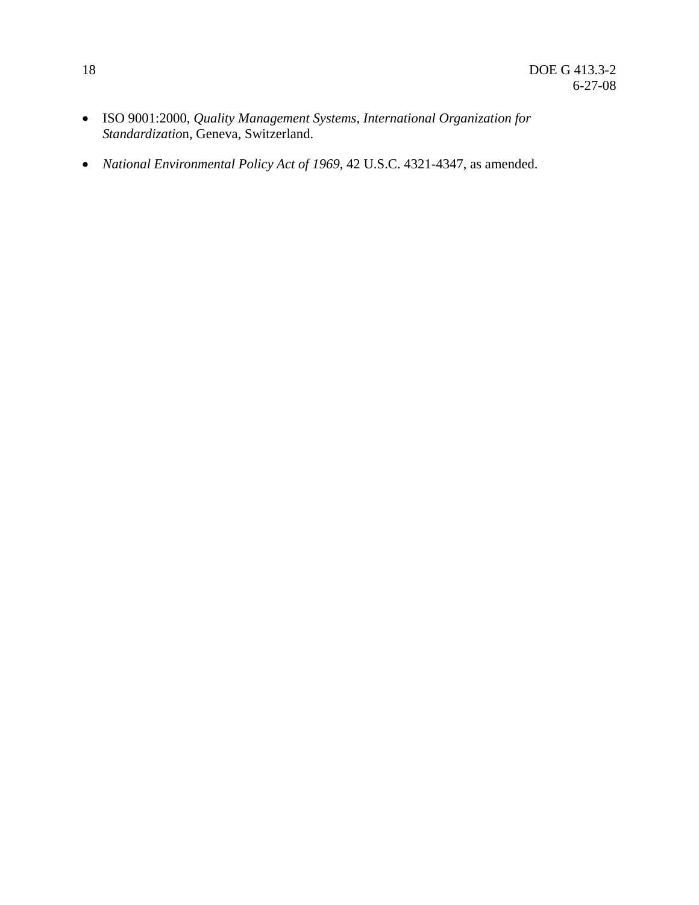- ISO 9001:2000, *Quality Management Systems, International Organization for Standardizatio*n, Geneva, Switzerland.

- *National Environmental Policy Act of 1969*, 42 U.S.C. 4321-4347, as amended.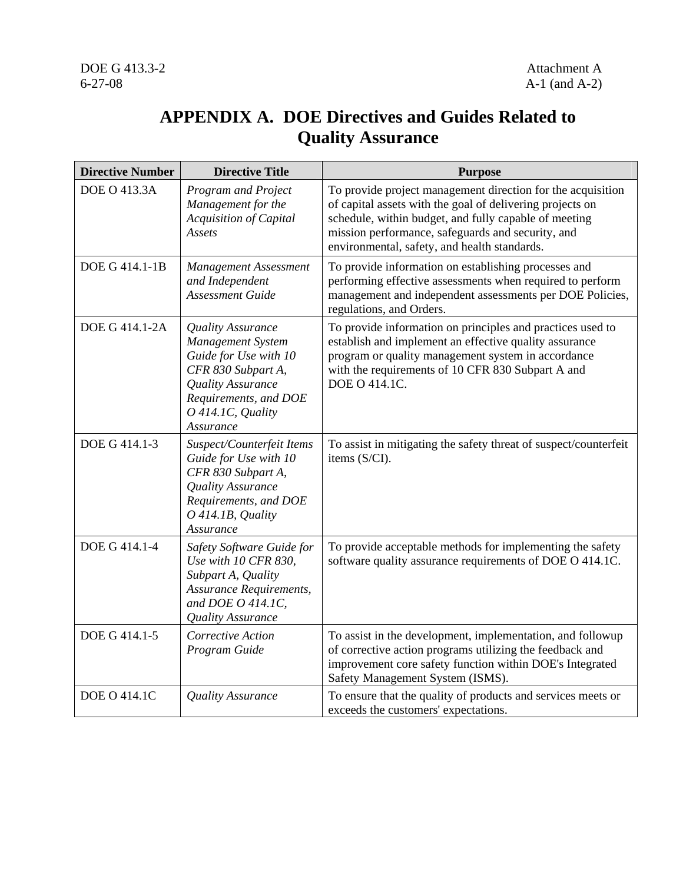# APPENDIX A. DOE Directives and Guides Related to Quality Assurance

| Directive Number | Directive Title | Purpose |
|---|---|---|
| DOE O 413.3A | *Program and Project Management for the Acquisition of Capital Assets* | To provide project management direction for the acquisition of capital assets with the goal of delivering projects on schedule, within budget, and fully capable of meeting mission performance, safeguards and security, and environmental, safety, and health standards. |
| DOE G 414.1-1B | *Management Assessment and Independent Assessment Guide* | To provide information on establishing processes and performing effective assessments when required to perform management and independent assessments per DOE Policies, regulations, and Orders. |
| DOE G 414.1-2A | *Quality Assurance Management System Guide for Use with 10 CFR 830 Subpart A, Quality Assurance Requirements, and DOE O 414.1C, Quality Assurance* | To provide information on principles and practices used to establish and implement an effective quality assurance program or quality management system in accordance with the requirements of 10 CFR 830 Subpart A and DOE O 414.1C. |
| DOE G 414.1-3 | *Suspect/Counterfeit Items Guide for Use with 10 CFR 830 Subpart A, Quality Assurance Requirements, and DOE O 414.1B, Quality Assurance* | To assist in mitigating the safety threat of suspect/counterfeit items (S/CI). |
| DOE G 414.1-4 | *Safety Software Guide for Use with 10 CFR 830, Subpart A, Quality Assurance Requirements, and DOE O 414.1C, Quality Assurance* | To provide acceptable methods for implementing the safety software quality assurance requirements of DOE O 414.1C. |
| DOE G 414.1-5 | *Corrective Action Program Guide* | To assist in the development, implementation, and followup of corrective action programs utilizing the feedback and improvement core safety function within DOE's Integrated Safety Management System (ISMS). |
| DOE O 414.1C | *Quality Assurance* | To ensure that the quality of products and services meets or exceeds the customers' expectations. |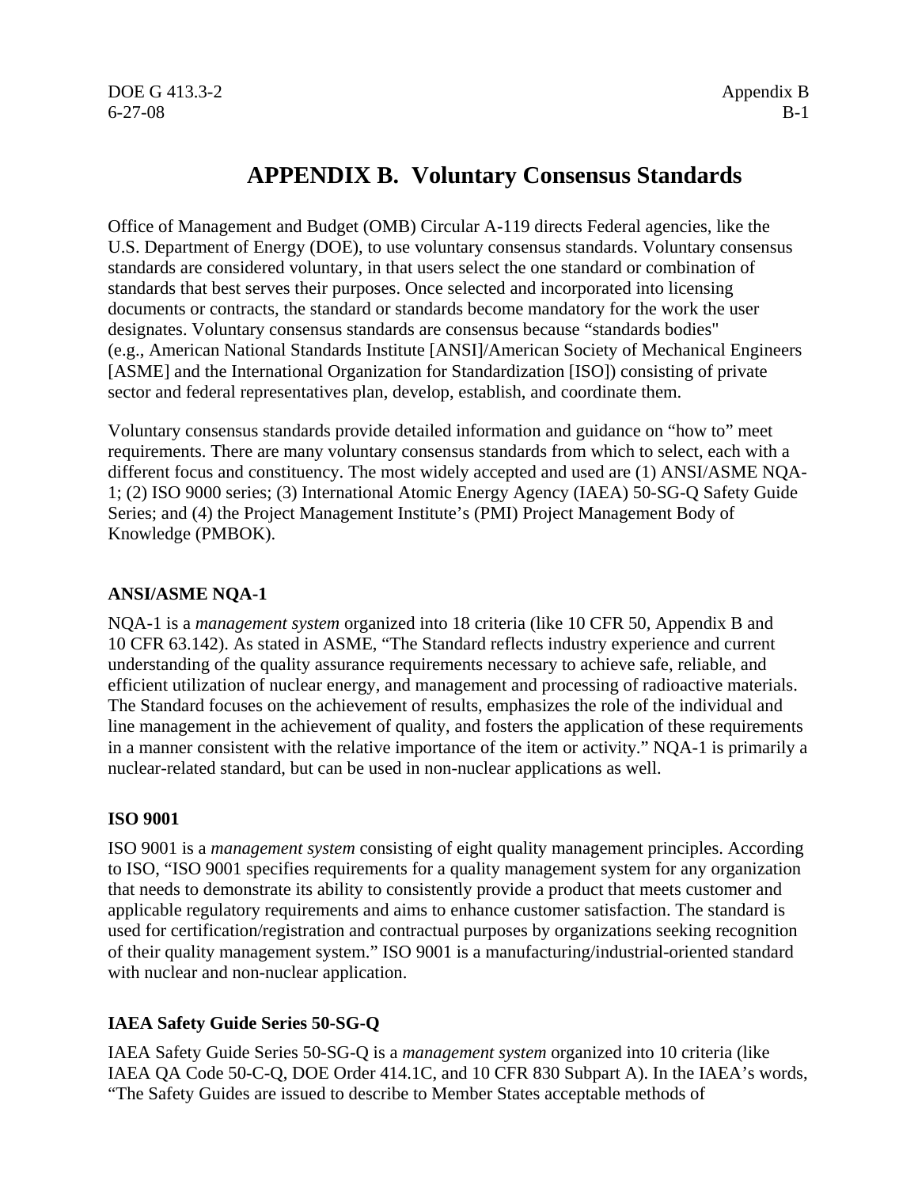# APPENDIX B. Voluntary Consensus Standards

Office of Management and Budget (OMB) Circular A-119 directs Federal agencies, like the U.S. Department of Energy (DOE), to use voluntary consensus standards. Voluntary consensus standards are considered voluntary, in that users select the one standard or combination of standards that best serves their purposes. Once selected and incorporated into licensing documents or contracts, the standard or standards become mandatory for the work the user designates. Voluntary consensus standards are consensus because "standards bodies" (e.g., American National Standards Institute [ANSI]/American Society of Mechanical Engineers [ASME] and the International Organization for Standardization [ISO]) consisting of private sector and federal representatives plan, develop, establish, and coordinate them.

Voluntary consensus standards provide detailed information and guidance on "how to" meet requirements. There are many voluntary consensus standards from which to select, each with a different focus and constituency. The most widely accepted and used are (1) ANSI/ASME NQA-1; (2) ISO 9000 series; (3) International Atomic Energy Agency (IAEA) 50-SG-Q Safety Guide Series; and (4) the Project Management Institute's (PMI) Project Management Body of Knowledge (PMBOK).

### ANSI/ASME NQA-1

NQA-1 is a *management system* organized into 18 criteria (like 10 CFR 50, Appendix B and 10 CFR 63.142). As stated in ASME, "The Standard reflects industry experience and current understanding of the quality assurance requirements necessary to achieve safe, reliable, and efficient utilization of nuclear energy, and management and processing of radioactive materials. The Standard focuses on the achievement of results, emphasizes the role of the individual and line management in the achievement of quality, and fosters the application of these requirements in a manner consistent with the relative importance of the item or activity." NQA-1 is primarily a nuclear-related standard, but can be used in non-nuclear applications as well.

### ISO 9001

ISO 9001 is a *management system* consisting of eight quality management principles. According to ISO, "ISO 9001 specifies requirements for a quality management system for any organization that needs to demonstrate its ability to consistently provide a product that meets customer and applicable regulatory requirements and aims to enhance customer satisfaction. The standard is used for certification/registration and contractual purposes by organizations seeking recognition of their quality management system." ISO 9001 is a manufacturing/industrial-oriented standard with nuclear and non-nuclear application.

### IAEA Safety Guide Series 50-SG-Q

IAEA Safety Guide Series 50-SG-Q is a *management system* organized into 10 criteria (like IAEA QA Code 50-C-Q, DOE Order 414.1C, and 10 CFR 830 Subpart A). In the IAEA's words, "The Safety Guides are issued to describe to Member States acceptable methods of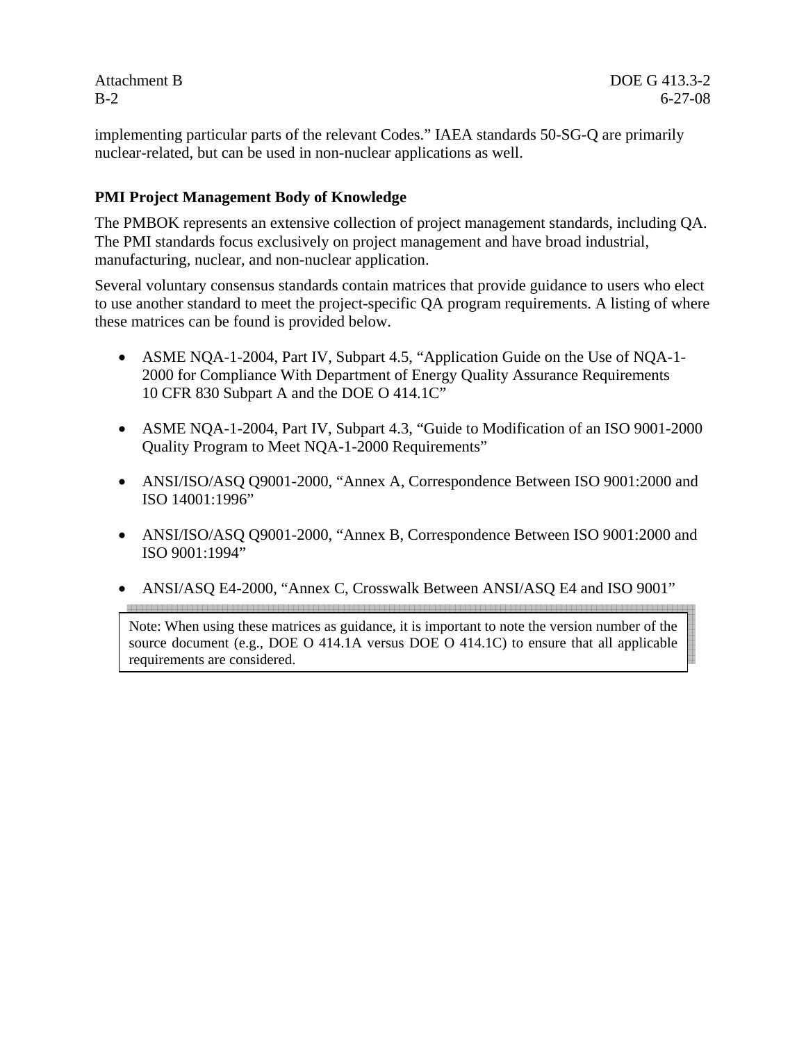implementing particular parts of the relevant Codes." IAEA standards 50-SG-Q are primarily nuclear-related, but can be used in non-nuclear applications as well.

**PMI Project Management Body of Knowledge**

The PMBOK represents an extensive collection of project management standards, including QA. The PMI standards focus exclusively on project management and have broad industrial, manufacturing, nuclear, and non-nuclear application.

Several voluntary consensus standards contain matrices that provide guidance to users who elect to use another standard to meet the project-specific QA program requirements. A listing of where these matrices can be found is provided below.

- ASME NQA-1-2004, Part IV, Subpart 4.5, "Application Guide on the Use of NQA-1-2000 for Compliance With Department of Energy Quality Assurance Requirements 10 CFR 830 Subpart A and the DOE O 414.1C"
- ASME NQA-1-2004, Part IV, Subpart 4.3, "Guide to Modification of an ISO 9001-2000 Quality Program to Meet NQA-1-2000 Requirements"
- ANSI/ISO/ASQ Q9001-2000, "Annex A, Correspondence Between ISO 9001:2000 and ISO 14001:1996"
- ANSI/ISO/ASQ Q9001-2000, "Annex B, Correspondence Between ISO 9001:2000 and ISO 9001:1994"
- ANSI/ASQ E4-2000, "Annex C, Crosswalk Between ANSI/ASQ E4 and ISO 9001"

> Note: When using these matrices as guidance, it is important to note the version number of the source document (e.g., DOE O 414.1A versus DOE O 414.1C) to ensure that all applicable requirements are considered.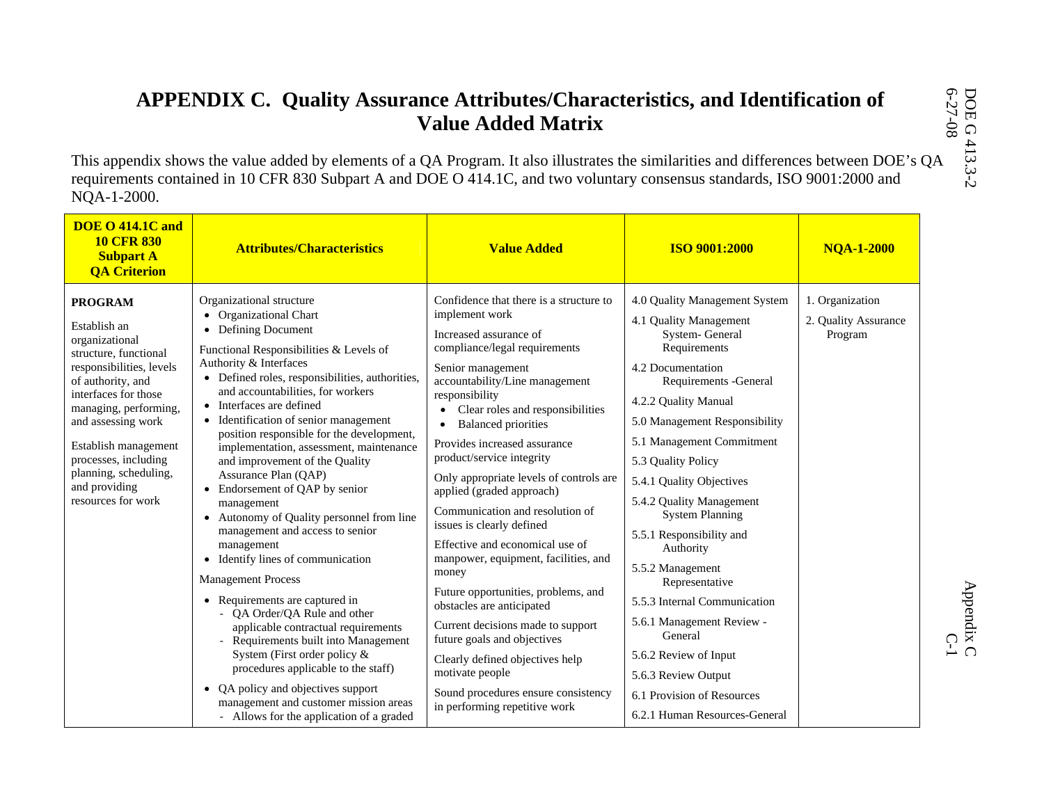# APPENDIX C. Quality Assurance Attributes/Characteristics, and Identification of Value Added Matrix

This appendix shows the value added by elements of a QA Program. It also illustrates the similarities and differences between DOE's QA requirements contained in 10 CFR 830 Subpart A and DOE O 414.1C, and two voluntary consensus standards, ISO 9001:2000 and NQA-1-2000.

| DOE O 414.1C and 10 CFR 830 Subpart A QA Criterion | Attributes/Characteristics | Value Added | ISO 9001:2000 | NQA-1-2000 |
|---|---|---|---|---|
| **PROGRAM**<br><br>Establish an organizational structure, functional responsibilities, levels of authority, and interfaces for those managing, performing, and assessing work<br><br>Establish management processes, including planning, scheduling, and providing resources for work | Organizational structure<br>• Organizational Chart<br>• Defining Document<br><br>Functional Responsibilities & Levels of Authority & Interfaces<br>• Defined roles, responsibilities, authorities, and accountabilities, for workers<br>• Interfaces are defined<br>• Identification of senior management position responsible for the development, implementation, assessment, maintenance and improvement of the Quality Assurance Plan (QAP)<br>• Endorsement of QAP by senior management<br>• Autonomy of Quality personnel from line management and access to senior management<br>• Identify lines of communication<br><br>Management Process<br>• Requirements are captured in<br>  - QA Order/QA Rule and other applicable contractual requirements<br>  - Requirements built into Management System (First order policy & procedures applicable to the staff)<br>• QA policy and objectives support management and customer mission areas<br>  - Allows for the application of a graded | Confidence that there is a structure to implement work<br><br>Increased assurance of compliance/legal requirements<br><br>Senior management accountability/Line management responsibility<br>• Clear roles and responsibilities<br>• Balanced priorities<br><br>Provides increased assurance product/service integrity<br><br>Only appropriate levels of controls are applied (graded approach)<br><br>Communication and resolution of issues is clearly defined<br><br>Effective and economical use of manpower, equipment, facilities, and money<br><br>Future opportunities, problems, and obstacles are anticipated<br><br>Current decisions made to support future goals and objectives<br><br>Clearly defined objectives help motivate people<br><br>Sound procedures ensure consistency in performing repetitive work | 4.0 Quality Management System<br><br>4.1 Quality Management System- General Requirements<br><br>4.2 Documentation Requirements -General<br><br>4.2.2 Quality Manual<br><br>5.0 Management Responsibility<br><br>5.1 Management Commitment<br><br>5.3 Quality Policy<br><br>5.4.1 Quality Objectives<br><br>5.4.2 Quality Management System Planning<br><br>5.5.1 Responsibility and Authority<br><br>5.5.2 Management Representative<br><br>5.5.3 Internal Communication<br><br>5.6.1 Management Review - General<br><br>5.6.2 Review of Input<br><br>5.6.3 Review Output<br><br>6.1 Provision of Resources<br><br>6.2.1 Human Resources-General | 1. Organization<br><br>2. Quality Assurance Program |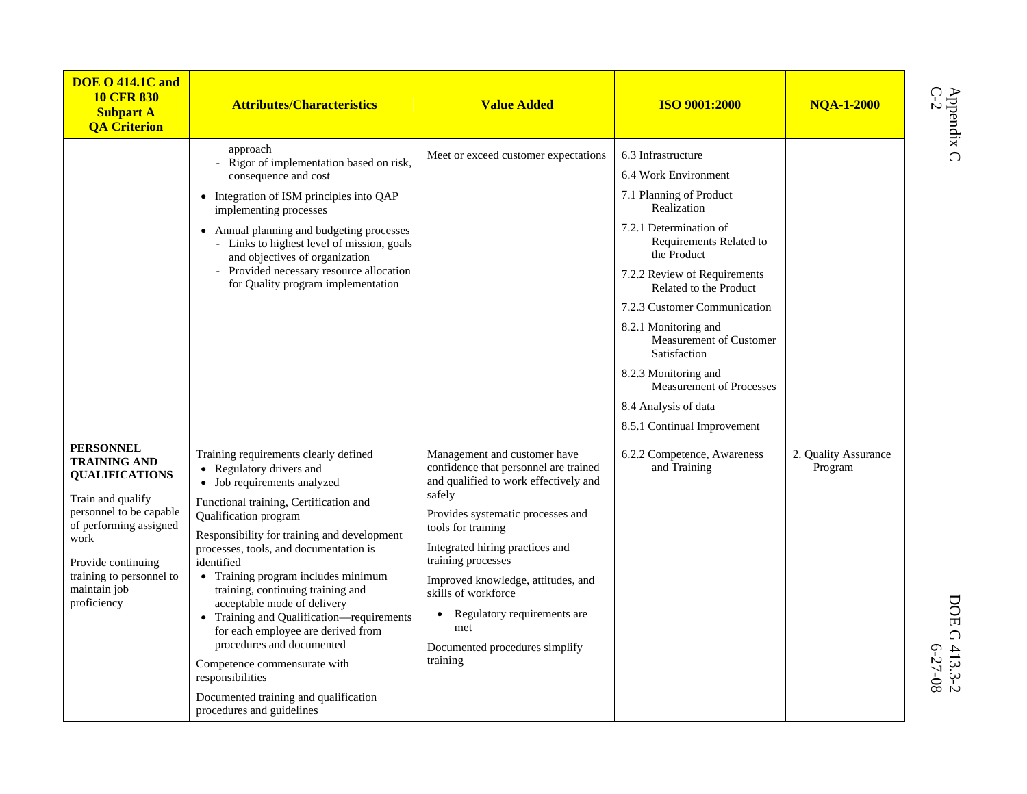| DOE O 414.1C and 10 CFR 830 Subpart A QA Criterion | Attributes/Characteristics | Value Added | ISO 9001:2000 | NQA-1-2000 |
|---|---|---|---|---|
| | approach<br>- Rigor of implementation based on risk, consequence and cost<br>• Integration of ISM principles into QAP implementing processes<br>• Annual planning and budgeting processes<br>- Links to highest level of mission, goals and objectives of organization<br>- Provided necessary resource allocation for Quality program implementation | Meet or exceed customer expectations | 6.3 Infrastructure<br>6.4 Work Environment<br>7.1 Planning of Product Realization<br>7.2.1 Determination of Requirements Related to the Product<br>7.2.2 Review of Requirements Related to the Product<br>7.2.3 Customer Communication<br>8.2.1 Monitoring and Measurement of Customer Satisfaction<br>8.2.3 Monitoring and Measurement of Processes<br>8.4 Analysis of data<br>8.5.1 Continual Improvement | |
| **PERSONNEL TRAINING AND QUALIFICATIONS**<br>Train and qualify personnel to be capable of performing assigned work<br>Provide continuing training to personnel to maintain job proficiency | Training requirements clearly defined<br>• Regulatory drivers and<br>• Job requirements analyzed<br>Functional training, Certification and Qualification program<br>Responsibility for training and development processes, tools, and documentation is identified<br>• Training program includes minimum training, continuing training and acceptable mode of delivery<br>• Training and Qualification—requirements for each employee are derived from procedures and documented<br>Competence commensurate with responsibilities<br>Documented training and qualification procedures and guidelines | Management and customer have confidence that personnel are trained and qualified to work effectively and safely<br>Provides systematic processes and tools for training<br>Integrated hiring practices and training processes<br>Improved knowledge, attitudes, and skills of workforce<br>• Regulatory requirements are met<br>Documented procedures simplify training | 6.2.2 Competence, Awareness and Training | 2. Quality Assurance Program |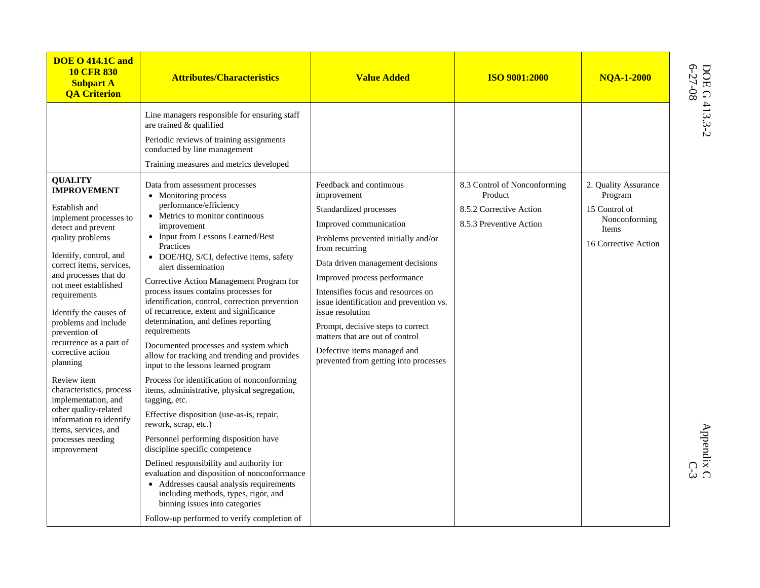| DOE O 414.1C and 10 CFR 830 Subpart A QA Criterion | Attributes/Characteristics | Value Added | ISO 9001:2000 | NQA-1-2000 |
|---|---|---|---|---|
| | Line managers responsible for ensuring staff are trained & qualified<br><br>Periodic reviews of training assignments conducted by line management<br><br>Training measures and metrics developed | | | |
| **QUALITY IMPROVEMENT**<br><br>Establish and implement processes to detect and prevent quality problems<br><br>Identify, control, and correct items, services, and processes that do not meet established requirements<br><br>Identify the causes of problems and include prevention of recurrence as a part of corrective action planning<br><br>Review item characteristics, process implementation, and other quality-related information to identify items, services, and processes needing improvement | Data from assessment processes<br>• Monitoring process performance/efficiency<br>• Metrics to monitor continuous improvement<br>• Input from Lessons Learned/Best Practices<br>• DOE/HQ, S/CI, defective items, safety alert dissemination<br><br>Corrective Action Management Program for process issues contains processes for identification, control, correction prevention of recurrence, extent and significance determination, and defines reporting requirements<br><br>Documented processes and system which allow for tracking and trending and provides input to the lessons learned program<br><br>Process for identification of nonconforming items, administrative, physical segregation, tagging, etc.<br><br>Effective disposition (use-as-is, repair, rework, scrap, etc.)<br><br>Personnel performing disposition have discipline specific competence<br><br>Defined responsibility and authority for evaluation and disposition of nonconformance<br>• Addresses causal analysis requirements including methods, types, rigor, and binning issues into categories<br><br>Follow-up performed to verify completion of | Feedback and continuous improvement<br><br>Standardized processes<br><br>Improved communication<br><br>Problems prevented initially and/or from recurring<br><br>Data driven management decisions<br><br>Improved process performance<br><br>Intensifies focus and resources on issue identification and prevention vs. issue resolution<br><br>Prompt, decisive steps to correct matters that are out of control<br><br>Defective items managed and prevented from getting into processes | 8.3 Control of Nonconforming Product<br><br>8.5.2 Corrective Action<br><br>8.5.3 Preventive Action | 2. Quality Assurance Program<br><br>15 Control of Nonconforming Items<br><br>16 Corrective Action |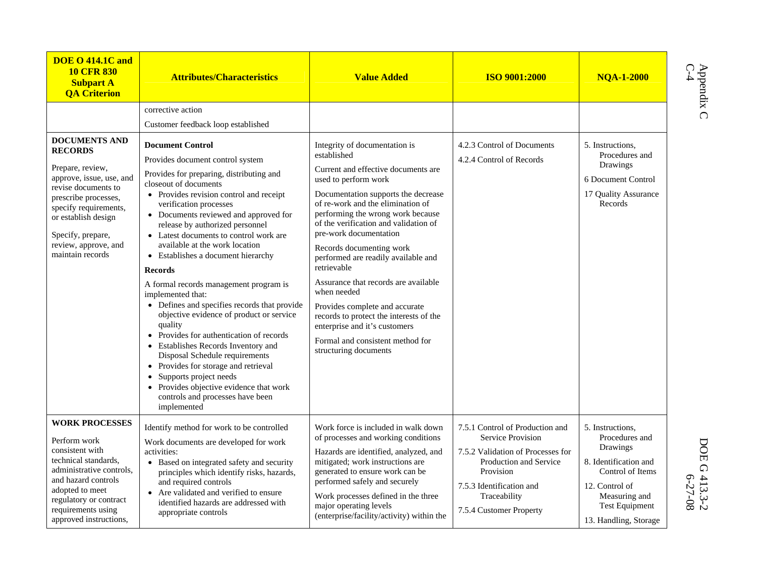| DOE O 414.1C and 10 CFR 830 Subpart A QA Criterion | Attributes/Characteristics | Value Added | ISO 9001:2000 | NQA-1-2000 |
|---|---|---|---|---|
| | corrective action<br><br>Customer feedback loop established | | | |
| **DOCUMENTS AND RECORDS**<br><br>Prepare, review, approve, issue, use, and revise documents to prescribe processes, specify requirements, or establish design<br><br>Specify, prepare, review, approve, and maintain records | **Document Control**<br><br>Provides document control system<br><br>Provides for preparing, distributing and closeout of documents<br>• Provides revision control and receipt verification processes<br>• Documents reviewed and approved for release by authorized personnel<br>• Latest documents to control work are available at the work location<br>• Establishes a document hierarchy<br><br>**Records**<br><br>A formal records management program is implemented that:<br>• Defines and specifies records that provide objective evidence of product or service quality<br>• Provides for authentication of records<br>• Establishes Records Inventory and Disposal Schedule requirements<br>• Provides for storage and retrieval<br>• Supports project needs<br>• Provides objective evidence that work controls and processes have been implemented | Integrity of documentation is established<br><br>Current and effective documents are used to perform work<br><br>Documentation supports the decrease of re-work and the elimination of performing the wrong work because of the verification and validation of pre-work documentation<br><br>Records documenting work performed are readily available and retrievable<br><br>Assurance that records are available when needed<br><br>Provides complete and accurate records to protect the interests of the enterprise and it's customers<br><br>Formal and consistent method for structuring documents | 4.2.3 Control of Documents<br><br>4.2.4 Control of Records | 5. Instructions, Procedures and Drawings<br><br>6 Document Control<br><br>17 Quality Assurance Records |
| **WORK PROCESSES**<br><br>Perform work consistent with technical standards, administrative controls, and hazard controls adopted to meet regulatory or contract requirements using approved instructions, | Identify method for work to be controlled<br><br>Work documents are developed for work activities:<br>• Based on integrated safety and security principles which identify risks, hazards, and required controls<br>• Are validated and verified to ensure identified hazards are addressed with appropriate controls | Work force is included in walk down of processes and working conditions<br><br>Hazards are identified, analyzed, and mitigated; work instructions are generated to ensure work can be performed safely and securely<br><br>Work processes defined in the three major operating levels (enterprise/facility/activity) within the | 7.5.1 Control of Production and Service Provision<br><br>7.5.2 Validation of Processes for Production and Service Provision<br><br>7.5.3 Identification and Traceability<br><br>7.5.4 Customer Property | 5. Instructions, Procedures and Drawings<br><br>8. Identification and Control of Items<br><br>12. Control of Measuring and Test Equipment<br><br>13. Handling, Storage |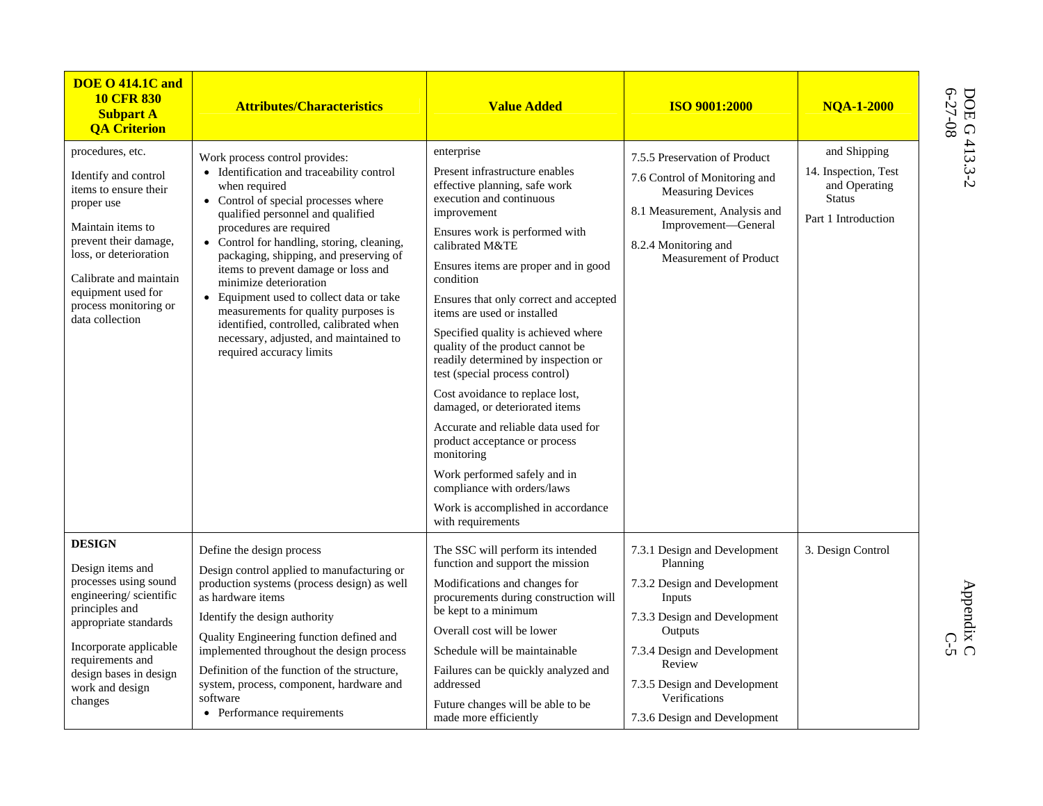| DOE O 414.1C and 10 CFR 830 Subpart A QA Criterion | Attributes/Characteristics | Value Added | ISO 9001:2000 | NQA-1-2000 |
|---|---|---|---|---|
| procedures, etc.<br><br>Identify and control items to ensure their proper use<br><br>Maintain items to prevent their damage, loss, or deterioration<br><br>Calibrate and maintain equipment used for process monitoring or data collection | Work process control provides:<br>• Identification and traceability control when required<br>• Control of special processes where qualified personnel and qualified procedures are required<br>• Control for handling, storing, cleaning, packaging, shipping, and preserving of items to prevent damage or loss and minimize deterioration<br>• Equipment used to collect data or take measurements for quality purposes is identified, controlled, calibrated when necessary, adjusted, and maintained to required accuracy limits | enterprise<br><br>Present infrastructure enables effective planning, safe work execution and continuous improvement<br><br>Ensures work is performed with calibrated M&TE<br><br>Ensures items are proper and in good condition<br><br>Ensures that only correct and accepted items are used or installed<br><br>Specified quality is achieved where quality of the product cannot be readily determined by inspection or test (special process control)<br><br>Cost avoidance to replace lost, damaged, or deteriorated items<br><br>Accurate and reliable data used for product acceptance or process monitoring<br><br>Work performed safely and in compliance with orders/laws<br><br>Work is accomplished in accordance with requirements | 7.5.5 Preservation of Product<br><br>7.6 Control of Monitoring and Measuring Devices<br><br>8.1 Measurement, Analysis and Improvement—General<br><br>8.2.4 Monitoring and Measurement of Product | and Shipping<br><br>14. Inspection, Test and Operating Status<br><br>Part 1 Introduction |
| **DESIGN**<br><br>Design items and processes using sound engineering/ scientific principles and appropriate standards<br><br>Incorporate applicable requirements and design bases in design work and design changes | Define the design process<br><br>Design control applied to manufacturing or production systems (process design) as well as hardware items<br><br>Identify the design authority<br><br>Quality Engineering function defined and implemented throughout the design process<br><br>Definition of the function of the structure, system, process, component, hardware and software<br>• Performance requirements | The SSC will perform its intended function and support the mission<br><br>Modifications and changes for procurements during construction will be kept to a minimum<br><br>Overall cost will be lower<br><br>Schedule will be maintainable<br><br>Failures can be quickly analyzed and addressed<br><br>Future changes will be able to be made more efficiently | 7.3.1 Design and Development Planning<br><br>7.3.2 Design and Development Inputs<br><br>7.3.3 Design and Development Outputs<br><br>7.3.4 Design and Development Review<br><br>7.3.5 Design and Development Verifications<br><br>7.3.6 Design and Development | 3. Design Control |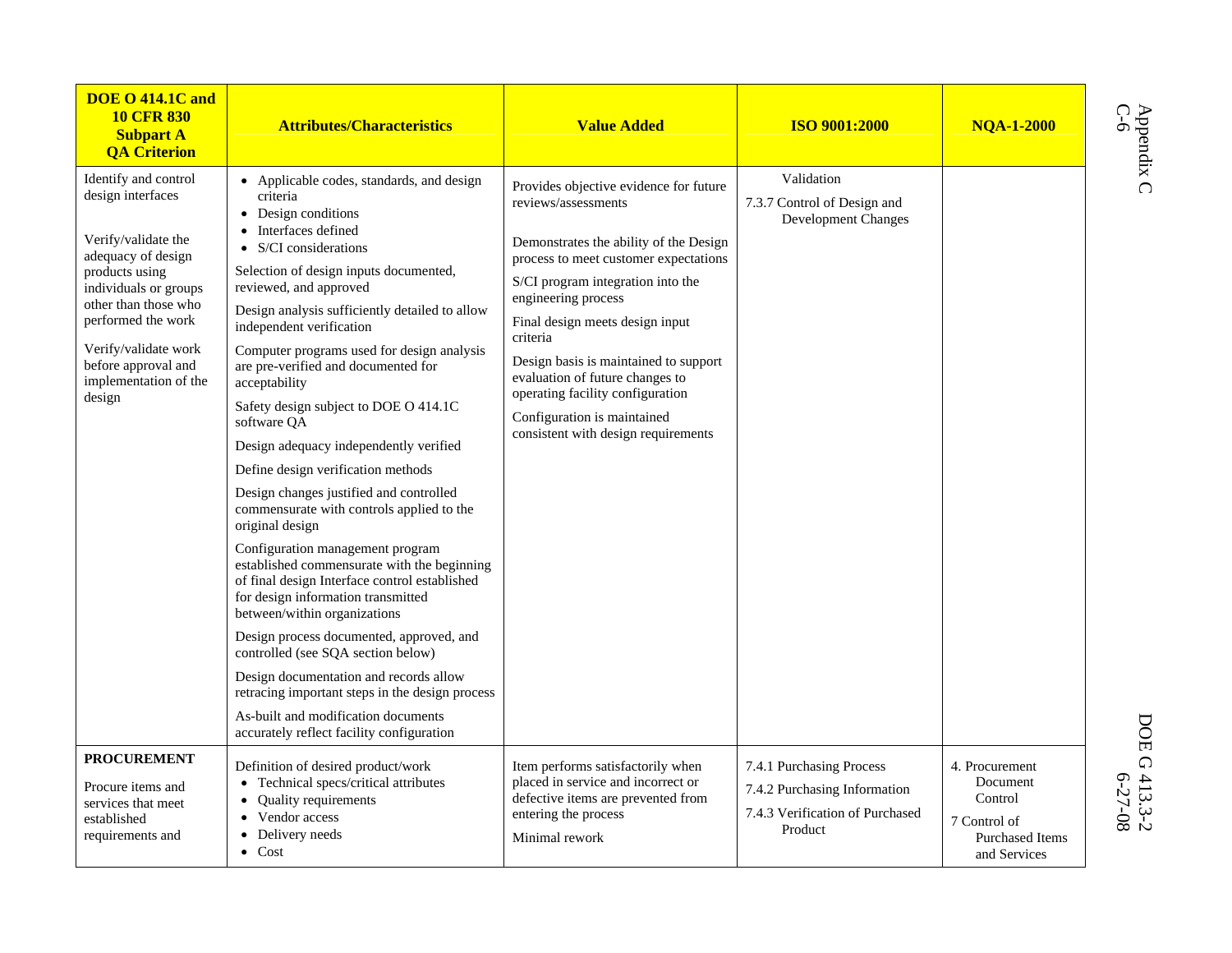| DOE O 414.1C and 10 CFR 830 Subpart A QA Criterion | Attributes/Characteristics | Value Added | ISO 9001:2000 | NQA-1-2000 |
|---|---|---|---|---|
| Identify and control design interfaces<br><br>Verify/validate the adequacy of design products using individuals or groups other than those who performed the work<br><br>Verify/validate work before approval and implementation of the design | • Applicable codes, standards, and design criteria<br>• Design conditions<br>• Interfaces defined<br>• S/CI considerations<br><br>Selection of design inputs documented, reviewed, and approved<br><br>Design analysis sufficiently detailed to allow independent verification<br><br>Computer programs used for design analysis are pre-verified and documented for acceptability<br><br>Safety design subject to DOE O 414.1C software QA<br><br>Design adequacy independently verified<br><br>Define design verification methods<br><br>Design changes justified and controlled commensurate with controls applied to the original design<br><br>Configuration management program established commensurate with the beginning of final design Interface control established for design information transmitted between/within organizations<br><br>Design process documented, approved, and controlled (see SQA section below)<br><br>Design documentation and records allow retracing important steps in the design process<br><br>As-built and modification documents accurately reflect facility configuration | Provides objective evidence for future reviews/assessments<br><br>Demonstrates the ability of the Design process to meet customer expectations<br><br>S/CI program integration into the engineering process<br><br>Final design meets design input criteria<br><br>Design basis is maintained to support evaluation of future changes to operating facility configuration<br><br>Configuration is maintained consistent with design requirements | Validation<br><br>7.3.7 Control of Design and Development Changes | |
| **PROCUREMENT**<br><br>Procure items and services that meet established requirements and | Definition of desired product/work<br>• Technical specs/critical attributes<br>• Quality requirements<br>• Vendor access<br>• Delivery needs<br>• Cost | Item performs satisfactorily when placed in service and incorrect or defective items are prevented from entering the process<br><br>Minimal rework | 7.4.1 Purchasing Process<br><br>7.4.2 Purchasing Information<br><br>7.4.3 Verification of Purchased Product | 4. Procurement Document Control<br><br>7 Control of Purchased Items and Services |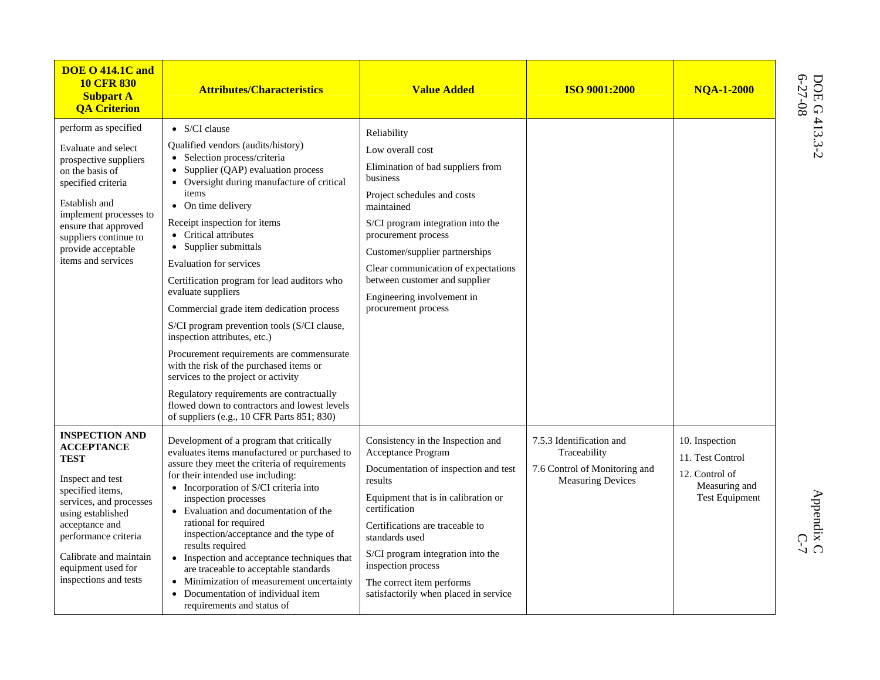| DOE O 414.1C and 10 CFR 830 Subpart A QA Criterion | Attributes/Characteristics | Value Added | ISO 9001:2000 | NQA-1-2000 |
|---|---|---|---|---|
| perform as specified<br><br>Evaluate and select prospective suppliers on the basis of specified criteria<br><br>Establish and implement processes to ensure that approved suppliers continue to provide acceptable items and services | • S/CI clause<br><br>Qualified vendors (audits/history)<br>• Selection process/criteria<br>• Supplier (QAP) evaluation process<br>• Oversight during manufacture of critical items<br>• On time delivery<br><br>Receipt inspection for items<br>• Critical attributes<br>• Supplier submittals<br><br>Evaluation for services<br><br>Certification program for lead auditors who evaluate suppliers<br><br>Commercial grade item dedication process<br><br>S/CI program prevention tools (S/CI clause, inspection attributes, etc.)<br><br>Procurement requirements are commensurate with the risk of the purchased items or services to the project or activity<br><br>Regulatory requirements are contractually flowed down to contractors and lowest levels of suppliers (e.g., 10 CFR Parts 851; 830) | Reliability<br><br>Low overall cost<br><br>Elimination of bad suppliers from business<br><br>Project schedules and costs maintained<br><br>S/CI program integration into the procurement process<br><br>Customer/supplier partnerships<br><br>Clear communication of expectations between customer and supplier<br><br>Engineering involvement in procurement process | | |
| **INSPECTION AND ACCEPTANCE TEST**<br><br>Inspect and test specified items, services, and processes using established acceptance and performance criteria<br><br>Calibrate and maintain equipment used for inspections and tests | Development of a program that critically evaluates items manufactured or purchased to assure they meet the criteria of requirements for their intended use including:<br>• Incorporation of S/CI criteria into inspection processes<br>• Evaluation and documentation of the rational for required inspection/acceptance and the type of results required<br>• Inspection and acceptance techniques that are traceable to acceptable standards<br>• Minimization of measurement uncertainty<br>• Documentation of individual item requirements and status of | Consistency in the Inspection and Acceptance Program<br><br>Documentation of inspection and test results<br><br>Equipment that is in calibration or certification<br><br>Certifications are traceable to standards used<br><br>S/CI program integration into the inspection process<br><br>The correct item performs satisfactorily when placed in service | 7.5.3 Identification and Traceability<br><br>7.6 Control of Monitoring and Measuring Devices | 10. Inspection<br><br>11. Test Control<br><br>12. Control of Measuring and Test Equipment |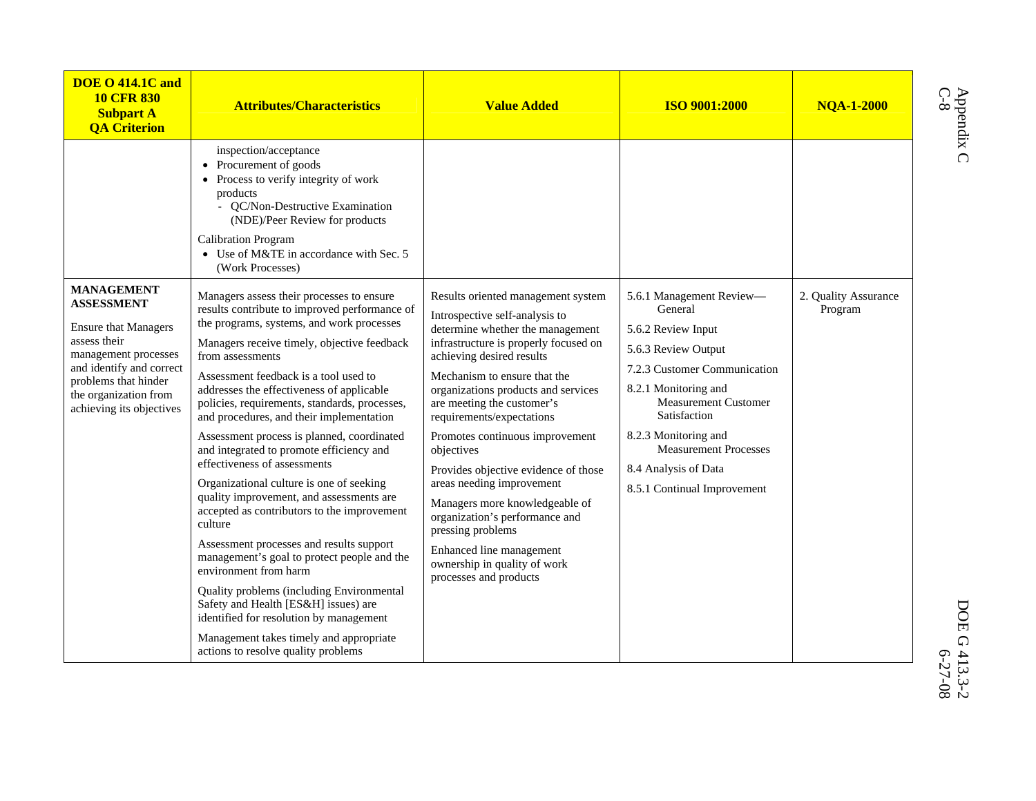| DOE O 414.1C and 10 CFR 830 Subpart A QA Criterion | Attributes/Characteristics | Value Added | ISO 9001:2000 | NQA-1-2000 |
|---|---|---|---|---|
| | inspection/acceptance<br>• Procurement of goods<br>• Process to verify integrity of work products<br>- QC/Non-Destructive Examination (NDE)/Peer Review for products<br><br>Calibration Program<br>• Use of M&TE in accordance with Sec. 5 (Work Processes) | | | |
| **MANAGEMENT ASSESSMENT**<br><br>Ensure that Managers assess their management processes and identify and correct problems that hinder the organization from achieving its objectives | Managers assess their processes to ensure results contribute to improved performance of the programs, systems, and work processes<br><br>Managers receive timely, objective feedback from assessments<br><br>Assessment feedback is a tool used to addresses the effectiveness of applicable policies, requirements, standards, processes, and procedures, and their implementation<br><br>Assessment process is planned, coordinated and integrated to promote efficiency and effectiveness of assessments<br><br>Organizational culture is one of seeking quality improvement, and assessments are accepted as contributors to the improvement culture<br><br>Assessment processes and results support management's goal to protect people and the environment from harm<br><br>Quality problems (including Environmental Safety and Health [ES&H] issues) are identified for resolution by management<br><br>Management takes timely and appropriate actions to resolve quality problems | Results oriented management system<br><br>Introspective self-analysis to determine whether the management infrastructure is properly focused on achieving desired results<br><br>Mechanism to ensure that the organizations products and services are meeting the customer's requirements/expectations<br><br>Promotes continuous improvement objectives<br><br>Provides objective evidence of those areas needing improvement<br><br>Managers more knowledgeable of organization's performance and pressing problems<br><br>Enhanced line management ownership in quality of work processes and products | 5.6.1 Management Review—General<br><br>5.6.2 Review Input<br><br>5.6.3 Review Output<br><br>7.2.3 Customer Communication<br><br>8.2.1 Monitoring and Measurement Customer Satisfaction<br><br>8.2.3 Monitoring and Measurement Processes<br><br>8.4 Analysis of Data<br><br>8.5.1 Continual Improvement | 2. Quality Assurance Program |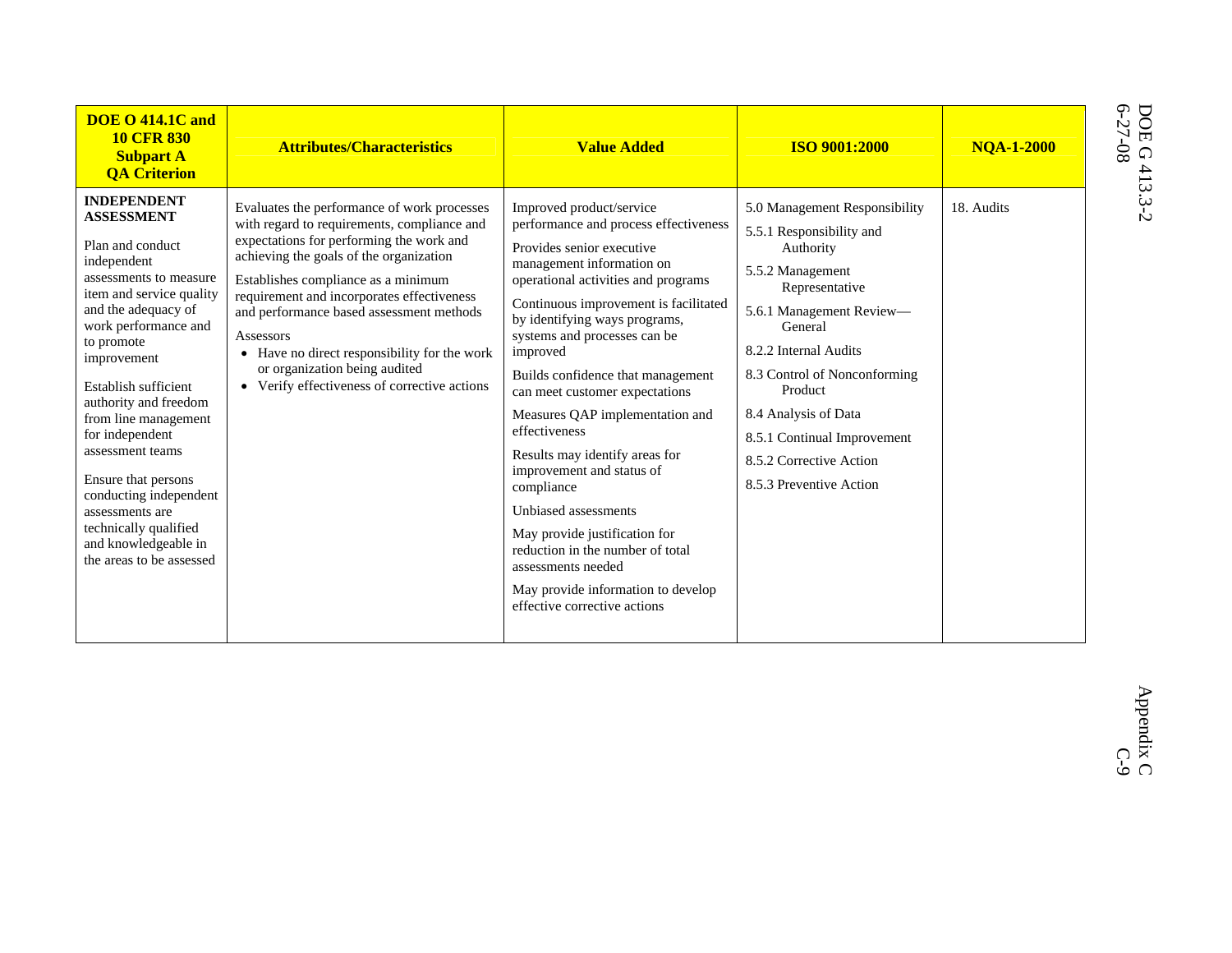| DOE O 414.1C and 10 CFR 830 Subpart A QA Criterion | Attributes/Characteristics | Value Added | ISO 9001:2000 | NQA-1-2000 |
|---|---|---|---|---|
| **INDEPENDENT ASSESSMENT**<br><br>Plan and conduct independent assessments to measure item and service quality and the adequacy of work performance and to promote improvement<br><br>Establish sufficient authority and freedom from line management for independent assessment teams<br><br>Ensure that persons conducting independent assessments are technically qualified and knowledgeable in the areas to be assessed | Evaluates the performance of work processes with regard to requirements, compliance and expectations for performing the work and achieving the goals of the organization<br><br>Establishes compliance as a minimum requirement and incorporates effectiveness and performance based assessment methods<br><br>Assessors<br>• Have no direct responsibility for the work or organization being audited<br>• Verify effectiveness of corrective actions | Improved product/service performance and process effectiveness<br><br>Provides senior executive management information on operational activities and programs<br><br>Continuous improvement is facilitated by identifying ways programs, systems and processes can be improved<br><br>Builds confidence that management can meet customer expectations<br><br>Measures QAP implementation and effectiveness<br><br>Results may identify areas for improvement and status of compliance<br><br>Unbiased assessments<br><br>May provide justification for reduction in the number of total assessments needed<br><br>May provide information to develop effective corrective actions | 5.0 Management Responsibility<br><br>5.5.1 Responsibility and Authority<br><br>5.5.2 Management Representative<br><br>5.6.1 Management Review—General<br><br>8.2.2 Internal Audits<br><br>8.3 Control of Nonconforming Product<br><br>8.4 Analysis of Data<br><br>8.5.1 Continual Improvement<br><br>8.5.2 Corrective Action<br><br>8.5.3 Preventive Action | 18. Audits |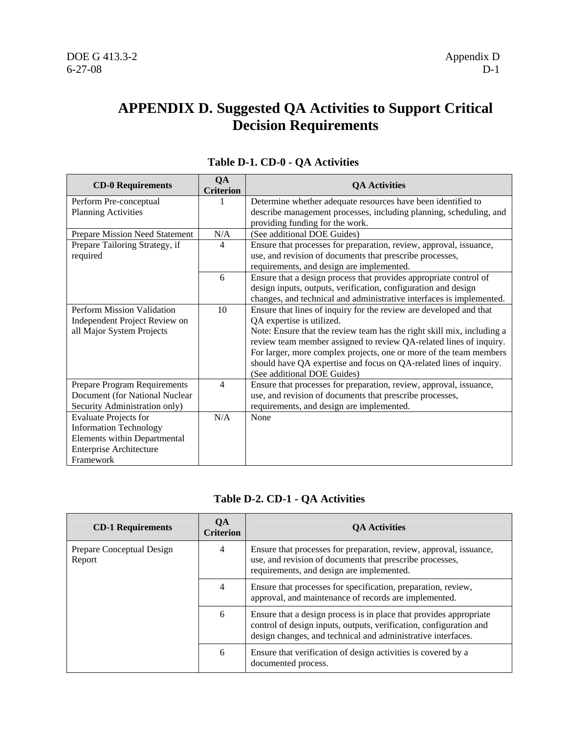# APPENDIX D. Suggested QA Activities to Support Critical Decision Requirements

**Table D-1. CD-0 - QA Activities**

| CD-0 Requirements | QA Criterion | QA Activities |
|---|---|---|
| Perform Pre-conceptual Planning Activities | 1 | Determine whether adequate resources have been identified to describe management processes, including planning, scheduling, and providing funding for the work. |
| Prepare Mission Need Statement | N/A | (See additional DOE Guides) |
| Prepare Tailoring Strategy, if required | 4 | Ensure that processes for preparation, review, approval, issuance, use, and revision of documents that prescribe processes, requirements, and design are implemented. |
| | 6 | Ensure that a design process that provides appropriate control of design inputs, outputs, verification, configuration and design changes, and technical and administrative interfaces is implemented. |
| Perform Mission Validation Independent Project Review on all Major System Projects | 10 | Ensure that lines of inquiry for the review are developed and that QA expertise is utilized.<br>Note: Ensure that the review team has the right skill mix, including a review team member assigned to review QA-related lines of inquiry. For larger, more complex projects, one or more of the team members should have QA expertise and focus on QA-related lines of inquiry. (See additional DOE Guides) |
| Prepare Program Requirements Document (for National Nuclear Security Administration only) | 4 | Ensure that processes for preparation, review, approval, issuance, use, and revision of documents that prescribe processes, requirements, and design are implemented. |
| Evaluate Projects for Information Technology Elements within Departmental Enterprise Architecture Framework | N/A | None |

**Table D-2. CD-1 - QA Activities**

| CD-1 Requirements | QA Criterion | QA Activities |
|---|---|---|
| Prepare Conceptual Design Report | 4 | Ensure that processes for preparation, review, approval, issuance, use, and revision of documents that prescribe processes, requirements, and design are implemented. |
| | 4 | Ensure that processes for specification, preparation, review, approval, and maintenance of records are implemented. |
| | 6 | Ensure that a design process is in place that provides appropriate control of design inputs, outputs, verification, configuration and design changes, and technical and administrative interfaces. |
| | 6 | Ensure that verification of design activities is covered by a documented process. |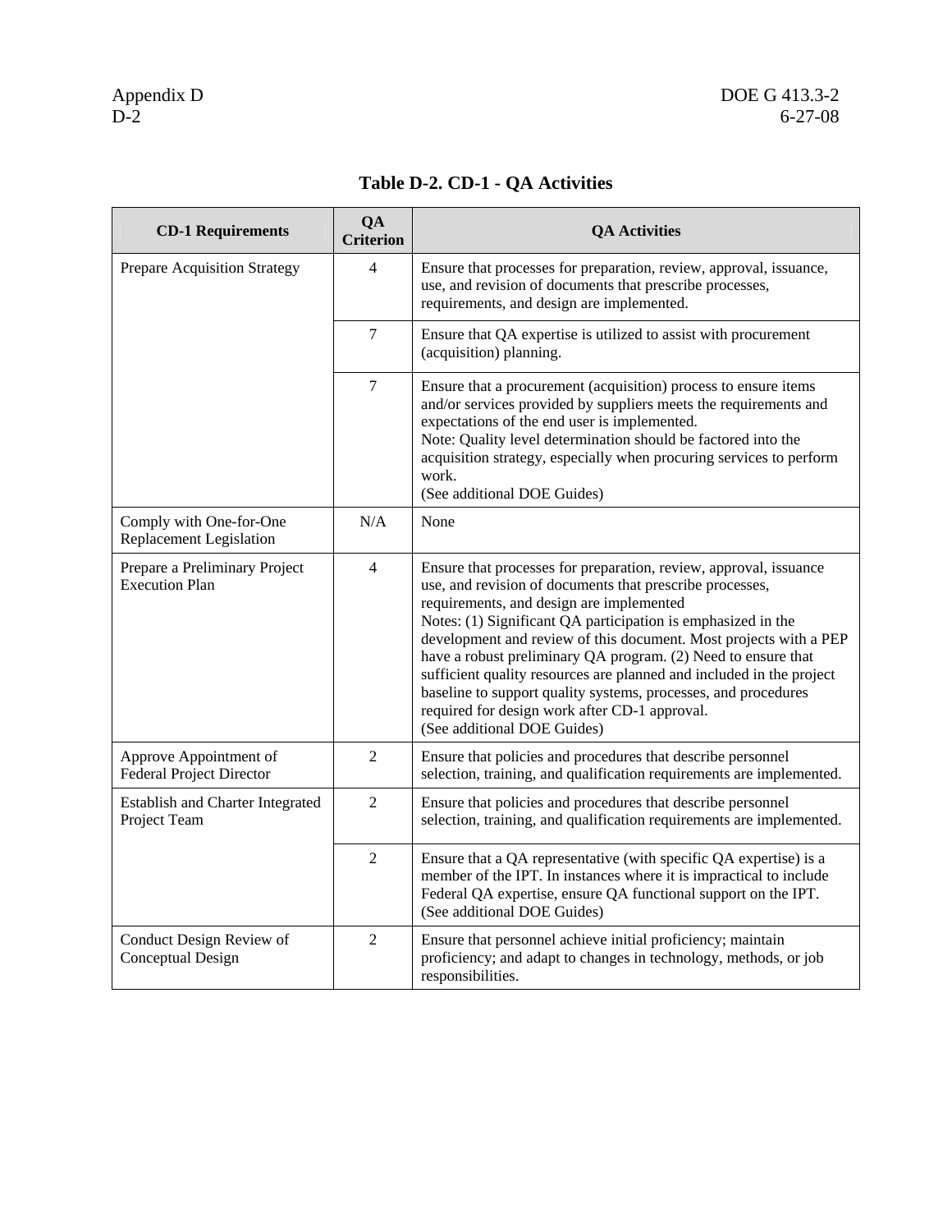**Table D-2. CD-1 - QA Activities**

| CD-1 Requirements | QA Criterion | QA Activities |
|---|---|---|
| Prepare Acquisition Strategy | 4 | Ensure that processes for preparation, review, approval, issuance, use, and revision of documents that prescribe processes, requirements, and design are implemented. |
| | 7 | Ensure that QA expertise is utilized to assist with procurement (acquisition) planning. |
| | 7 | Ensure that a procurement (acquisition) process to ensure items and/or services provided by suppliers meets the requirements and expectations of the end user is implemented.<br>Note: Quality level determination should be factored into the acquisition strategy, especially when procuring services to perform work.<br>(See additional DOE Guides) |
| Comply with One-for-One Replacement Legislation | N/A | None |
| Prepare a Preliminary Project Execution Plan | 4 | Ensure that processes for preparation, review, approval, issuance use, and revision of documents that prescribe processes, requirements, and design are implemented<br>Notes: (1) Significant QA participation is emphasized in the development and review of this document. Most projects with a PEP have a robust preliminary QA program. (2) Need to ensure that sufficient quality resources are planned and included in the project baseline to support quality systems, processes, and procedures required for design work after CD-1 approval.<br>(See additional DOE Guides) |
| Approve Appointment of Federal Project Director | 2 | Ensure that policies and procedures that describe personnel selection, training, and qualification requirements are implemented. |
| Establish and Charter Integrated Project Team | 2 | Ensure that policies and procedures that describe personnel selection, training, and qualification requirements are implemented. |
| | 2 | Ensure that a QA representative (with specific QA expertise) is a member of the IPT. In instances where it is impractical to include Federal QA expertise, ensure QA functional support on the IPT.<br>(See additional DOE Guides) |
| Conduct Design Review of Conceptual Design | 2 | Ensure that personnel achieve initial proficiency; maintain proficiency; and adapt to changes in technology, methods, or job responsibilities. |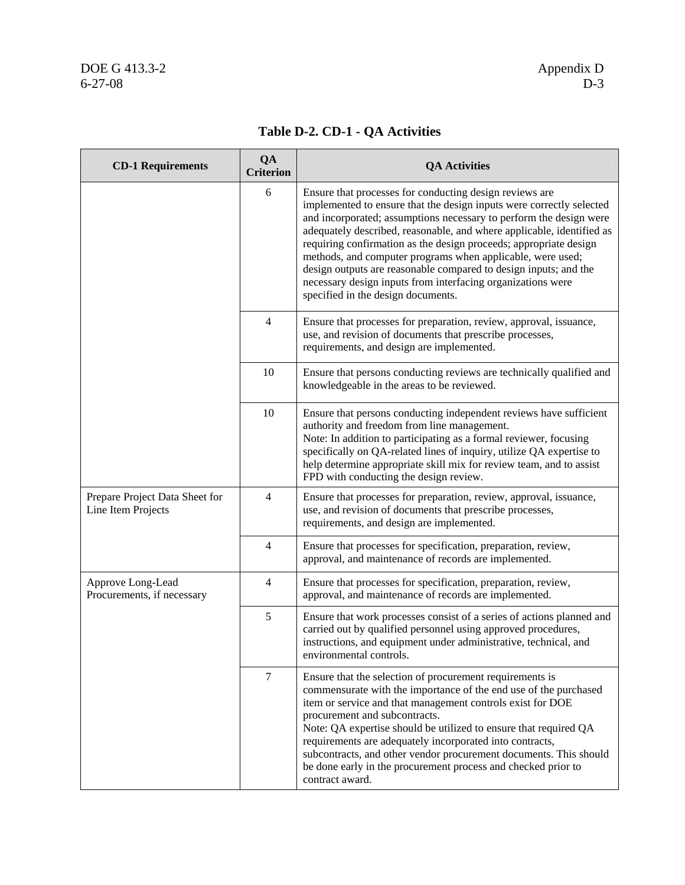## Table D-2. CD-1 - QA Activities

| CD-1 Requirements | QA Criterion | QA Activities |
|---|---|---|
| | 6 | Ensure that processes for conducting design reviews are implemented to ensure that the design inputs were correctly selected and incorporated; assumptions necessary to perform the design were adequately described, reasonable, and where applicable, identified as requiring confirmation as the design proceeds; appropriate design methods, and computer programs when applicable, were used; design outputs are reasonable compared to design inputs; and the necessary design inputs from interfacing organizations were specified in the design documents. |
| | 4 | Ensure that processes for preparation, review, approval, issuance, use, and revision of documents that prescribe processes, requirements, and design are implemented. |
| | 10 | Ensure that persons conducting reviews are technically qualified and knowledgeable in the areas to be reviewed. |
| | 10 | Ensure that persons conducting independent reviews have sufficient authority and freedom from line management.<br>Note: In addition to participating as a formal reviewer, focusing specifically on QA-related lines of inquiry, utilize QA expertise to help determine appropriate skill mix for review team, and to assist FPD with conducting the design review. |
| Prepare Project Data Sheet for Line Item Projects | 4 | Ensure that processes for preparation, review, approval, issuance, use, and revision of documents that prescribe processes, requirements, and design are implemented. |
| | 4 | Ensure that processes for specification, preparation, review, approval, and maintenance of records are implemented. |
| Approve Long-Lead Procurements, if necessary | 4 | Ensure that processes for specification, preparation, review, approval, and maintenance of records are implemented. |
| | 5 | Ensure that work processes consist of a series of actions planned and carried out by qualified personnel using approved procedures, instructions, and equipment under administrative, technical, and environmental controls. |
| | 7 | Ensure that the selection of procurement requirements is commensurate with the importance of the end use of the purchased item or service and that management controls exist for DOE procurement and subcontracts.<br>Note: QA expertise should be utilized to ensure that required QA requirements are adequately incorporated into contracts, subcontracts, and other vendor procurement documents. This should be done early in the procurement process and checked prior to contract award. |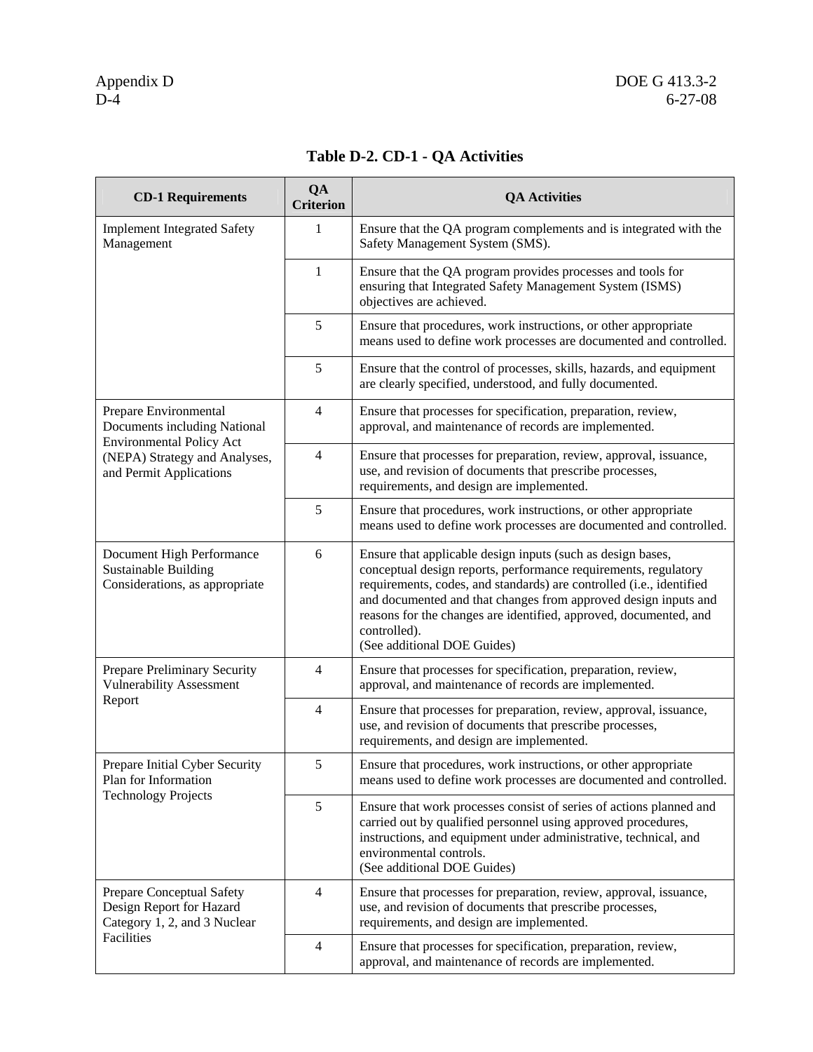**Table D-2. CD-1 - QA Activities**

| CD-1 Requirements | QA Criterion | QA Activities |
|---|---|---|
| Implement Integrated Safety Management | 1 | Ensure that the QA program complements and is integrated with the Safety Management System (SMS). |
| | 1 | Ensure that the QA program provides processes and tools for ensuring that Integrated Safety Management System (ISMS) objectives are achieved. |
| | 5 | Ensure that procedures, work instructions, or other appropriate means used to define work processes are documented and controlled. |
| | 5 | Ensure that the control of processes, skills, hazards, and equipment are clearly specified, understood, and fully documented. |
| Prepare Environmental Documents including National Environmental Policy Act (NEPA) Strategy and Analyses, and Permit Applications | 4 | Ensure that processes for specification, preparation, review, approval, and maintenance of records are implemented. |
| | 4 | Ensure that processes for preparation, review, approval, issuance, use, and revision of documents that prescribe processes, requirements, and design are implemented. |
| | 5 | Ensure that procedures, work instructions, or other appropriate means used to define work processes are documented and controlled. |
| Document High Performance Sustainable Building Considerations, as appropriate | 6 | Ensure that applicable design inputs (such as design bases, conceptual design reports, performance requirements, regulatory requirements, codes, and standards) are controlled (i.e., identified and documented and that changes from approved design inputs and reasons for the changes are identified, approved, documented, and controlled).<br>(See additional DOE Guides) |
| Prepare Preliminary Security Vulnerability Assessment Report | 4 | Ensure that processes for specification, preparation, review, approval, and maintenance of records are implemented. |
| | 4 | Ensure that processes for preparation, review, approval, issuance, use, and revision of documents that prescribe processes, requirements, and design are implemented. |
| Prepare Initial Cyber Security Plan for Information Technology Projects | 5 | Ensure that procedures, work instructions, or other appropriate means used to define work processes are documented and controlled. |
| | 5 | Ensure that work processes consist of series of actions planned and carried out by qualified personnel using approved procedures, instructions, and equipment under administrative, technical, and environmental controls.<br>(See additional DOE Guides) |
| Prepare Conceptual Safety Design Report for Hazard Category 1, 2, and 3 Nuclear Facilities | 4 | Ensure that processes for preparation, review, approval, issuance, use, and revision of documents that prescribe processes, requirements, and design are implemented. |
| | 4 | Ensure that processes for specification, preparation, review, approval, and maintenance of records are implemented. |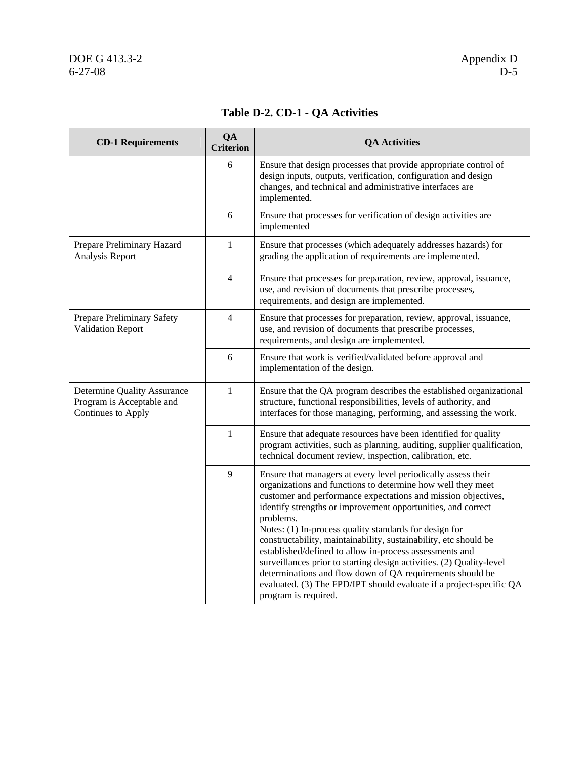**Table D-2. CD-1 - QA Activities**

| CD-1 Requirements | QA Criterion | QA Activities |
|---|---|---|
| | 6 | Ensure that design processes that provide appropriate control of design inputs, outputs, verification, configuration and design changes, and technical and administrative interfaces are implemented. |
| | 6 | Ensure that processes for verification of design activities are implemented |
| Prepare Preliminary Hazard Analysis Report | 1 | Ensure that processes (which adequately addresses hazards) for grading the application of requirements are implemented. |
| | 4 | Ensure that processes for preparation, review, approval, issuance, use, and revision of documents that prescribe processes, requirements, and design are implemented. |
| Prepare Preliminary Safety Validation Report | 4 | Ensure that processes for preparation, review, approval, issuance, use, and revision of documents that prescribe processes, requirements, and design are implemented. |
| | 6 | Ensure that work is verified/validated before approval and implementation of the design. |
| Determine Quality Assurance Program is Acceptable and Continues to Apply | 1 | Ensure that the QA program describes the established organizational structure, functional responsibilities, levels of authority, and interfaces for those managing, performing, and assessing the work. |
| | 1 | Ensure that adequate resources have been identified for quality program activities, such as planning, auditing, supplier qualification, technical document review, inspection, calibration, etc. |
| | 9 | Ensure that managers at every level periodically assess their organizations and functions to determine how well they meet customer and performance expectations and mission objectives, identify strengths or improvement opportunities, and correct problems.<br>Notes: (1) In-process quality standards for design for constructability, maintainability, sustainability, etc should be established/defined to allow in-process assessments and surveillances prior to starting design activities. (2) Quality-level determinations and flow down of QA requirements should be evaluated. (3) The FPD/IPT should evaluate if a project-specific QA program is required. |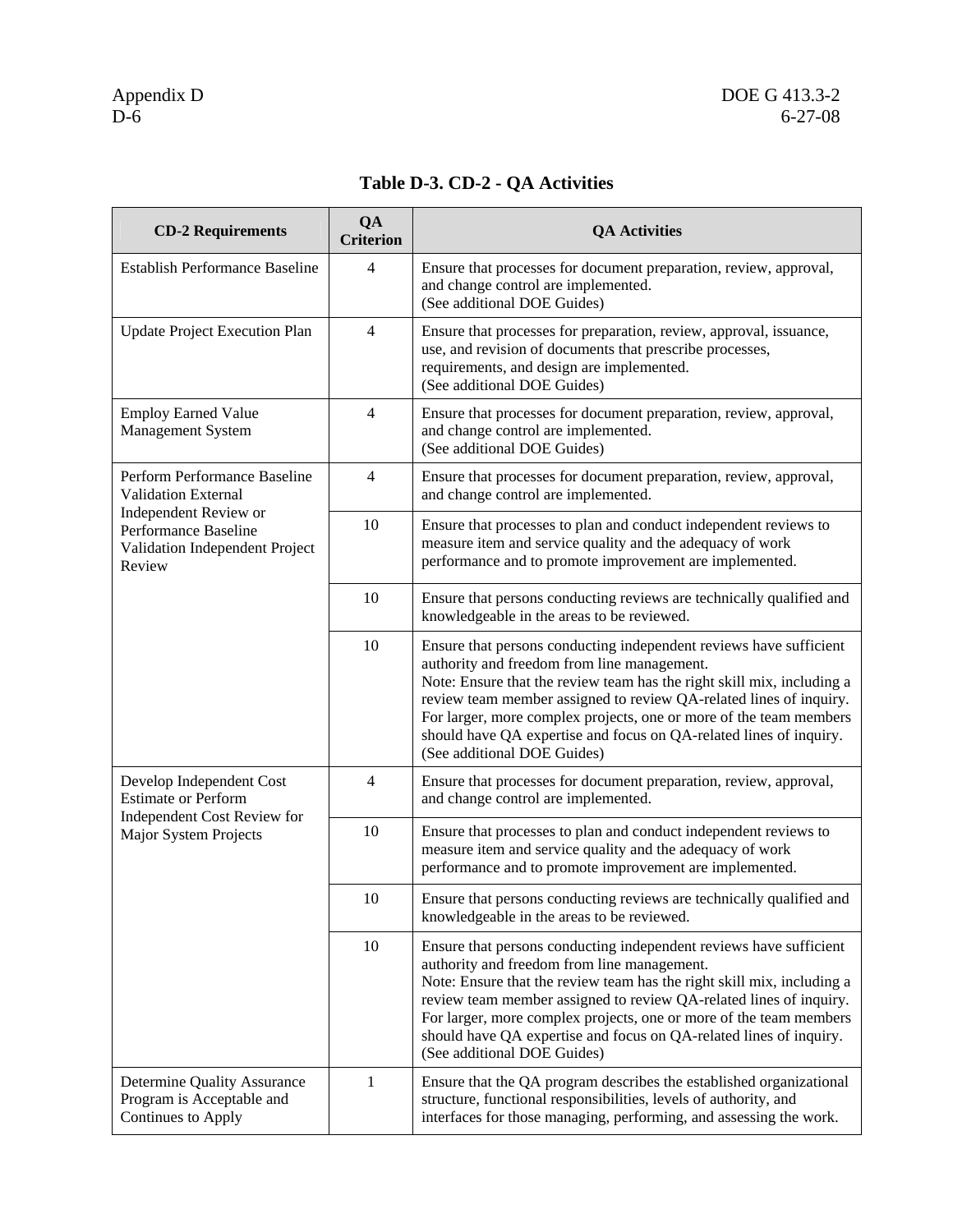## Table D-3. CD-2 - QA Activities

| CD-2 Requirements | QA Criterion | QA Activities |
|---|---|---|
| Establish Performance Baseline | 4 | Ensure that processes for document preparation, review, approval, and change control are implemented.<br>(See additional DOE Guides) |
| Update Project Execution Plan | 4 | Ensure that processes for preparation, review, approval, issuance, use, and revision of documents that prescribe processes, requirements, and design are implemented.<br>(See additional DOE Guides) |
| Employ Earned Value Management System | 4 | Ensure that processes for document preparation, review, approval, and change control are implemented.<br>(See additional DOE Guides) |
| Perform Performance Baseline Validation External Independent Review or Performance Baseline Validation Independent Project Review | 4 | Ensure that processes for document preparation, review, approval, and change control are implemented. |
| | 10 | Ensure that processes to plan and conduct independent reviews to measure item and service quality and the adequacy of work performance and to promote improvement are implemented. |
| | 10 | Ensure that persons conducting reviews are technically qualified and knowledgeable in the areas to be reviewed. |
| | 10 | Ensure that persons conducting independent reviews have sufficient authority and freedom from line management.<br>Note: Ensure that the review team has the right skill mix, including a review team member assigned to review QA-related lines of inquiry. For larger, more complex projects, one or more of the team members should have QA expertise and focus on QA-related lines of inquiry.<br>(See additional DOE Guides) |
| Develop Independent Cost Estimate or Perform Independent Cost Review for Major System Projects | 4 | Ensure that processes for document preparation, review, approval, and change control are implemented. |
| | 10 | Ensure that processes to plan and conduct independent reviews to measure item and service quality and the adequacy of work performance and to promote improvement are implemented. |
| | 10 | Ensure that persons conducting reviews are technically qualified and knowledgeable in the areas to be reviewed. |
| | 10 | Ensure that persons conducting independent reviews have sufficient authority and freedom from line management.<br>Note: Ensure that the review team has the right skill mix, including a review team member assigned to review QA-related lines of inquiry. For larger, more complex projects, one or more of the team members should have QA expertise and focus on QA-related lines of inquiry.<br>(See additional DOE Guides) |
| Determine Quality Assurance Program is Acceptable and Continues to Apply | 1 | Ensure that the QA program describes the established organizational structure, functional responsibilities, levels of authority, and interfaces for those managing, performing, and assessing the work. |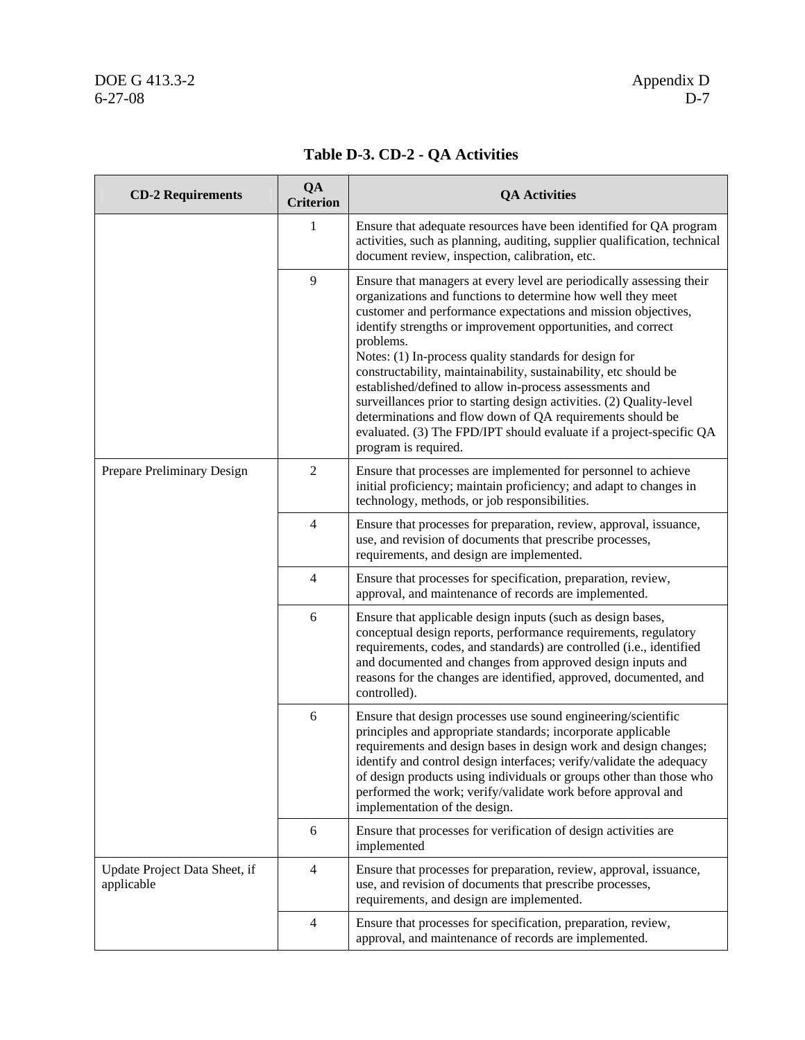**Table D-3. CD-2 - QA Activities**

| CD-2 Requirements | QA Criterion | QA Activities |
|---|---|---|
| | 1 | Ensure that adequate resources have been identified for QA program activities, such as planning, auditing, supplier qualification, technical document review, inspection, calibration, etc. |
| | 9 | Ensure that managers at every level are periodically assessing their organizations and functions to determine how well they meet customer and performance expectations and mission objectives, identify strengths or improvement opportunities, and correct problems.<br>Notes: (1) In-process quality standards for design for constructability, maintainability, sustainability, etc should be established/defined to allow in-process assessments and surveillances prior to starting design activities. (2) Quality-level determinations and flow down of QA requirements should be evaluated. (3) The FPD/IPT should evaluate if a project-specific QA program is required. |
| Prepare Preliminary Design | 2 | Ensure that processes are implemented for personnel to achieve initial proficiency; maintain proficiency; and adapt to changes in technology, methods, or job responsibilities. |
| | 4 | Ensure that processes for preparation, review, approval, issuance, use, and revision of documents that prescribe processes, requirements, and design are implemented. |
| | 4 | Ensure that processes for specification, preparation, review, approval, and maintenance of records are implemented. |
| | 6 | Ensure that applicable design inputs (such as design bases, conceptual design reports, performance requirements, regulatory requirements, codes, and standards) are controlled (i.e., identified and documented and changes from approved design inputs and reasons for the changes are identified, approved, documented, and controlled). |
| | 6 | Ensure that design processes use sound engineering/scientific principles and appropriate standards; incorporate applicable requirements and design bases in design work and design changes; identify and control design interfaces; verify/validate the adequacy of design products using individuals or groups other than those who performed the work; verify/validate work before approval and implementation of the design. |
| | 6 | Ensure that processes for verification of design activities are implemented |
| Update Project Data Sheet, if applicable | 4 | Ensure that processes for preparation, review, approval, issuance, use, and revision of documents that prescribe processes, requirements, and design are implemented. |
| | 4 | Ensure that processes for specification, preparation, review, approval, and maintenance of records are implemented. |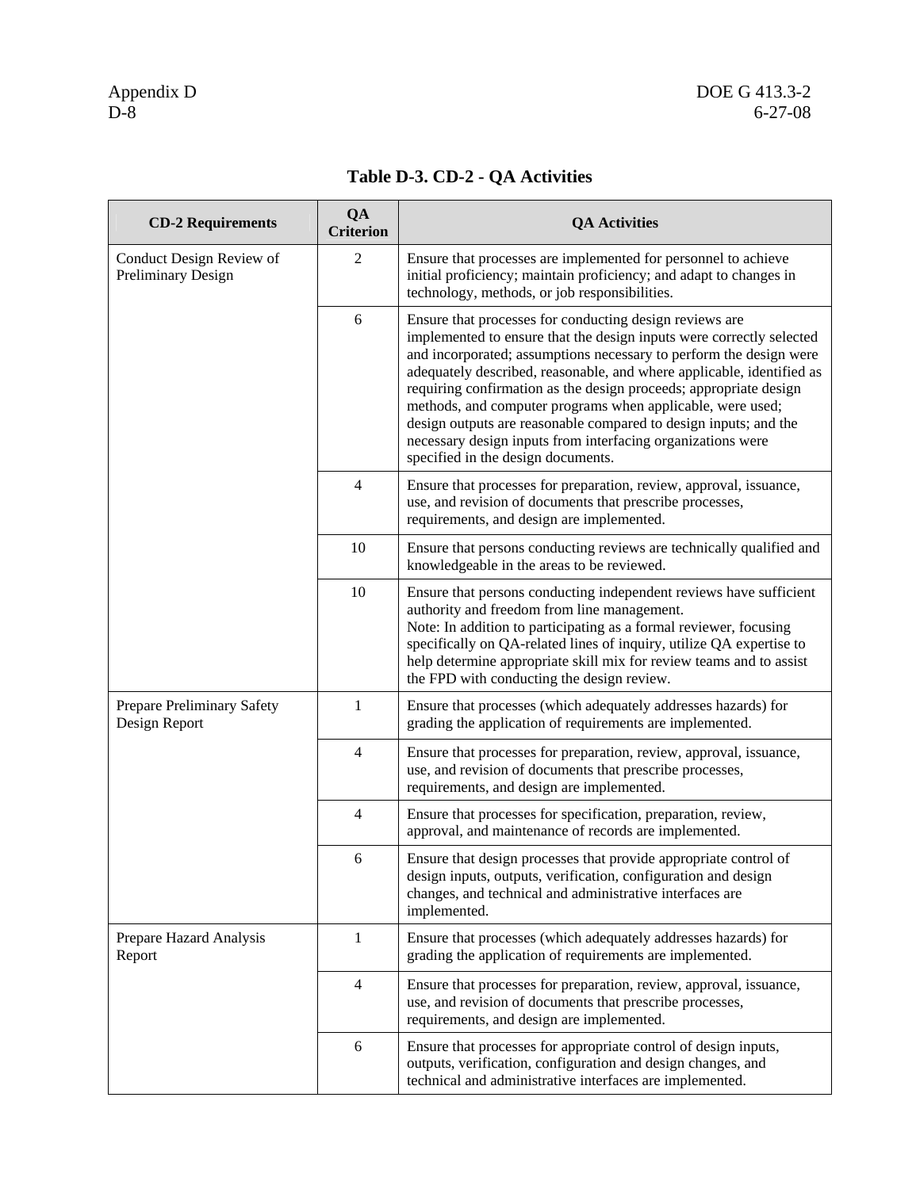**Table D-3. CD-2 - QA Activities**

| CD-2 Requirements | QA Criterion | QA Activities |
|---|---|---|
| Conduct Design Review of Preliminary Design | 2 | Ensure that processes are implemented for personnel to achieve initial proficiency; maintain proficiency; and adapt to changes in technology, methods, or job responsibilities. |
| | 6 | Ensure that processes for conducting design reviews are implemented to ensure that the design inputs were correctly selected and incorporated; assumptions necessary to perform the design were adequately described, reasonable, and where applicable, identified as requiring confirmation as the design proceeds; appropriate design methods, and computer programs when applicable, were used; design outputs are reasonable compared to design inputs; and the necessary design inputs from interfacing organizations were specified in the design documents. |
| | 4 | Ensure that processes for preparation, review, approval, issuance, use, and revision of documents that prescribe processes, requirements, and design are implemented. |
| | 10 | Ensure that persons conducting reviews are technically qualified and knowledgeable in the areas to be reviewed. |
| | 10 | Ensure that persons conducting independent reviews have sufficient authority and freedom from line management.<br>Note: In addition to participating as a formal reviewer, focusing specifically on QA-related lines of inquiry, utilize QA expertise to help determine appropriate skill mix for review teams and to assist the FPD with conducting the design review. |
| Prepare Preliminary Safety Design Report | 1 | Ensure that processes (which adequately addresses hazards) for grading the application of requirements are implemented. |
| | 4 | Ensure that processes for preparation, review, approval, issuance, use, and revision of documents that prescribe processes, requirements, and design are implemented. |
| | 4 | Ensure that processes for specification, preparation, review, approval, and maintenance of records are implemented. |
| | 6 | Ensure that design processes that provide appropriate control of design inputs, outputs, verification, configuration and design changes, and technical and administrative interfaces are implemented. |
| Prepare Hazard Analysis Report | 1 | Ensure that processes (which adequately addresses hazards) for grading the application of requirements are implemented. |
| | 4 | Ensure that processes for preparation, review, approval, issuance, use, and revision of documents that prescribe processes, requirements, and design are implemented. |
| | 6 | Ensure that processes for appropriate control of design inputs, outputs, verification, configuration and design changes, and technical and administrative interfaces are implemented. |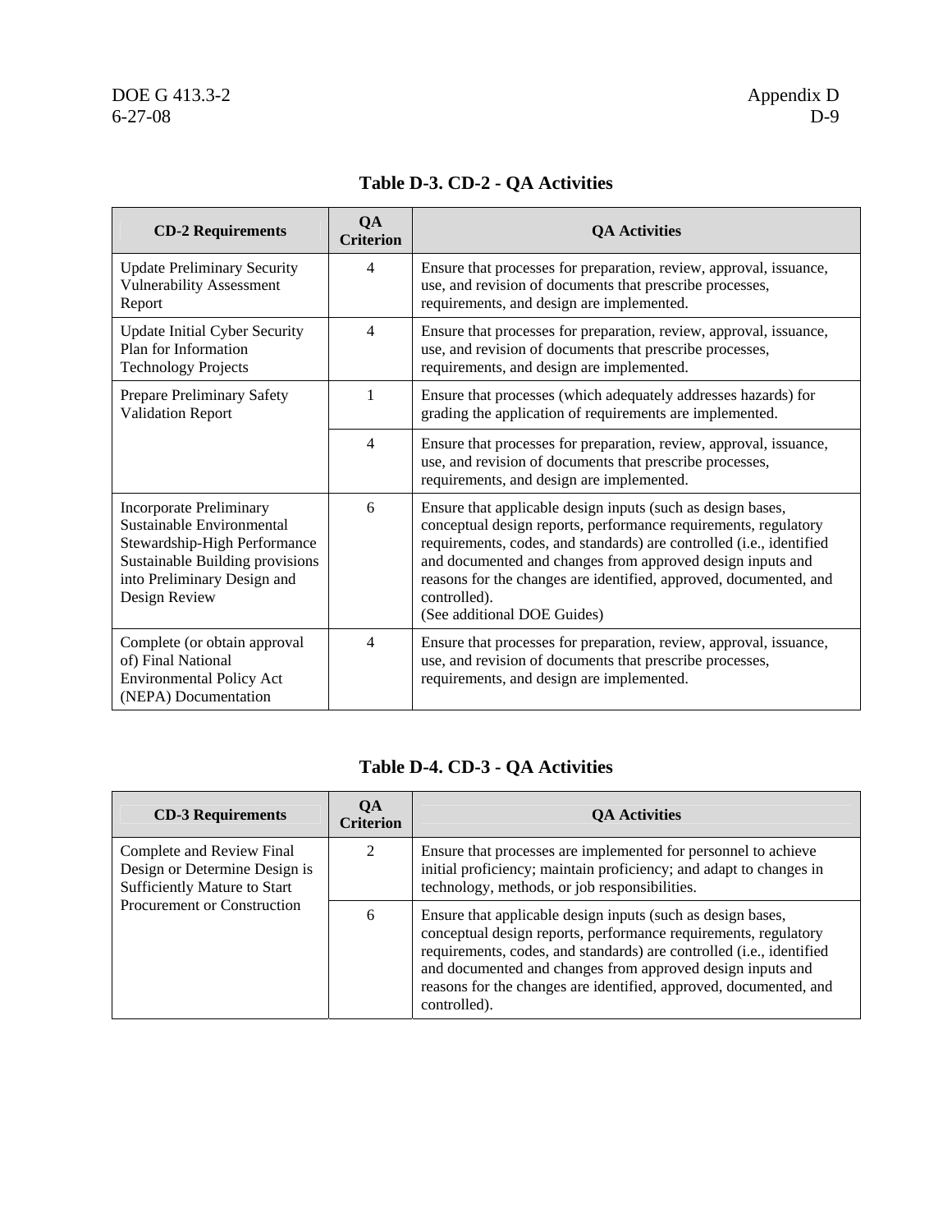## Table D-3. CD-2 - QA Activities

| CD-2 Requirements | QA Criterion | QA Activities |
|---|---|---|
| Update Preliminary Security Vulnerability Assessment Report | 4 | Ensure that processes for preparation, review, approval, issuance, use, and revision of documents that prescribe processes, requirements, and design are implemented. |
| Update Initial Cyber Security Plan for Information Technology Projects | 4 | Ensure that processes for preparation, review, approval, issuance, use, and revision of documents that prescribe processes, requirements, and design are implemented. |
| Prepare Preliminary Safety Validation Report | 1 | Ensure that processes (which adequately addresses hazards) for grading the application of requirements are implemented. |
| | 4 | Ensure that processes for preparation, review, approval, issuance, use, and revision of documents that prescribe processes, requirements, and design are implemented. |
| Incorporate Preliminary Sustainable Environmental Stewardship-High Performance Sustainable Building provisions into Preliminary Design and Design Review | 6 | Ensure that applicable design inputs (such as design bases, conceptual design reports, performance requirements, regulatory requirements, codes, and standards) are controlled (i.e., identified and documented and changes from approved design inputs and reasons for the changes are identified, approved, documented, and controlled). (See additional DOE Guides) |
| Complete (or obtain approval of) Final National Environmental Policy Act (NEPA) Documentation | 4 | Ensure that processes for preparation, review, approval, issuance, use, and revision of documents that prescribe processes, requirements, and design are implemented. |

## Table D-4. CD-3 - QA Activities

| CD-3 Requirements | QA Criterion | QA Activities |
|---|---|---|
| Complete and Review Final Design or Determine Design is Sufficiently Mature to Start Procurement or Construction | 2 | Ensure that processes are implemented for personnel to achieve initial proficiency; maintain proficiency; and adapt to changes in technology, methods, or job responsibilities. |
| | 6 | Ensure that applicable design inputs (such as design bases, conceptual design reports, performance requirements, regulatory requirements, codes, and standards) are controlled (i.e., identified and documented and changes from approved design inputs and reasons for the changes are identified, approved, documented, and controlled). |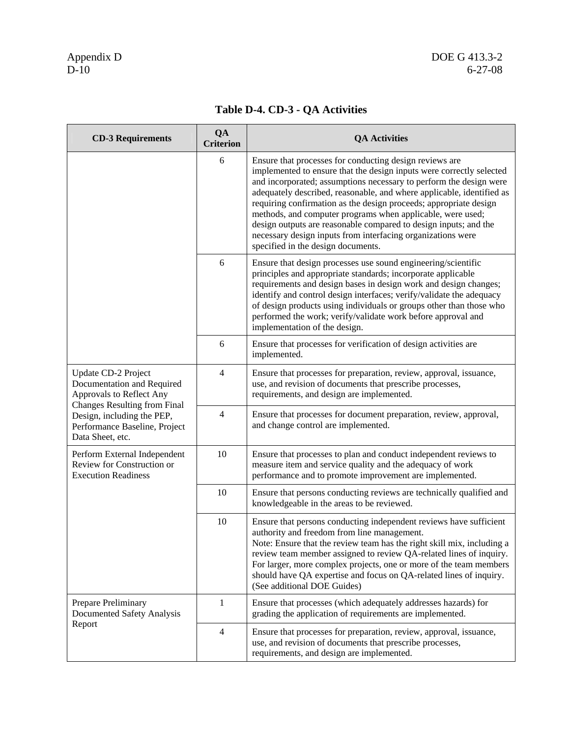**Table D-4. CD-3 - QA Activities**

| CD-3 Requirements | QA Criterion | QA Activities |
|---|---|---|
| | 6 | Ensure that processes for conducting design reviews are implemented to ensure that the design inputs were correctly selected and incorporated; assumptions necessary to perform the design were adequately described, reasonable, and where applicable, identified as requiring confirmation as the design proceeds; appropriate design methods, and computer programs when applicable, were used; design outputs are reasonable compared to design inputs; and the necessary design inputs from interfacing organizations were specified in the design documents. |
| | 6 | Ensure that design processes use sound engineering/scientific principles and appropriate standards; incorporate applicable requirements and design bases in design work and design changes; identify and control design interfaces; verify/validate the adequacy of design products using individuals or groups other than those who performed the work; verify/validate work before approval and implementation of the design. |
| | 6 | Ensure that processes for verification of design activities are implemented. |
| Update CD-2 Project Documentation and Required Approvals to Reflect Any Changes Resulting from Final Design, including the PEP, Performance Baseline, Project Data Sheet, etc. | 4 | Ensure that processes for preparation, review, approval, issuance, use, and revision of documents that prescribe processes, requirements, and design are implemented. |
| | 4 | Ensure that processes for document preparation, review, approval, and change control are implemented. |
| Perform External Independent Review for Construction or Execution Readiness | 10 | Ensure that processes to plan and conduct independent reviews to measure item and service quality and the adequacy of work performance and to promote improvement are implemented. |
| | 10 | Ensure that persons conducting reviews are technically qualified and knowledgeable in the areas to be reviewed. |
| | 10 | Ensure that persons conducting independent reviews have sufficient authority and freedom from line management.<br>Note: Ensure that the review team has the right skill mix, including a review team member assigned to review QA-related lines of inquiry. For larger, more complex projects, one or more of the team members should have QA expertise and focus on QA-related lines of inquiry. (See additional DOE Guides) |
| Prepare Preliminary Documented Safety Analysis Report | 1 | Ensure that processes (which adequately addresses hazards) for grading the application of requirements are implemented. |
| | 4 | Ensure that processes for preparation, review, approval, issuance, use, and revision of documents that prescribe processes, requirements, and design are implemented. |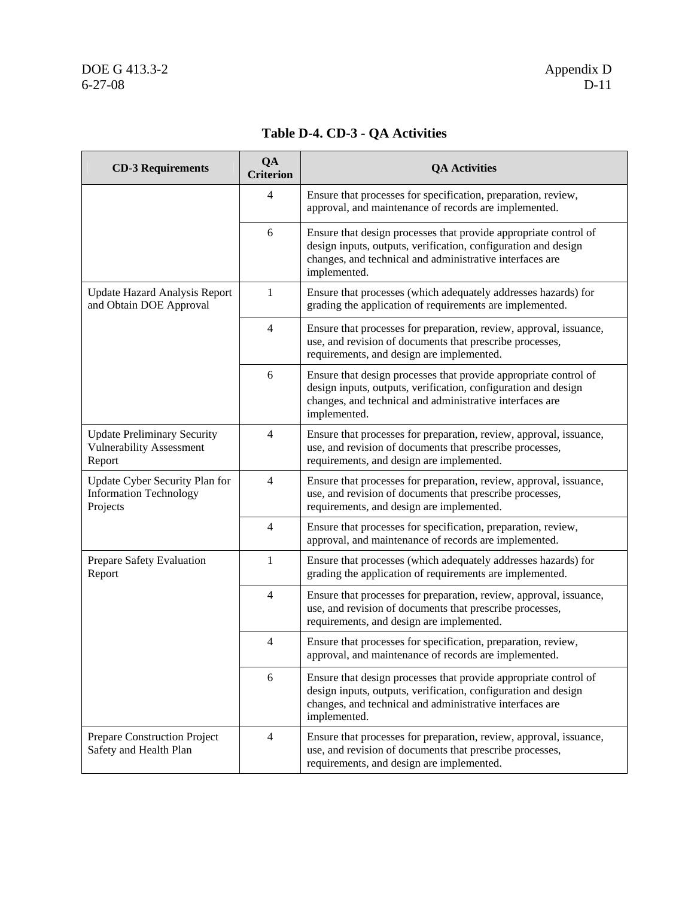**Table D-4. CD-3 - QA Activities**

| CD-3 Requirements | QA Criterion | QA Activities |
|---|---|---|
| | 4 | Ensure that processes for specification, preparation, review, approval, and maintenance of records are implemented. |
| | 6 | Ensure that design processes that provide appropriate control of design inputs, outputs, verification, configuration and design changes, and technical and administrative interfaces are implemented. |
| Update Hazard Analysis Report and Obtain DOE Approval | 1 | Ensure that processes (which adequately addresses hazards) for grading the application of requirements are implemented. |
| | 4 | Ensure that processes for preparation, review, approval, issuance, use, and revision of documents that prescribe processes, requirements, and design are implemented. |
| | 6 | Ensure that design processes that provide appropriate control of design inputs, outputs, verification, configuration and design changes, and technical and administrative interfaces are implemented. |
| Update Preliminary Security Vulnerability Assessment Report | 4 | Ensure that processes for preparation, review, approval, issuance, use, and revision of documents that prescribe processes, requirements, and design are implemented. |
| Update Cyber Security Plan for Information Technology Projects | 4 | Ensure that processes for preparation, review, approval, issuance, use, and revision of documents that prescribe processes, requirements, and design are implemented. |
| | 4 | Ensure that processes for specification, preparation, review, approval, and maintenance of records are implemented. |
| Prepare Safety Evaluation Report | 1 | Ensure that processes (which adequately addresses hazards) for grading the application of requirements are implemented. |
| | 4 | Ensure that processes for preparation, review, approval, issuance, use, and revision of documents that prescribe processes, requirements, and design are implemented. |
| | 4 | Ensure that processes for specification, preparation, review, approval, and maintenance of records are implemented. |
| | 6 | Ensure that design processes that provide appropriate control of design inputs, outputs, verification, configuration and design changes, and technical and administrative interfaces are implemented. |
| Prepare Construction Project Safety and Health Plan | 4 | Ensure that processes for preparation, review, approval, issuance, use, and revision of documents that prescribe processes, requirements, and design are implemented. |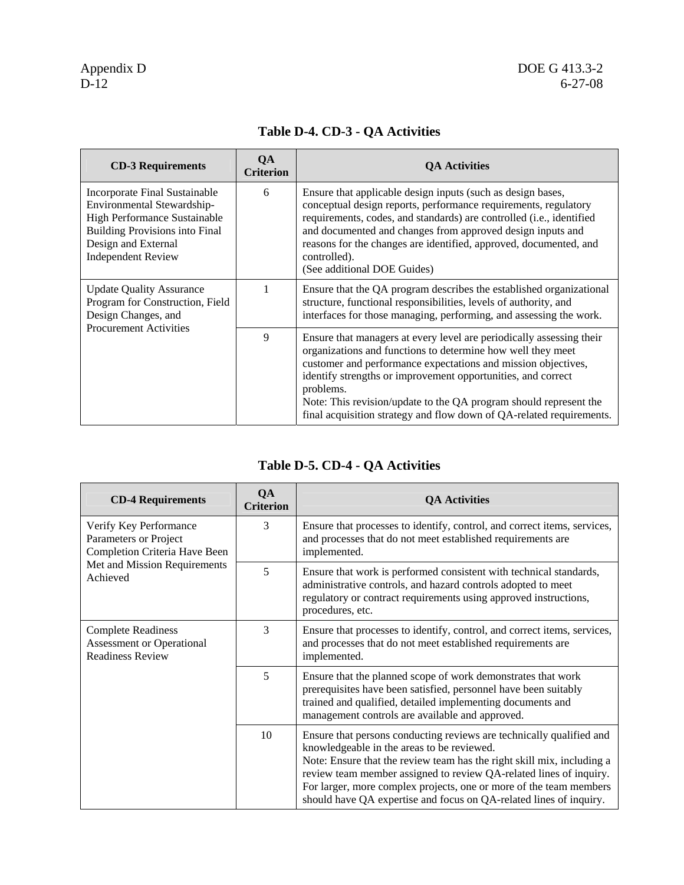**Table D-4. CD-3 - QA Activities**

| CD-3 Requirements | QA Criterion | QA Activities |
|---|---|---|
| Incorporate Final Sustainable Environmental Stewardship-High Performance Sustainable Building Provisions into Final Design and External Independent Review | 6 | Ensure that applicable design inputs (such as design bases, conceptual design reports, performance requirements, regulatory requirements, codes, and standards) are controlled (i.e., identified and documented and changes from approved design inputs and reasons for the changes are identified, approved, documented, and controlled).<br>(See additional DOE Guides) |
| Update Quality Assurance Program for Construction, Field Design Changes, and Procurement Activities | 1 | Ensure that the QA program describes the established organizational structure, functional responsibilities, levels of authority, and interfaces for those managing, performing, and assessing the work. |
| | 9 | Ensure that managers at every level are periodically assessing their organizations and functions to determine how well they meet customer and performance expectations and mission objectives, identify strengths or improvement opportunities, and correct problems.<br>Note: This revision/update to the QA program should represent the final acquisition strategy and flow down of QA-related requirements. |

**Table D-5. CD-4 - QA Activities**

| CD-4 Requirements | QA Criterion | QA Activities |
|---|---|---|
| Verify Key Performance Parameters or Project Completion Criteria Have Been Met and Mission Requirements Achieved | 3 | Ensure that processes to identify, control, and correct items, services, and processes that do not meet established requirements are implemented. |
| | 5 | Ensure that work is performed consistent with technical standards, administrative controls, and hazard controls adopted to meet regulatory or contract requirements using approved instructions, procedures, etc. |
| Complete Readiness Assessment or Operational Readiness Review | 3 | Ensure that processes to identify, control, and correct items, services, and processes that do not meet established requirements are implemented. |
| | 5 | Ensure that the planned scope of work demonstrates that work prerequisites have been satisfied, personnel have been suitably trained and qualified, detailed implementing documents and management controls are available and approved. |
| | 10 | Ensure that persons conducting reviews are technically qualified and knowledgeable in the areas to be reviewed.<br>Note: Ensure that the review team has the right skill mix, including a review team member assigned to review QA-related lines of inquiry. For larger, more complex projects, one or more of the team members should have QA expertise and focus on QA-related lines of inquiry. |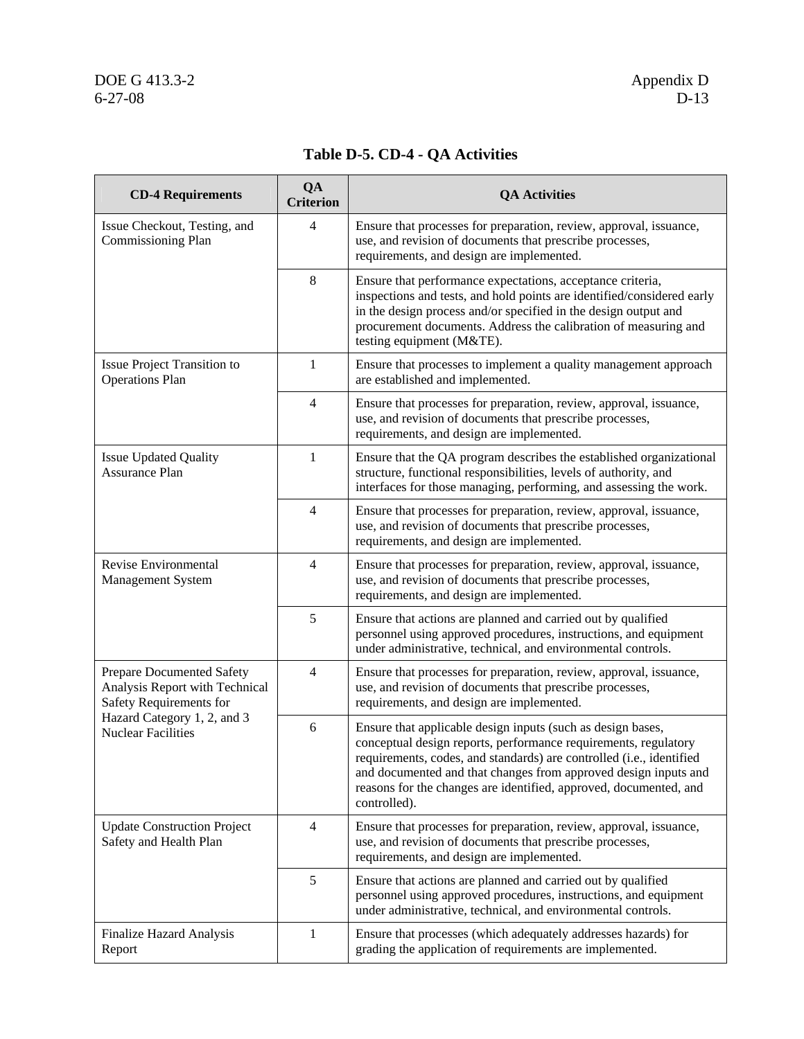## Table D-5. CD-4 - QA Activities

| CD-4 Requirements | QA Criterion | QA Activities |
|---|---|---|
| Issue Checkout, Testing, and Commissioning Plan | 4 | Ensure that processes for preparation, review, approval, issuance, use, and revision of documents that prescribe processes, requirements, and design are implemented. |
| | 8 | Ensure that performance expectations, acceptance criteria, inspections and tests, and hold points are identified/considered early in the design process and/or specified in the design output and procurement documents. Address the calibration of measuring and testing equipment (M&TE). |
| Issue Project Transition to Operations Plan | 1 | Ensure that processes to implement a quality management approach are established and implemented. |
| | 4 | Ensure that processes for preparation, review, approval, issuance, use, and revision of documents that prescribe processes, requirements, and design are implemented. |
| Issue Updated Quality Assurance Plan | 1 | Ensure that the QA program describes the established organizational structure, functional responsibilities, levels of authority, and interfaces for those managing, performing, and assessing the work. |
| | 4 | Ensure that processes for preparation, review, approval, issuance, use, and revision of documents that prescribe processes, requirements, and design are implemented. |
| Revise Environmental Management System | 4 | Ensure that processes for preparation, review, approval, issuance, use, and revision of documents that prescribe processes, requirements, and design are implemented. |
| | 5 | Ensure that actions are planned and carried out by qualified personnel using approved procedures, instructions, and equipment under administrative, technical, and environmental controls. |
| Prepare Documented Safety Analysis Report with Technical Safety Requirements for Hazard Category 1, 2, and 3 Nuclear Facilities | 4 | Ensure that processes for preparation, review, approval, issuance, use, and revision of documents that prescribe processes, requirements, and design are implemented. |
| | 6 | Ensure that applicable design inputs (such as design bases, conceptual design reports, performance requirements, regulatory requirements, codes, and standards) are controlled (i.e., identified and documented and that changes from approved design inputs and reasons for the changes are identified, approved, documented, and controlled). |
| Update Construction Project Safety and Health Plan | 4 | Ensure that processes for preparation, review, approval, issuance, use, and revision of documents that prescribe processes, requirements, and design are implemented. |
| | 5 | Ensure that actions are planned and carried out by qualified personnel using approved procedures, instructions, and equipment under administrative, technical, and environmental controls. |
| Finalize Hazard Analysis Report | 1 | Ensure that processes (which adequately addresses hazards) for grading the application of requirements are implemented. |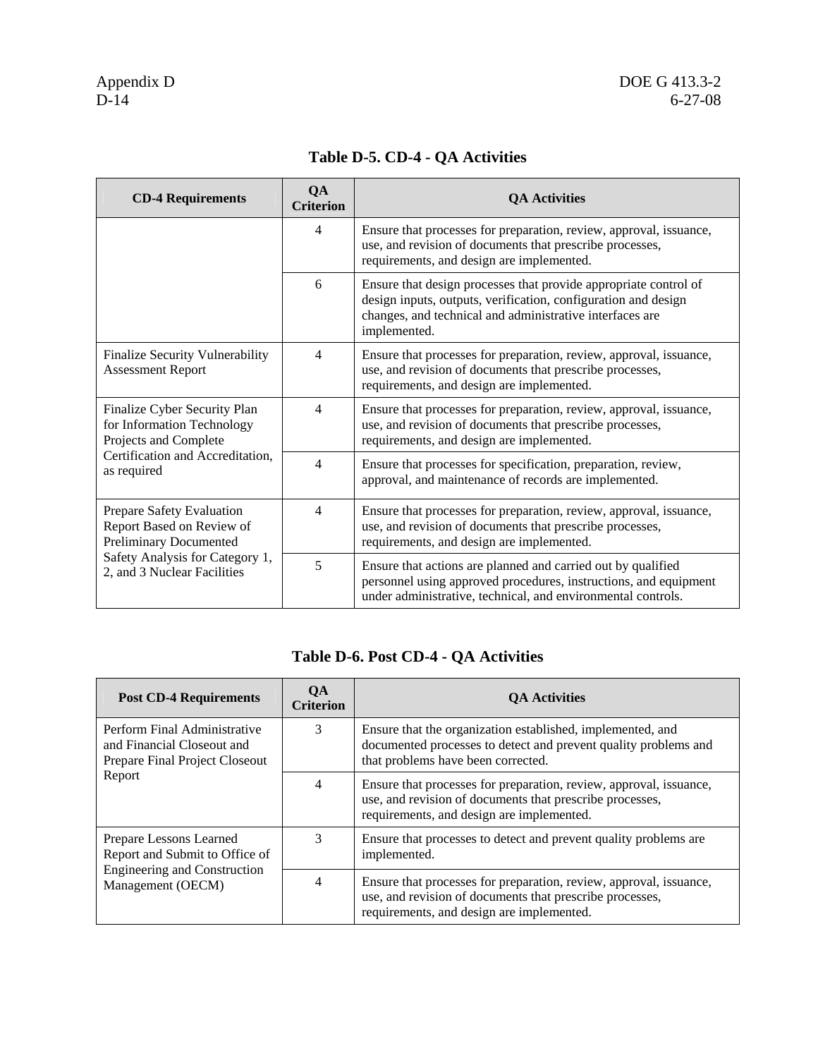## Table D-5. CD-4 - QA Activities

| CD-4 Requirements | QA Criterion | QA Activities |
|---|---|---|
| | 4 | Ensure that processes for preparation, review, approval, issuance, use, and revision of documents that prescribe processes, requirements, and design are implemented. |
| | 6 | Ensure that design processes that provide appropriate control of design inputs, outputs, verification, configuration and design changes, and technical and administrative interfaces are implemented. |
| Finalize Security Vulnerability Assessment Report | 4 | Ensure that processes for preparation, review, approval, issuance, use, and revision of documents that prescribe processes, requirements, and design are implemented. |
| Finalize Cyber Security Plan for Information Technology Projects and Complete Certification and Accreditation, as required | 4 | Ensure that processes for preparation, review, approval, issuance, use, and revision of documents that prescribe processes, requirements, and design are implemented. |
| | 4 | Ensure that processes for specification, preparation, review, approval, and maintenance of records are implemented. |
| Prepare Safety Evaluation Report Based on Review of Preliminary Documented Safety Analysis for Category 1, 2, and 3 Nuclear Facilities | 4 | Ensure that processes for preparation, review, approval, issuance, use, and revision of documents that prescribe processes, requirements, and design are implemented. |
| | 5 | Ensure that actions are planned and carried out by qualified personnel using approved procedures, instructions, and equipment under administrative, technical, and environmental controls. |

## Table D-6. Post CD-4 - QA Activities

| Post CD-4 Requirements | QA Criterion | QA Activities |
|---|---|---|
| Perform Final Administrative and Financial Closeout and Prepare Final Project Closeout Report | 3 | Ensure that the organization established, implemented, and documented processes to detect and prevent quality problems and that problems have been corrected. |
| | 4 | Ensure that processes for preparation, review, approval, issuance, use, and revision of documents that prescribe processes, requirements, and design are implemented. |
| Prepare Lessons Learned Report and Submit to Office of Engineering and Construction Management (OECM) | 3 | Ensure that processes to detect and prevent quality problems are implemented. |
| | 4 | Ensure that processes for preparation, review, approval, issuance, use, and revision of documents that prescribe processes, requirements, and design are implemented. |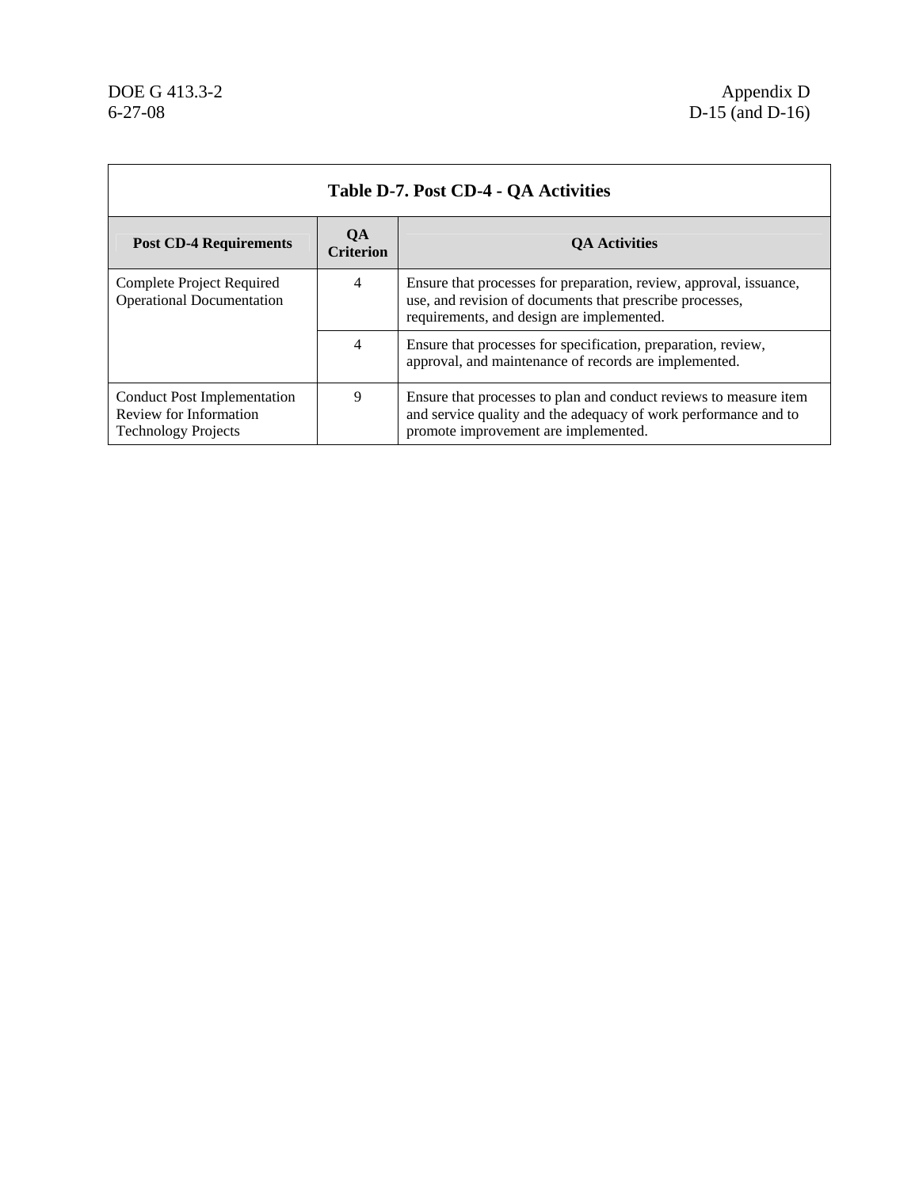| Table D-7. Post CD-4 - QA Activities | | |
|---|---|---|
| **Post CD-4 Requirements** | **QA Criterion** | **QA Activities** |
| Complete Project Required Operational Documentation | 4 | Ensure that processes for preparation, review, approval, issuance, use, and revision of documents that prescribe processes, requirements, and design are implemented. |
| | 4 | Ensure that processes for specification, preparation, review, approval, and maintenance of records are implemented. |
| Conduct Post Implementation Review for Information Technology Projects | 9 | Ensure that processes to plan and conduct reviews to measure item and service quality and the adequacy of work performance and to promote improvement are implemented. |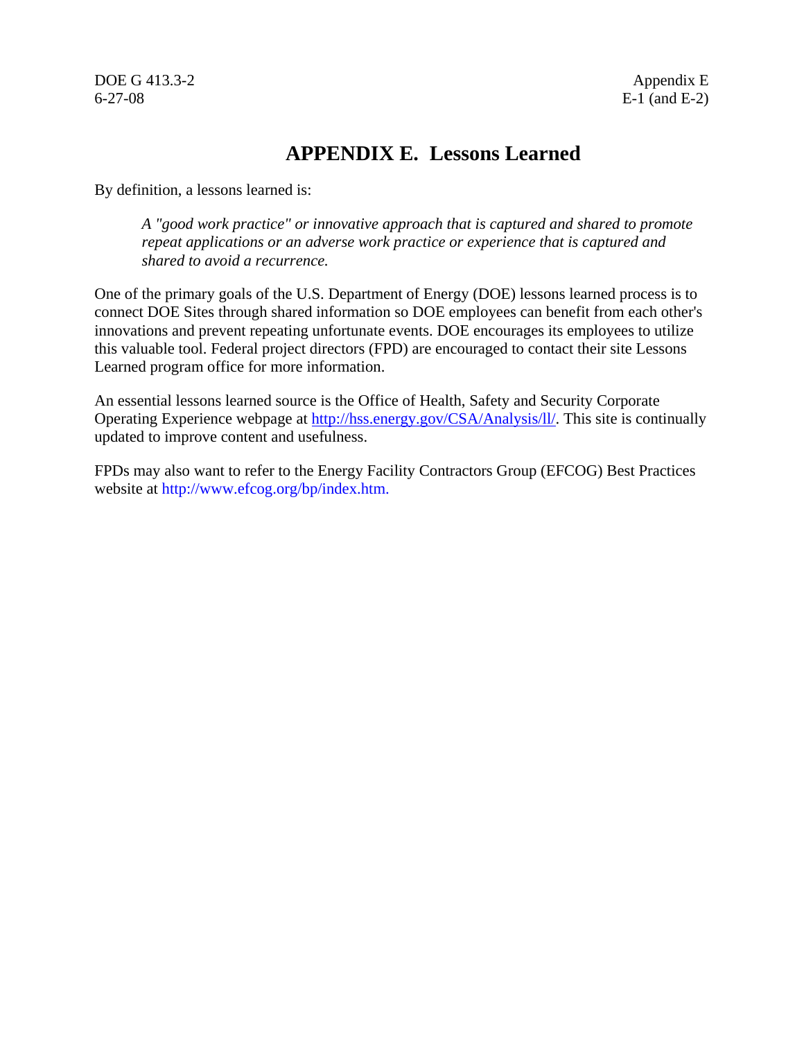# APPENDIX E. Lessons Learned

By definition, a lessons learned is:

> *A "good work practice" or innovative approach that is captured and shared to promote repeat applications or an adverse work practice or experience that is captured and shared to avoid a recurrence.*

One of the primary goals of the U.S. Department of Energy (DOE) lessons learned process is to connect DOE Sites through shared information so DOE employees can benefit from each other's innovations and prevent repeating unfortunate events. DOE encourages its employees to utilize this valuable tool. Federal project directors (FPD) are encouraged to contact their site Lessons Learned program office for more information.

An essential lessons learned source is the Office of Health, Safety and Security Corporate Operating Experience webpage at http://hss.energy.gov/CSA/Analysis/ll/. This site is continually updated to improve content and usefulness.

FPDs may also want to refer to the Energy Facility Contractors Group (EFCOG) Best Practices website at http://www.efcog.org/bp/index.htm.